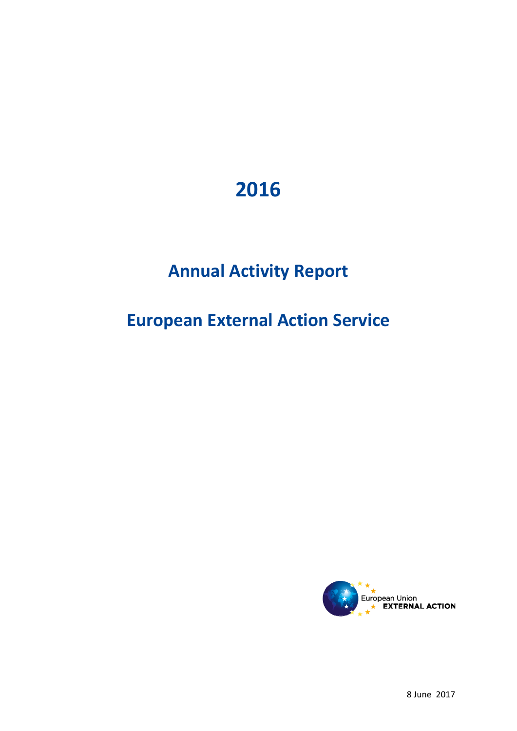# 2016

# Annual Activity Report

# European External Action Service

European Union
EXTERNAL ACTION

8 June 2017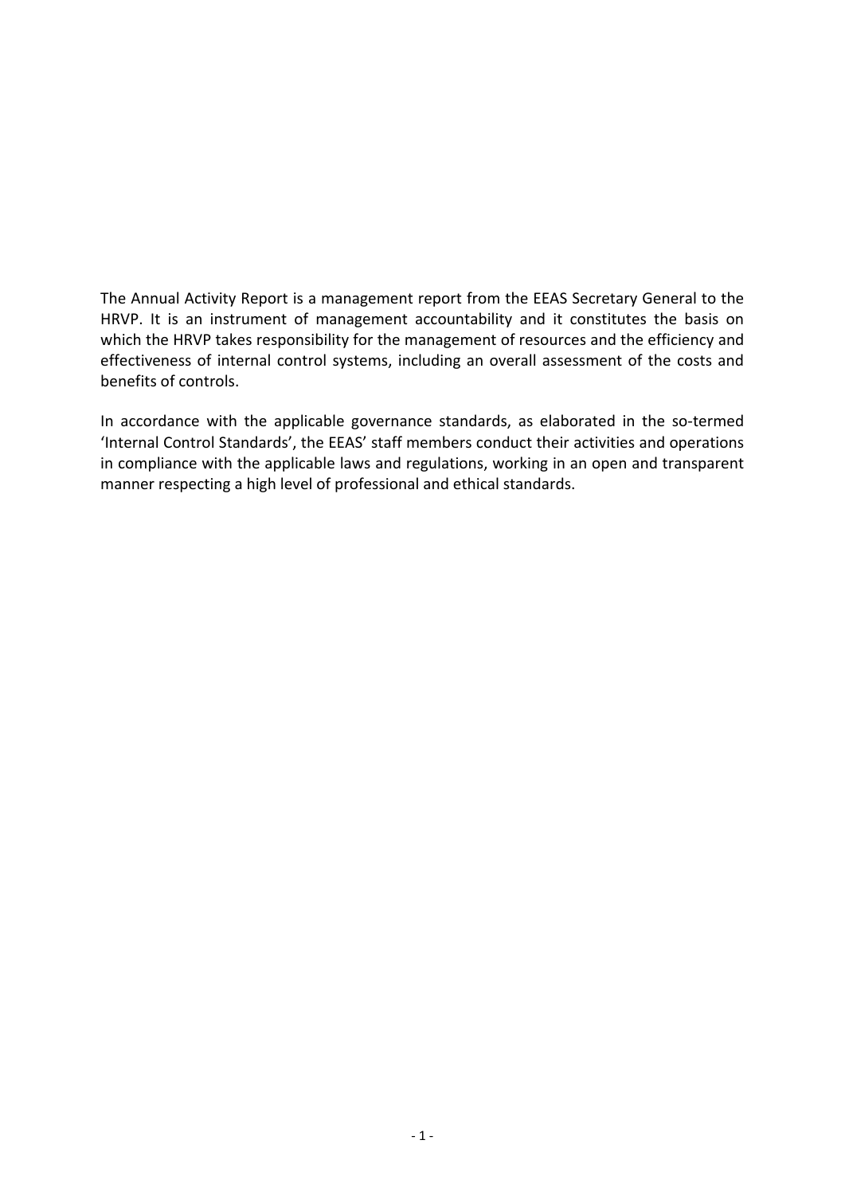The Annual Activity Report is a management report from the EEAS Secretary General to the HRVP. It is an instrument of management accountability and it constitutes the basis on which the HRVP takes responsibility for the management of resources and the efficiency and effectiveness of internal control systems, including an overall assessment of the costs and benefits of controls.

In accordance with the applicable governance standards, as elaborated in the so-termed 'Internal Control Standards', the EEAS' staff members conduct their activities and operations in compliance with the applicable laws and regulations, working in an open and transparent manner respecting a high level of professional and ethical standards.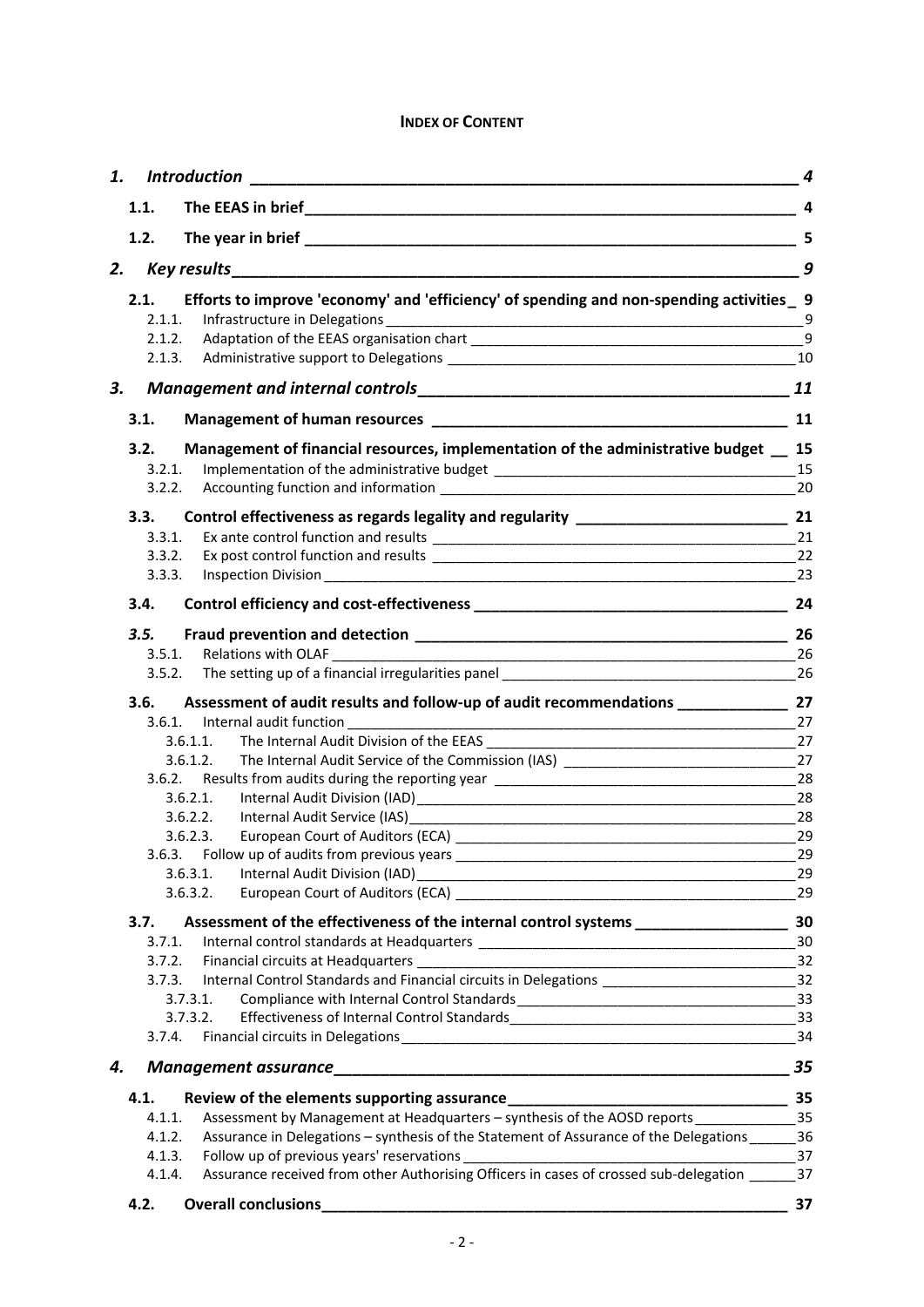**INDEX OF CONTENT**

*1. Introduction* ______ *4*

**1.1. The EEAS in brief** ______ **4**

**1.2. The year in brief** ______ **5**

*2. Key results* ______ *9*

**2.1. Efforts to improve 'economy' and 'efficiency' of spending and non-spending activities** ______ **9**

2.1.1. Infrastructure in Delegations ______ 9

2.1.2. Adaptation of the EEAS organisation chart ______ 9

2.1.3. Administrative support to Delegations ______ 10

*3. Management and internal controls* ______ *11*

**3.1. Management of human resources** ______ **11**

**3.2. Management of financial resources, implementation of the administrative budget** ______ **15**

3.2.1. Implementation of the administrative budget ______ 15

3.2.2. Accounting function and information ______ 20

**3.3. Control effectiveness as regards legality and regularity** ______ **21**

3.3.1. Ex ante control function and results ______ 21

3.3.2. Ex post control function and results ______ 22

3.3.3. Inspection Division ______ 23

**3.4. Control efficiency and cost-effectiveness** ______ **24**

***3.5.*** **Fraud prevention and detection** ______ **26**

3.5.1. Relations with OLAF ______ 26

3.5.2. The setting up of a financial irregularities panel ______ 26

**3.6. Assessment of audit results and follow-up of audit recommendations** ______ **27**

3.6.1. Internal audit function ______ 27

3.6.1.1. The Internal Audit Division of the EEAS ______ 27

3.6.1.2. The Internal Audit Service of the Commission (IAS) ______ 27

3.6.2. Results from audits during the reporting year ______ 28

3.6.2.1. Internal Audit Division (IAD) ______ 28

3.6.2.2. Internal Audit Service (IAS) ______ 28

3.6.2.3. European Court of Auditors (ECA) ______ 29

3.6.3. Follow up of audits from previous years ______ 29

3.6.3.1. Internal Audit Division (IAD) ______ 29

3.6.3.2. European Court of Auditors (ECA) ______ 29

**3.7. Assessment of the effectiveness of the internal control systems** ______ **30**

3.7.1. Internal control standards at Headquarters ______ 30

3.7.2. Financial circuits at Headquarters ______ 32

3.7.3. Internal Control Standards and Financial circuits in Delegations ______ 32

3.7.3.1. Compliance with Internal Control Standards ______ 33

3.7.3.2. Effectiveness of Internal Control Standards ______ 33

3.7.4. Financial circuits in Delegations ______ 34

*4. Management assurance* ______ *35*

**4.1. Review of the elements supporting assurance** ______ **35**

4.1.1. Assessment by Management at Headquarters – synthesis of the AOSD reports ______ 35

4.1.2. Assurance in Delegations – synthesis of the Statement of Assurance of the Delegations ______ 36

4.1.3. Follow up of previous years' reservations ______ 37

4.1.4. Assurance received from other Authorising Officers in cases of crossed sub-delegation ______ 37

**4.2. Overall conclusions** ______ **37**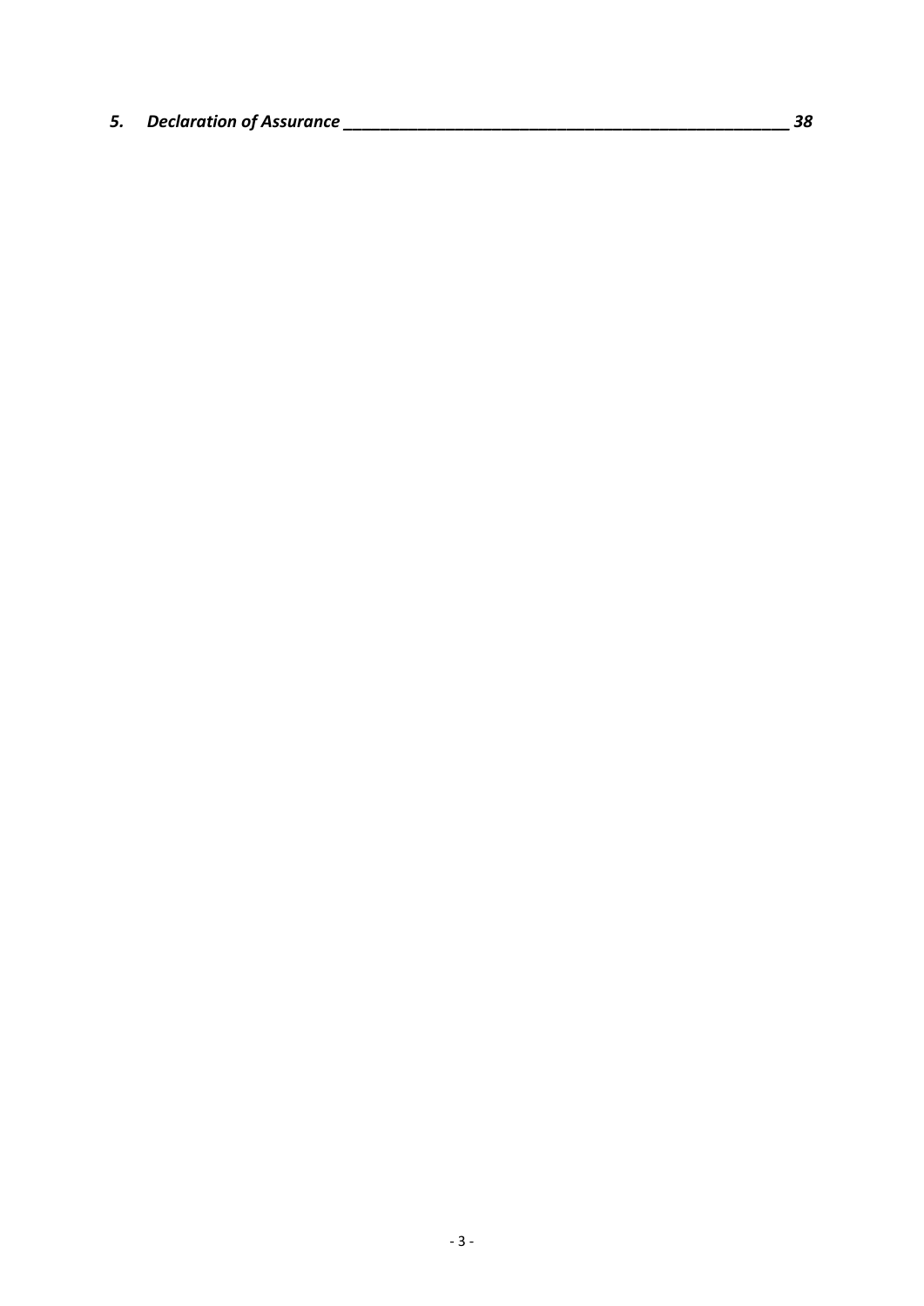***5. Declaration of Assurance _________________________________________________ 38***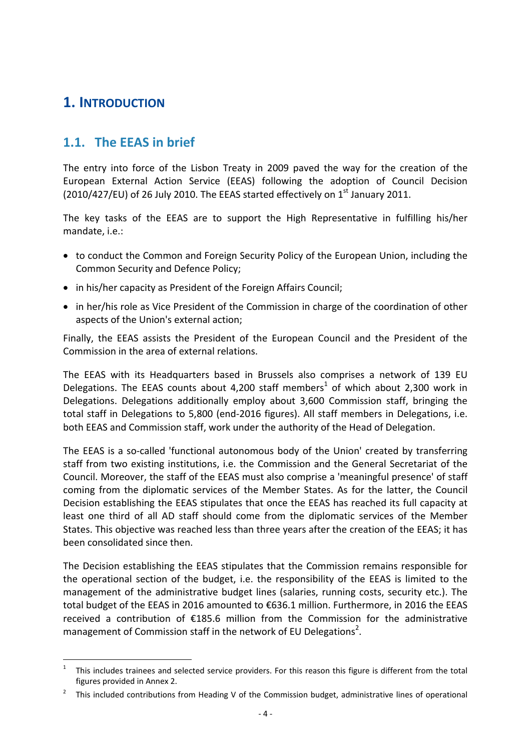# 1. INTRODUCTION

## 1.1. The EEAS in brief

The entry into force of the Lisbon Treaty in 2009 paved the way for the creation of the European External Action Service (EEAS) following the adoption of Council Decision (2010/427/EU) of 26 July 2010. The EEAS started effectively on 1st January 2011.

The key tasks of the EEAS are to support the High Representative in fulfilling his/her mandate, i.e.:

- to conduct the Common and Foreign Security Policy of the European Union, including the Common Security and Defence Policy;
- in his/her capacity as President of the Foreign Affairs Council;
- in her/his role as Vice President of the Commission in charge of the coordination of other aspects of the Union's external action;

Finally, the EEAS assists the President of the European Council and the President of the Commission in the area of external relations.

The EEAS with its Headquarters based in Brussels also comprises a network of 139 EU Delegations. The EEAS counts about 4,200 staff members[1] of which about 2,300 work in Delegations. Delegations additionally employ about 3,600 Commission staff, bringing the total staff in Delegations to 5,800 (end-2016 figures). All staff members in Delegations, i.e. both EEAS and Commission staff, work under the authority of the Head of Delegation.

The EEAS is a so-called 'functional autonomous body of the Union' created by transferring staff from two existing institutions, i.e. the Commission and the General Secretariat of the Council. Moreover, the staff of the EEAS must also comprise a 'meaningful presence' of staff coming from the diplomatic services of the Member States. As for the latter, the Council Decision establishing the EEAS stipulates that once the EEAS has reached its full capacity at least one third of all AD staff should come from the diplomatic services of the Member States. This objective was reached less than three years after the creation of the EEAS; it has been consolidated since then.

The Decision establishing the EEAS stipulates that the Commission remains responsible for the operational section of the budget, i.e. the responsibility of the EEAS is limited to the management of the administrative budget lines (salaries, running costs, security etc.). The total budget of the EEAS in 2016 amounted to €636.1 million. Furthermore, in 2016 the EEAS received a contribution of €185.6 million from the Commission for the administrative management of Commission staff in the network of EU Delegations[2].

[1] This includes trainees and selected service providers. For this reason this figure is different from the total figures provided in Annex 2.

[2] This included contributions from Heading V of the Commission budget, administrative lines of operational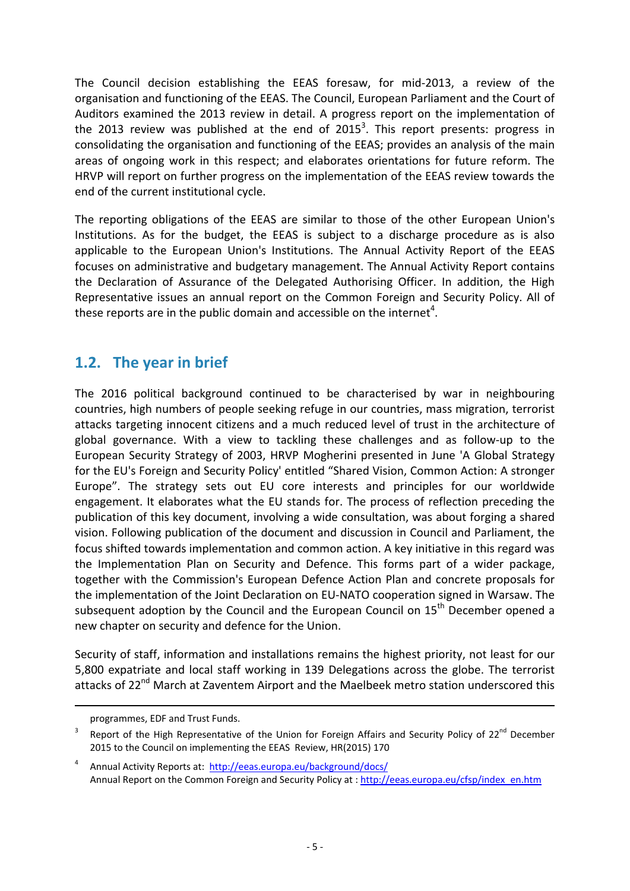The Council decision establishing the EEAS foresaw, for mid-2013, a review of the organisation and functioning of the EEAS. The Council, European Parliament and the Court of Auditors examined the 2013 review in detail. A progress report on the implementation of the 2013 review was published at the end of 2015[3]. This report presents: progress in consolidating the organisation and functioning of the EEAS; provides an analysis of the main areas of ongoing work in this respect; and elaborates orientations for future reform. The HRVP will report on further progress on the implementation of the EEAS review towards the end of the current institutional cycle.

The reporting obligations of the EEAS are similar to those of the other European Union's Institutions. As for the budget, the EEAS is subject to a discharge procedure as is also applicable to the European Union's Institutions. The Annual Activity Report of the EEAS focuses on administrative and budgetary management. The Annual Activity Report contains the Declaration of Assurance of the Delegated Authorising Officer. In addition, the High Representative issues an annual report on the Common Foreign and Security Policy. All of these reports are in the public domain and accessible on the internet[4].

## 1.2. The year in brief

The 2016 political background continued to be characterised by war in neighbouring countries, high numbers of people seeking refuge in our countries, mass migration, terrorist attacks targeting innocent citizens and a much reduced level of trust in the architecture of global governance. With a view to tackling these challenges and as follow-up to the European Security Strategy of 2003, HRVP Mogherini presented in June 'A Global Strategy for the EU's Foreign and Security Policy' entitled "Shared Vision, Common Action: A stronger Europe". The strategy sets out EU core interests and principles for our worldwide engagement. It elaborates what the EU stands for. The process of reflection preceding the publication of this key document, involving a wide consultation, was about forging a shared vision. Following publication of the document and discussion in Council and Parliament, the focus shifted towards implementation and common action. A key initiative in this regard was the Implementation Plan on Security and Defence. This forms part of a wider package, together with the Commission's European Defence Action Plan and concrete proposals for the implementation of the Joint Declaration on EU-NATO cooperation signed in Warsaw. The subsequent adoption by the Council and the European Council on 15th December opened a new chapter on security and defence for the Union.

Security of staff, information and installations remains the highest priority, not least for our 5,800 expatriate and local staff working in 139 Delegations across the globe. The terrorist attacks of 22nd March at Zaventem Airport and the Maelbeek metro station underscored this

---

programmes, EDF and Trust Funds.

[3] Report of the High Representative of the Union for Foreign Affairs and Security Policy of 22nd December 2015 to the Council on implementing the EEAS Review, HR(2015) 170

[4] Annual Activity Reports at: http://eeas.europa.eu/background/docs/
Annual Report on the Common Foreign and Security Policy at : http://eeas.europa.eu/cfsp/index_en.htm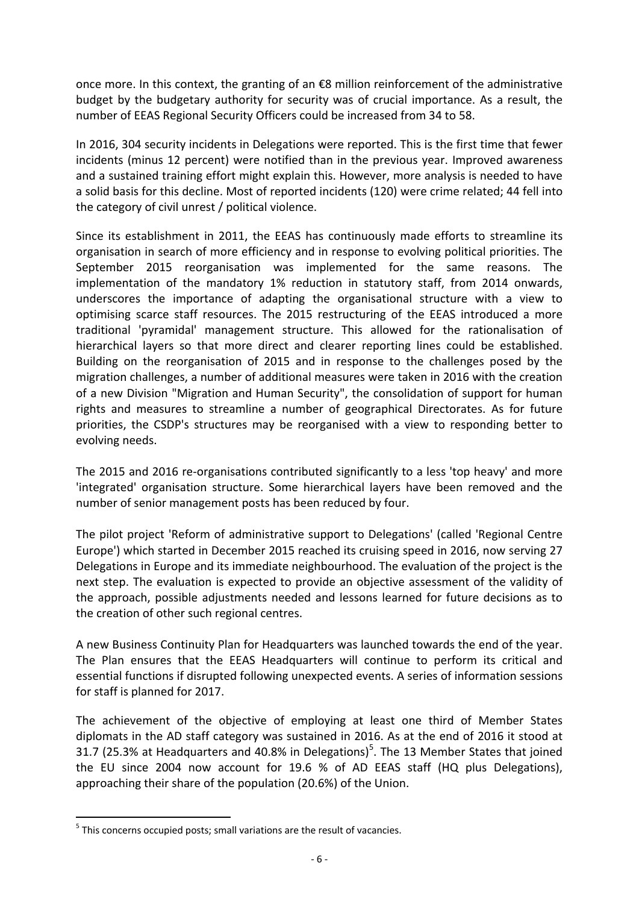once more. In this context, the granting of an €8 million reinforcement of the administrative budget by the budgetary authority for security was of crucial importance. As a result, the number of EEAS Regional Security Officers could be increased from 34 to 58.

In 2016, 304 security incidents in Delegations were reported. This is the first time that fewer incidents (minus 12 percent) were notified than in the previous year. Improved awareness and a sustained training effort might explain this. However, more analysis is needed to have a solid basis for this decline. Most of reported incidents (120) were crime related; 44 fell into the category of civil unrest / political violence.

Since its establishment in 2011, the EEAS has continuously made efforts to streamline its organisation in search of more efficiency and in response to evolving political priorities. The September 2015 reorganisation was implemented for the same reasons. The implementation of the mandatory 1% reduction in statutory staff, from 2014 onwards, underscores the importance of adapting the organisational structure with a view to optimising scarce staff resources. The 2015 restructuring of the EEAS introduced a more traditional 'pyramidal' management structure. This allowed for the rationalisation of hierarchical layers so that more direct and clearer reporting lines could be established. Building on the reorganisation of 2015 and in response to the challenges posed by the migration challenges, a number of additional measures were taken in 2016 with the creation of a new Division "Migration and Human Security", the consolidation of support for human rights and measures to streamline a number of geographical Directorates. As for future priorities, the CSDP's structures may be reorganised with a view to responding better to evolving needs.

The 2015 and 2016 re-organisations contributed significantly to a less 'top heavy' and more 'integrated' organisation structure. Some hierarchical layers have been removed and the number of senior management posts has been reduced by four.

The pilot project 'Reform of administrative support to Delegations' (called 'Regional Centre Europe') which started in December 2015 reached its cruising speed in 2016, now serving 27 Delegations in Europe and its immediate neighbourhood. The evaluation of the project is the next step. The evaluation is expected to provide an objective assessment of the validity of the approach, possible adjustments needed and lessons learned for future decisions as to the creation of other such regional centres.

A new Business Continuity Plan for Headquarters was launched towards the end of the year. The Plan ensures that the EEAS Headquarters will continue to perform its critical and essential functions if disrupted following unexpected events. A series of information sessions for staff is planned for 2017.

The achievement of the objective of employing at least one third of Member States diplomats in the AD staff category was sustained in 2016. As at the end of 2016 it stood at 31.7 (25.3% at Headquarters and 40.8% in Delegations)[5]. The 13 Member States that joined the EU since 2004 now account for 19.6 % of AD EEAS staff (HQ plus Delegations), approaching their share of the population (20.6%) of the Union.

---

[5] This concerns occupied posts; small variations are the result of vacancies.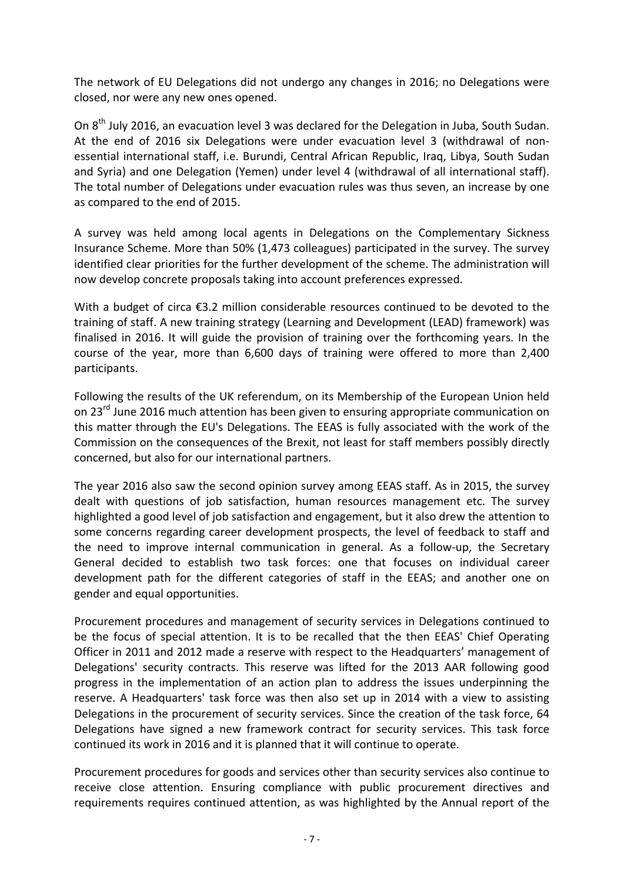The network of EU Delegations did not undergo any changes in 2016; no Delegations were closed, nor were any new ones opened.

On 8th July 2016, an evacuation level 3 was declared for the Delegation in Juba, South Sudan. At the end of 2016 six Delegations were under evacuation level 3 (withdrawal of non-essential international staff, i.e. Burundi, Central African Republic, Iraq, Libya, South Sudan and Syria) and one Delegation (Yemen) under level 4 (withdrawal of all international staff). The total number of Delegations under evacuation rules was thus seven, an increase by one as compared to the end of 2015.

A survey was held among local agents in Delegations on the Complementary Sickness Insurance Scheme. More than 50% (1,473 colleagues) participated in the survey. The survey identified clear priorities for the further development of the scheme. The administration will now develop concrete proposals taking into account preferences expressed.

With a budget of circa €3.2 million considerable resources continued to be devoted to the training of staff. A new training strategy (Learning and Development (LEAD) framework) was finalised in 2016. It will guide the provision of training over the forthcoming years. In the course of the year, more than 6,600 days of training were offered to more than 2,400 participants.

Following the results of the UK referendum, on its Membership of the European Union held on 23rd June 2016 much attention has been given to ensuring appropriate communication on this matter through the EU's Delegations. The EEAS is fully associated with the work of the Commission on the consequences of the Brexit, not least for staff members possibly directly concerned, but also for our international partners.

The year 2016 also saw the second opinion survey among EEAS staff. As in 2015, the survey dealt with questions of job satisfaction, human resources management etc. The survey highlighted a good level of job satisfaction and engagement, but it also drew the attention to some concerns regarding career development prospects, the level of feedback to staff and the need to improve internal communication in general. As a follow-up, the Secretary General decided to establish two task forces: one that focuses on individual career development path for the different categories of staff in the EEAS; and another one on gender and equal opportunities.

Procurement procedures and management of security services in Delegations continued to be the focus of special attention. It is to be recalled that the then EEAS' Chief Operating Officer in 2011 and 2012 made a reserve with respect to the Headquarters' management of Delegations' security contracts. This reserve was lifted for the 2013 AAR following good progress in the implementation of an action plan to address the issues underpinning the reserve. A Headquarters' task force was then also set up in 2014 with a view to assisting Delegations in the procurement of security services. Since the creation of the task force, 64 Delegations have signed a new framework contract for security services. This task force continued its work in 2016 and it is planned that it will continue to operate.

Procurement procedures for goods and services other than security services also continue to receive close attention. Ensuring compliance with public procurement directives and requirements requires continued attention, as was highlighted by the Annual report of the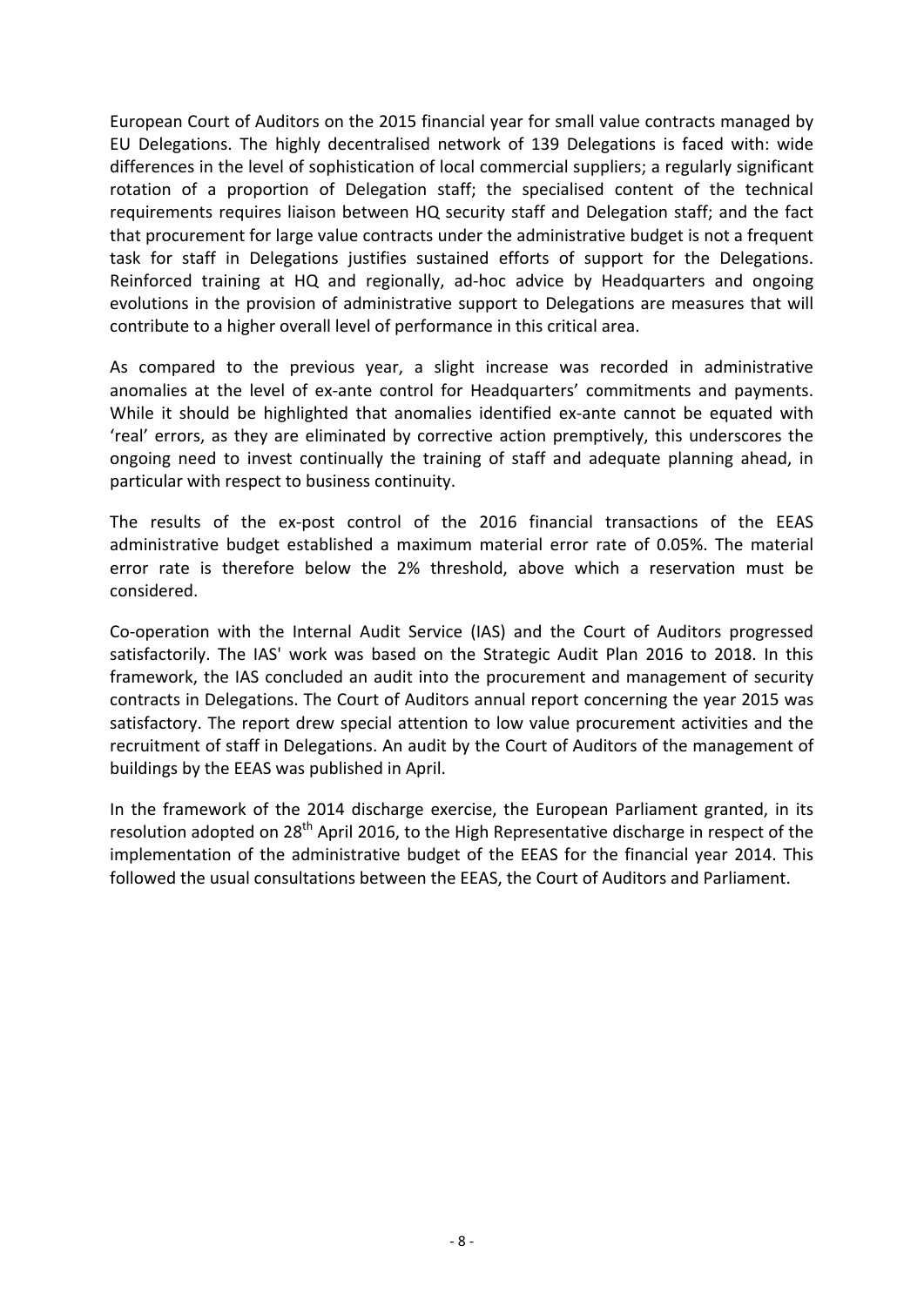European Court of Auditors on the 2015 financial year for small value contracts managed by EU Delegations. The highly decentralised network of 139 Delegations is faced with: wide differences in the level of sophistication of local commercial suppliers; a regularly significant rotation of a proportion of Delegation staff; the specialised content of the technical requirements requires liaison between HQ security staff and Delegation staff; and the fact that procurement for large value contracts under the administrative budget is not a frequent task for staff in Delegations justifies sustained efforts of support for the Delegations. Reinforced training at HQ and regionally, ad-hoc advice by Headquarters and ongoing evolutions in the provision of administrative support to Delegations are measures that will contribute to a higher overall level of performance in this critical area.

As compared to the previous year, a slight increase was recorded in administrative anomalies at the level of ex-ante control for Headquarters' commitments and payments. While it should be highlighted that anomalies identified ex-ante cannot be equated with 'real' errors, as they are eliminated by corrective action premptively, this underscores the ongoing need to invest continually the training of staff and adequate planning ahead, in particular with respect to business continuity.

The results of the ex-post control of the 2016 financial transactions of the EEAS administrative budget established a maximum material error rate of 0.05%. The material error rate is therefore below the 2% threshold, above which a reservation must be considered.

Co-operation with the Internal Audit Service (IAS) and the Court of Auditors progressed satisfactorily. The IAS' work was based on the Strategic Audit Plan 2016 to 2018. In this framework, the IAS concluded an audit into the procurement and management of security contracts in Delegations. The Court of Auditors annual report concerning the year 2015 was satisfactory. The report drew special attention to low value procurement activities and the recruitment of staff in Delegations. An audit by the Court of Auditors of the management of buildings by the EEAS was published in April.

In the framework of the 2014 discharge exercise, the European Parliament granted, in its resolution adopted on 28th April 2016, to the High Representative discharge in respect of the implementation of the administrative budget of the EEAS for the financial year 2014. This followed the usual consultations between the EEAS, the Court of Auditors and Parliament.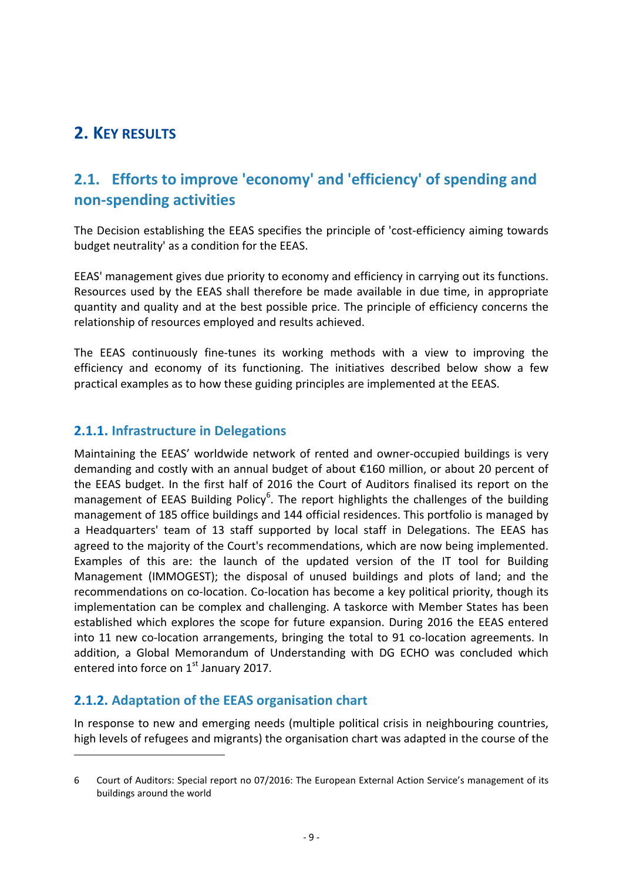# 2. KEY RESULTS

## 2.1. Efforts to improve 'economy' and 'efficiency' of spending and non-spending activities

The Decision establishing the EEAS specifies the principle of 'cost-efficiency aiming towards budget neutrality' as a condition for the EEAS.

EEAS' management gives due priority to economy and efficiency in carrying out its functions. Resources used by the EEAS shall therefore be made available in due time, in appropriate quantity and quality and at the best possible price. The principle of efficiency concerns the relationship of resources employed and results achieved.

The EEAS continuously fine-tunes its working methods with a view to improving the efficiency and economy of its functioning. The initiatives described below show a few practical examples as to how these guiding principles are implemented at the EEAS.

### 2.1.1. Infrastructure in Delegations

Maintaining the EEAS' worldwide network of rented and owner-occupied buildings is very demanding and costly with an annual budget of about €160 million, or about 20 percent of the EEAS budget. In the first half of 2016 the Court of Auditors finalised its report on the management of EEAS Building Policy[6]. The report highlights the challenges of the building management of 185 office buildings and 144 official residences. This portfolio is managed by a Headquarters' team of 13 staff supported by local staff in Delegations. The EEAS has agreed to the majority of the Court's recommendations, which are now being implemented. Examples of this are: the launch of the updated version of the IT tool for Building Management (IMMOGEST); the disposal of unused buildings and plots of land; and the recommendations on co-location. Co-location has become a key political priority, though its implementation can be complex and challenging. A taskorce with Member States has been established which explores the scope for future expansion. During 2016 the EEAS entered into 11 new co-location arrangements, bringing the total to 91 co-location agreements. In addition, a Global Memorandum of Understanding with DG ECHO was concluded which entered into force on 1st January 2017.

### 2.1.2. Adaptation of the EEAS organisation chart

In response to new and emerging needs (multiple political crisis in neighbouring countries, high levels of refugees and migrants) the organisation chart was adapted in the course of the

---

6 Court of Auditors: Special report no 07/2016: The European External Action Service's management of its buildings around the world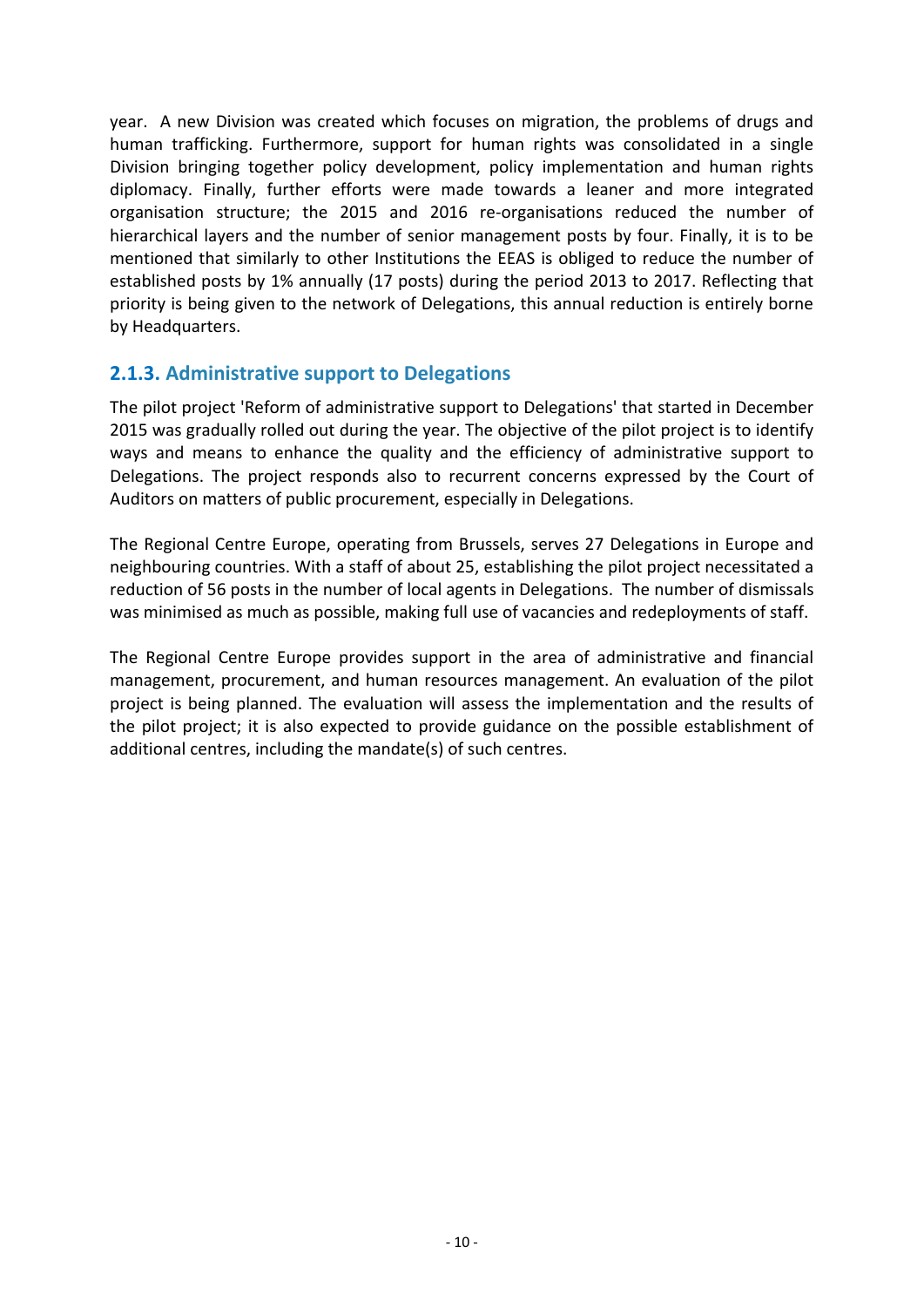year. A new Division was created which focuses on migration, the problems of drugs and human trafficking. Furthermore, support for human rights was consolidated in a single Division bringing together policy development, policy implementation and human rights diplomacy. Finally, further efforts were made towards a leaner and more integrated organisation structure; the 2015 and 2016 re-organisations reduced the number of hierarchical layers and the number of senior management posts by four. Finally, it is to be mentioned that similarly to other Institutions the EEAS is obliged to reduce the number of established posts by 1% annually (17 posts) during the period 2013 to 2017. Reflecting that priority is being given to the network of Delegations, this annual reduction is entirely borne by Headquarters.

### 2.1.3. Administrative support to Delegations

The pilot project 'Reform of administrative support to Delegations' that started in December 2015 was gradually rolled out during the year. The objective of the pilot project is to identify ways and means to enhance the quality and the efficiency of administrative support to Delegations. The project responds also to recurrent concerns expressed by the Court of Auditors on matters of public procurement, especially in Delegations.

The Regional Centre Europe, operating from Brussels, serves 27 Delegations in Europe and neighbouring countries. With a staff of about 25, establishing the pilot project necessitated a reduction of 56 posts in the number of local agents in Delegations. The number of dismissals was minimised as much as possible, making full use of vacancies and redeployments of staff.

The Regional Centre Europe provides support in the area of administrative and financial management, procurement, and human resources management. An evaluation of the pilot project is being planned. The evaluation will assess the implementation and the results of the pilot project; it is also expected to provide guidance on the possible establishment of additional centres, including the mandate(s) of such centres.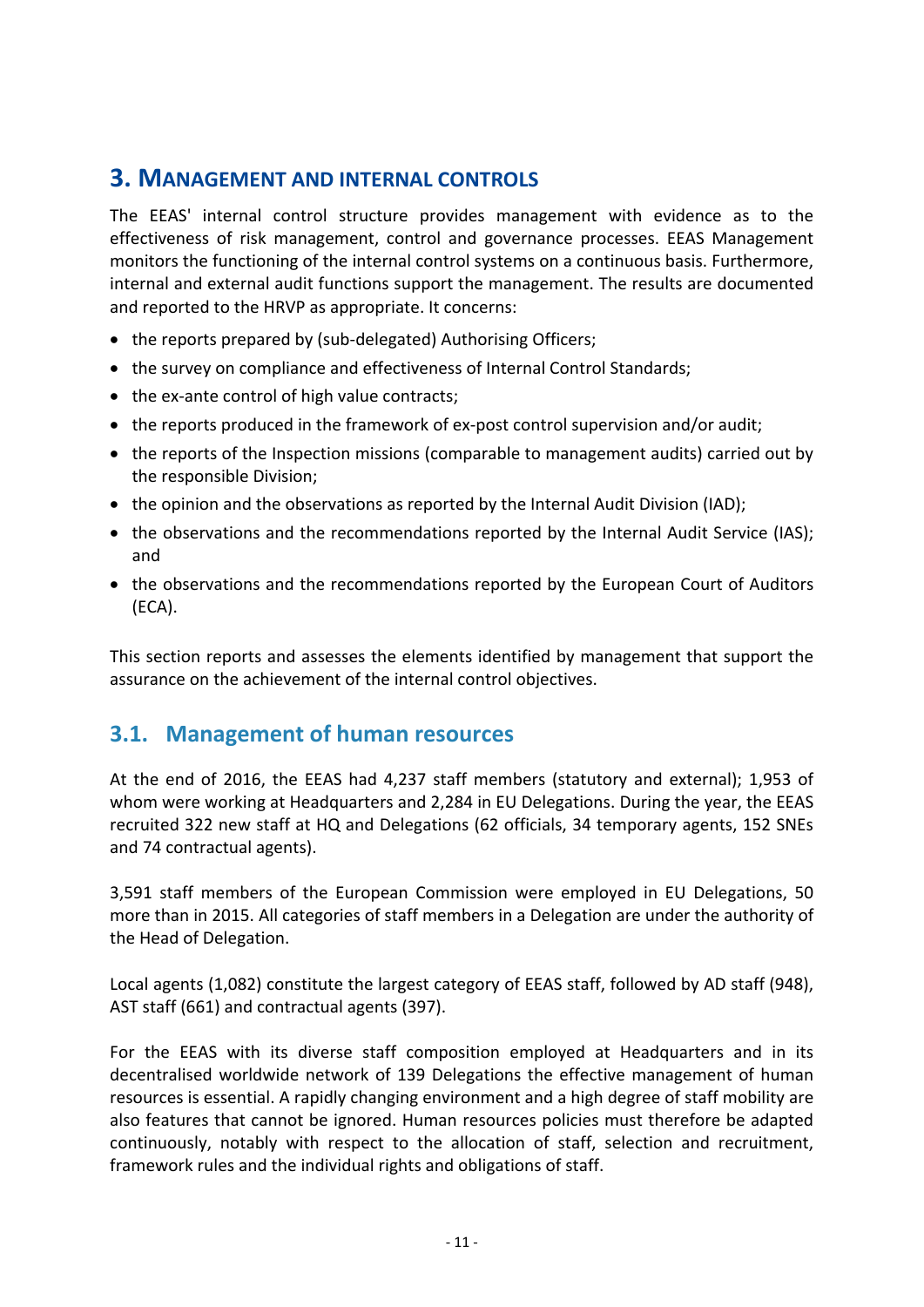## 3. MANAGEMENT AND INTERNAL CONTROLS

The EEAS' internal control structure provides management with evidence as to the effectiveness of risk management, control and governance processes. EEAS Management monitors the functioning of the internal control systems on a continuous basis. Furthermore, internal and external audit functions support the management. The results are documented and reported to the HRVP as appropriate. It concerns:

- the reports prepared by (sub-delegated) Authorising Officers;
- the survey on compliance and effectiveness of Internal Control Standards;
- the ex-ante control of high value contracts;
- the reports produced in the framework of ex-post control supervision and/or audit;
- the reports of the Inspection missions (comparable to management audits) carried out by the responsible Division;
- the opinion and the observations as reported by the Internal Audit Division (IAD);
- the observations and the recommendations reported by the Internal Audit Service (IAS); and
- the observations and the recommendations reported by the European Court of Auditors (ECA).

This section reports and assesses the elements identified by management that support the assurance on the achievement of the internal control objectives.

### 3.1. Management of human resources

At the end of 2016, the EEAS had 4,237 staff members (statutory and external); 1,953 of whom were working at Headquarters and 2,284 in EU Delegations. During the year, the EEAS recruited 322 new staff at HQ and Delegations (62 officials, 34 temporary agents, 152 SNEs and 74 contractual agents).

3,591 staff members of the European Commission were employed in EU Delegations, 50 more than in 2015. All categories of staff members in a Delegation are under the authority of the Head of Delegation.

Local agents (1,082) constitute the largest category of EEAS staff, followed by AD staff (948), AST staff (661) and contractual agents (397).

For the EEAS with its diverse staff composition employed at Headquarters and in its decentralised worldwide network of 139 Delegations the effective management of human resources is essential. A rapidly changing environment and a high degree of staff mobility are also features that cannot be ignored. Human resources policies must therefore be adapted continuously, notably with respect to the allocation of staff, selection and recruitment, framework rules and the individual rights and obligations of staff.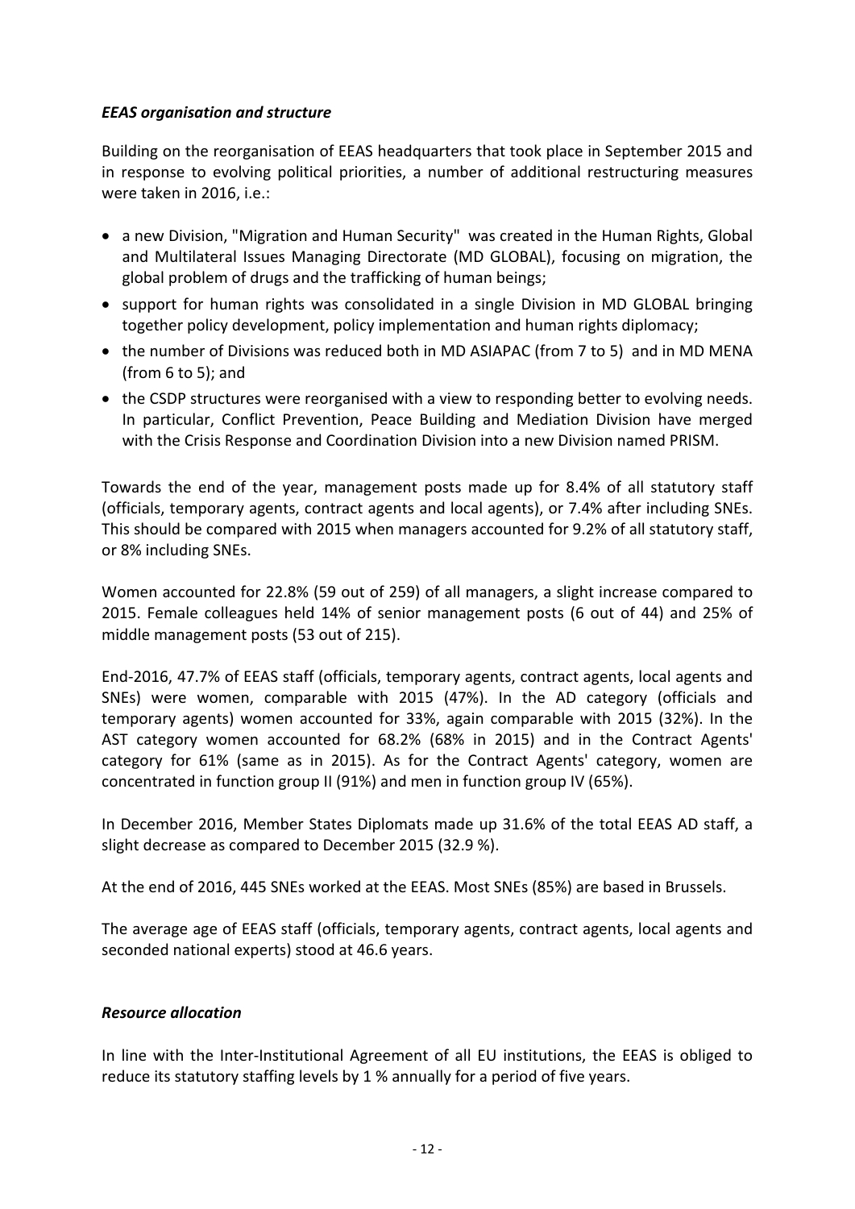***EEAS organisation and structure***

Building on the reorganisation of EEAS headquarters that took place in September 2015 and in response to evolving political priorities, a number of additional restructuring measures were taken in 2016, i.e.:

- a new Division, "Migration and Human Security" was created in the Human Rights, Global and Multilateral Issues Managing Directorate (MD GLOBAL), focusing on migration, the global problem of drugs and the trafficking of human beings;
- support for human rights was consolidated in a single Division in MD GLOBAL bringing together policy development, policy implementation and human rights diplomacy;
- the number of Divisions was reduced both in MD ASIAPAC (from 7 to 5) and in MD MENA (from 6 to 5); and
- the CSDP structures were reorganised with a view to responding better to evolving needs. In particular, Conflict Prevention, Peace Building and Mediation Division have merged with the Crisis Response and Coordination Division into a new Division named PRISM.

Towards the end of the year, management posts made up for 8.4% of all statutory staff (officials, temporary agents, contract agents and local agents), or 7.4% after including SNEs. This should be compared with 2015 when managers accounted for 9.2% of all statutory staff, or 8% including SNEs.

Women accounted for 22.8% (59 out of 259) of all managers, a slight increase compared to 2015. Female colleagues held 14% of senior management posts (6 out of 44) and 25% of middle management posts (53 out of 215).

End-2016, 47.7% of EEAS staff (officials, temporary agents, contract agents, local agents and SNEs) were women, comparable with 2015 (47%). In the AD category (officials and temporary agents) women accounted for 33%, again comparable with 2015 (32%). In the AST category women accounted for 68.2% (68% in 2015) and in the Contract Agents' category for 61% (same as in 2015). As for the Contract Agents' category, women are concentrated in function group II (91%) and men in function group IV (65%).

In December 2016, Member States Diplomats made up 31.6% of the total EEAS AD staff, a slight decrease as compared to December 2015 (32.9 %).

At the end of 2016, 445 SNEs worked at the EEAS. Most SNEs (85%) are based in Brussels.

The average age of EEAS staff (officials, temporary agents, contract agents, local agents and seconded national experts) stood at 46.6 years.

***Resource allocation***

In line with the Inter-Institutional Agreement of all EU institutions, the EEAS is obliged to reduce its statutory staffing levels by 1 % annually for a period of five years.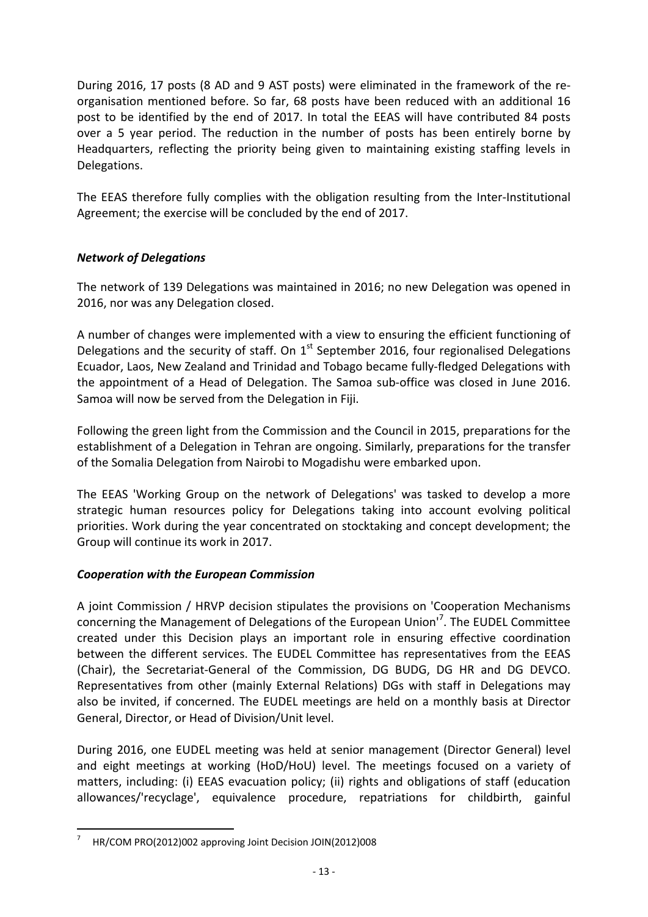During 2016, 17 posts (8 AD and 9 AST posts) were eliminated in the framework of the re-organisation mentioned before. So far, 68 posts have been reduced with an additional 16 post to be identified by the end of 2017. In total the EEAS will have contributed 84 posts over a 5 year period. The reduction in the number of posts has been entirely borne by Headquarters, reflecting the priority being given to maintaining existing staffing levels in Delegations.

The EEAS therefore fully complies with the obligation resulting from the Inter-Institutional Agreement; the exercise will be concluded by the end of 2017.

### *Network of Delegations*

The network of 139 Delegations was maintained in 2016; no new Delegation was opened in 2016, nor was any Delegation closed.

A number of changes were implemented with a view to ensuring the efficient functioning of Delegations and the security of staff. On 1st September 2016, four regionalised Delegations Ecuador, Laos, New Zealand and Trinidad and Tobago became fully-fledged Delegations with the appointment of a Head of Delegation. The Samoa sub-office was closed in June 2016. Samoa will now be served from the Delegation in Fiji.

Following the green light from the Commission and the Council in 2015, preparations for the establishment of a Delegation in Tehran are ongoing. Similarly, preparations for the transfer of the Somalia Delegation from Nairobi to Mogadishu were embarked upon.

The EEAS 'Working Group on the network of Delegations' was tasked to develop a more strategic human resources policy for Delegations taking into account evolving political priorities. Work during the year concentrated on stocktaking and concept development; the Group will continue its work in 2017.

### *Cooperation with the European Commission*

A joint Commission / HRVP decision stipulates the provisions on 'Cooperation Mechanisms concerning the Management of Delegations of the European Union'[7]. The EUDEL Committee created under this Decision plays an important role in ensuring effective coordination between the different services. The EUDEL Committee has representatives from the EEAS (Chair), the Secretariat-General of the Commission, DG BUDG, DG HR and DG DEVCO. Representatives from other (mainly External Relations) DGs with staff in Delegations may also be invited, if concerned. The EUDEL meetings are held on a monthly basis at Director General, Director, or Head of Division/Unit level.

During 2016, one EUDEL meeting was held at senior management (Director General) level and eight meetings at working (HoD/HoU) level. The meetings focused on a variety of matters, including: (i) EEAS evacuation policy; (ii) rights and obligations of staff (education allowances/'recyclage', equivalence procedure, repatriations for childbirth, gainful

---

[7] HR/COM PRO(2012)002 approving Joint Decision JOIN(2012)008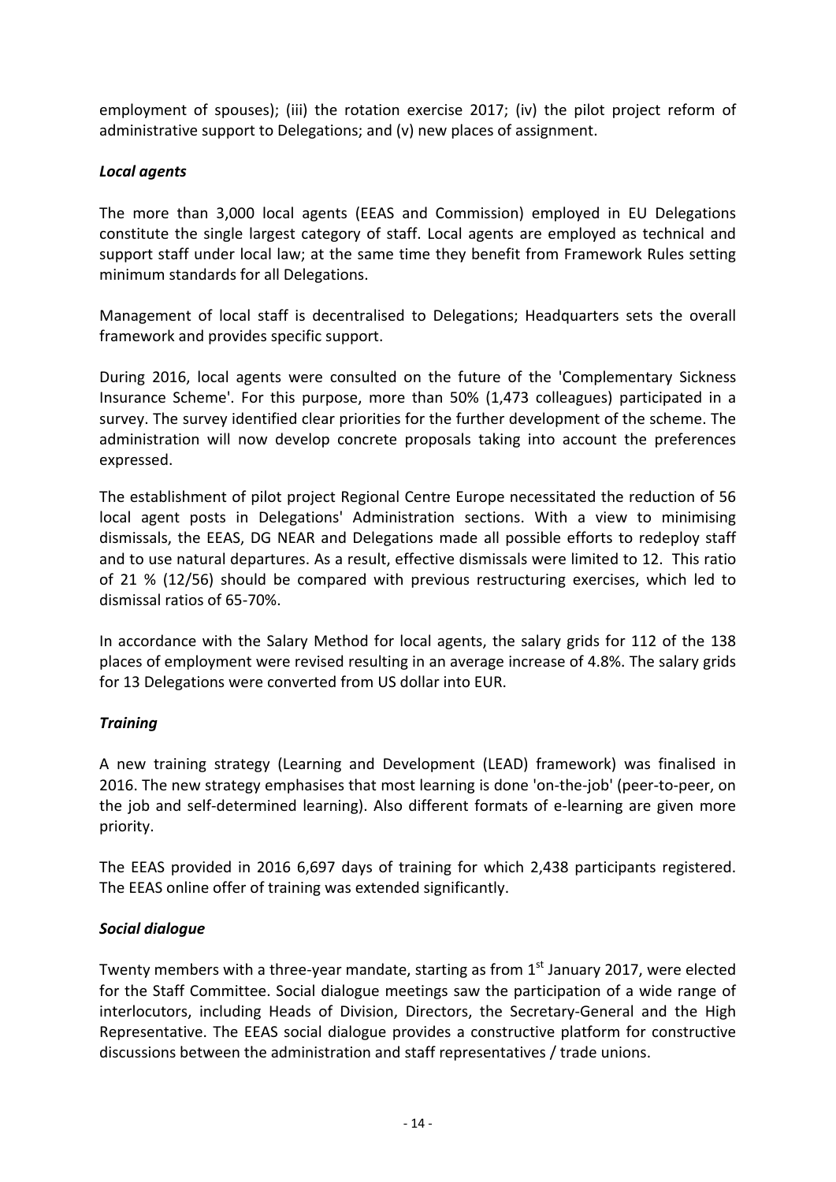employment of spouses); (iii) the rotation exercise 2017; (iv) the pilot project reform of administrative support to Delegations; and (v) new places of assignment.

***Local agents***

The more than 3,000 local agents (EEAS and Commission) employed in EU Delegations constitute the single largest category of staff. Local agents are employed as technical and support staff under local law; at the same time they benefit from Framework Rules setting minimum standards for all Delegations.

Management of local staff is decentralised to Delegations; Headquarters sets the overall framework and provides specific support.

During 2016, local agents were consulted on the future of the 'Complementary Sickness Insurance Scheme'. For this purpose, more than 50% (1,473 colleagues) participated in a survey. The survey identified clear priorities for the further development of the scheme. The administration will now develop concrete proposals taking into account the preferences expressed.

The establishment of pilot project Regional Centre Europe necessitated the reduction of 56 local agent posts in Delegations' Administration sections. With a view to minimising dismissals, the EEAS, DG NEAR and Delegations made all possible efforts to redeploy staff and to use natural departures. As a result, effective dismissals were limited to 12. This ratio of 21 % (12/56) should be compared with previous restructuring exercises, which led to dismissal ratios of 65-70%.

In accordance with the Salary Method for local agents, the salary grids for 112 of the 138 places of employment were revised resulting in an average increase of 4.8%. The salary grids for 13 Delegations were converted from US dollar into EUR.

***Training***

A new training strategy (Learning and Development (LEAD) framework) was finalised in 2016. The new strategy emphasises that most learning is done 'on-the-job' (peer-to-peer, on the job and self-determined learning). Also different formats of e-learning are given more priority.

The EEAS provided in 2016 6,697 days of training for which 2,438 participants registered. The EEAS online offer of training was extended significantly.

***Social dialogue***

Twenty members with a three-year mandate, starting as from 1st January 2017, were elected for the Staff Committee. Social dialogue meetings saw the participation of a wide range of interlocutors, including Heads of Division, Directors, the Secretary-General and the High Representative. The EEAS social dialogue provides a constructive platform for constructive discussions between the administration and staff representatives / trade unions.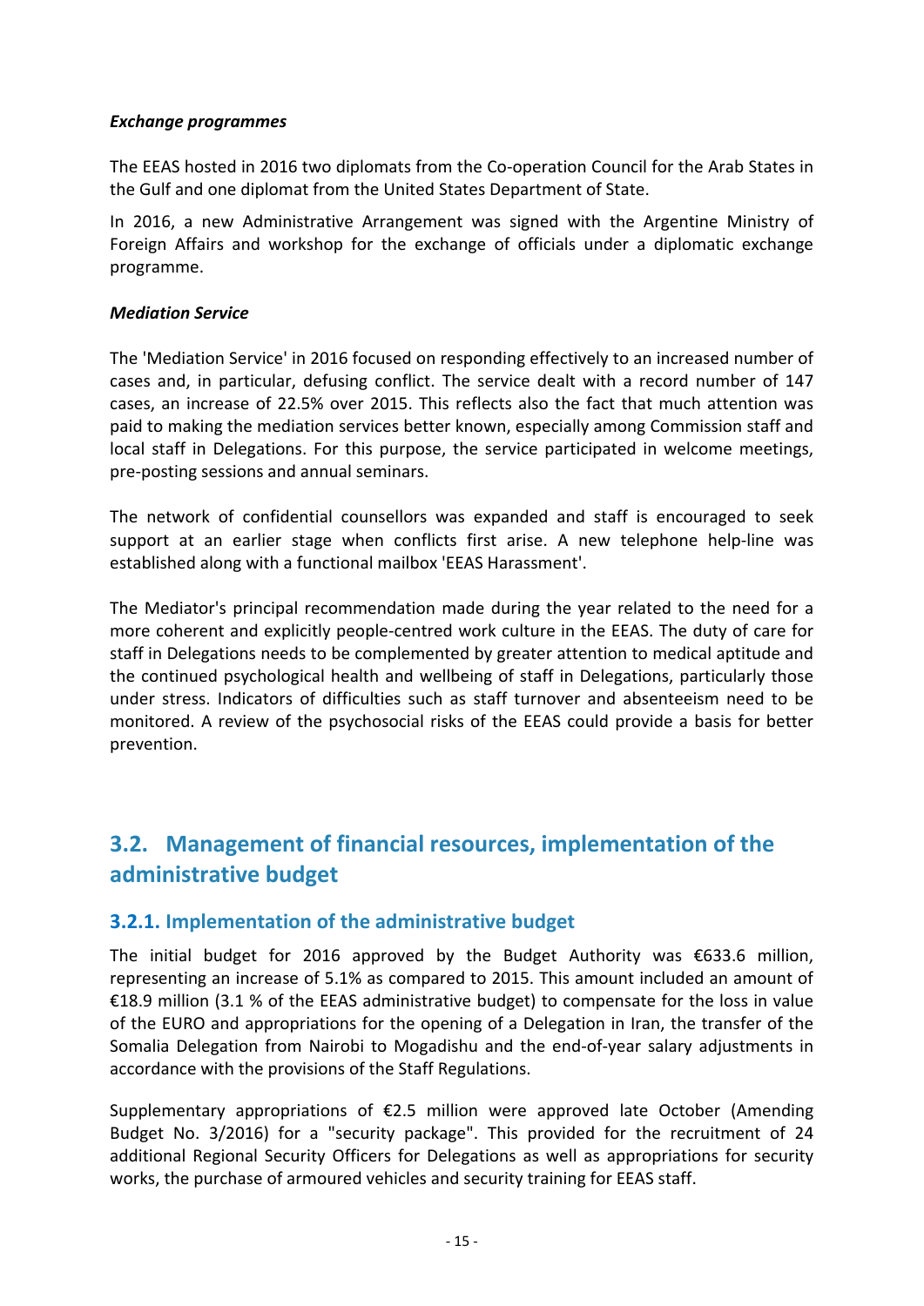***Exchange programmes***

The EEAS hosted in 2016 two diplomats from the Co-operation Council for the Arab States in the Gulf and one diplomat from the United States Department of State.

In 2016, a new Administrative Arrangement was signed with the Argentine Ministry of Foreign Affairs and workshop for the exchange of officials under a diplomatic exchange programme.

***Mediation Service***

The 'Mediation Service' in 2016 focused on responding effectively to an increased number of cases and, in particular, defusing conflict. The service dealt with a record number of 147 cases, an increase of 22.5% over 2015. This reflects also the fact that much attention was paid to making the mediation services better known, especially among Commission staff and local staff in Delegations. For this purpose, the service participated in welcome meetings, pre-posting sessions and annual seminars.

The network of confidential counsellors was expanded and staff is encouraged to seek support at an earlier stage when conflicts first arise. A new telephone help-line was established along with a functional mailbox 'EEAS Harassment'.

The Mediator's principal recommendation made during the year related to the need for a more coherent and explicitly people-centred work culture in the EEAS. The duty of care for staff in Delegations needs to be complemented by greater attention to medical aptitude and the continued psychological health and wellbeing of staff in Delegations, particularly those under stress. Indicators of difficulties such as staff turnover and absenteeism need to be monitored. A review of the psychosocial risks of the EEAS could provide a basis for better prevention.

## 3.2. Management of financial resources, implementation of the administrative budget

### 3.2.1. Implementation of the administrative budget

The initial budget for 2016 approved by the Budget Authority was €633.6 million, representing an increase of 5.1% as compared to 2015. This amount included an amount of €18.9 million (3.1 % of the EEAS administrative budget) to compensate for the loss in value of the EURO and appropriations for the opening of a Delegation in Iran, the transfer of the Somalia Delegation from Nairobi to Mogadishu and the end-of-year salary adjustments in accordance with the provisions of the Staff Regulations.

Supplementary appropriations of €2.5 million were approved late October (Amending Budget No. 3/2016) for a "security package". This provided for the recruitment of 24 additional Regional Security Officers for Delegations as well as appropriations for security works, the purchase of armoured vehicles and security training for EEAS staff.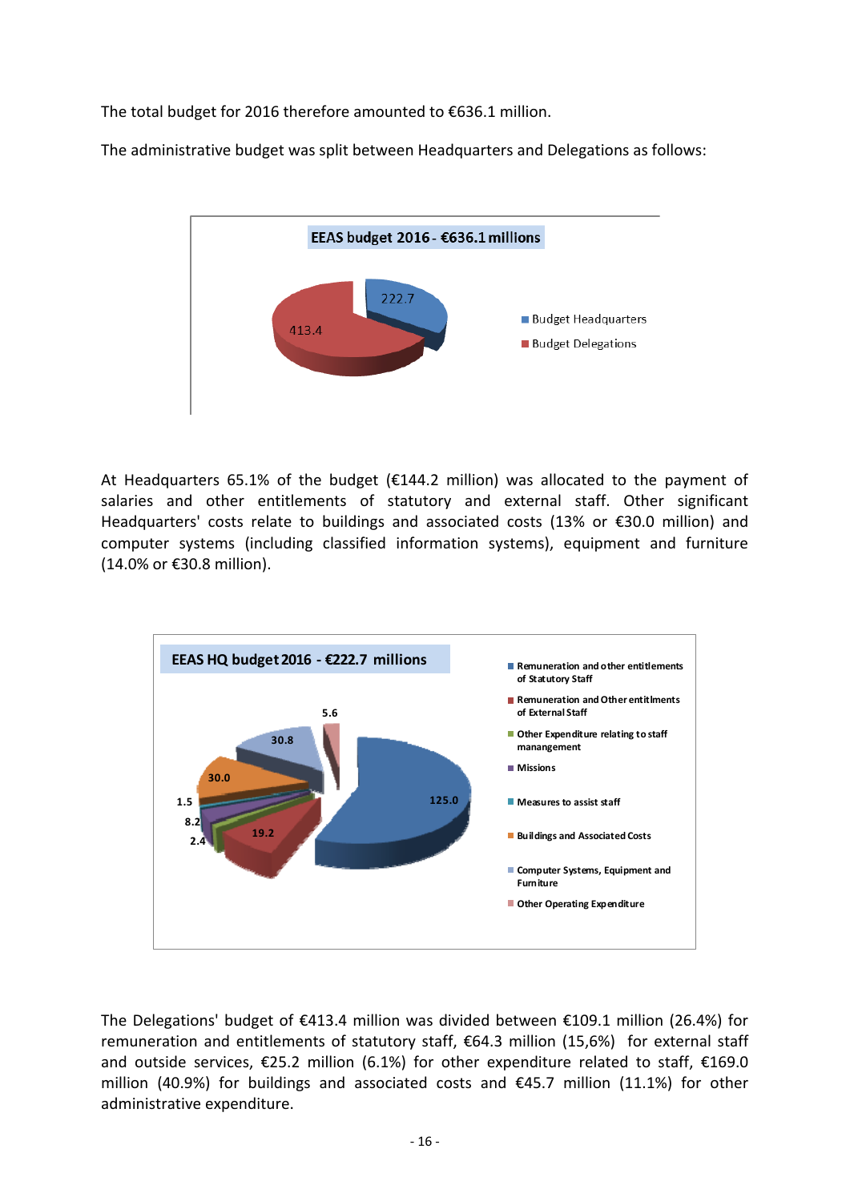The total budget for 2016 therefore amounted to €636.1 million.

The administrative budget was split between Headquarters and Delegations as follows:

EEAS budget 2016 - €636.1 millions

222.7

413.4

Budget Headquarters

Budget Delegations

At Headquarters 65.1% of the budget (€144.2 million) was allocated to the payment of salaries and other entitlements of statutory and external staff. Other significant Headquarters' costs relate to buildings and associated costs (13% or €30.0 million) and computer systems (including classified information systems), equipment and furniture (14.0% or €30.8 million).

EEAS HQ budget 2016 - €222.7 millions

5.6

30.8

30.0

1.5

8.2

2.4

19.2

125.0

Remuneration and other entitlements of Statutory Staff

Remuneration and Other entitlments of External Staff

Other Expenditure relating to staff manangement

Missions

Measures to assist staff

Buildings and Associated Costs

Computer Systems, Equipment and Furniture

Other Operating Expenditure

The Delegations' budget of €413.4 million was divided between €109.1 million (26.4%) for remuneration and entitlements of statutory staff, €64.3 million (15,6%) for external staff and outside services, €25.2 million (6.1%) for other expenditure related to staff, €169.0 million (40.9%) for buildings and associated costs and €45.7 million (11.1%) for other administrative expenditure.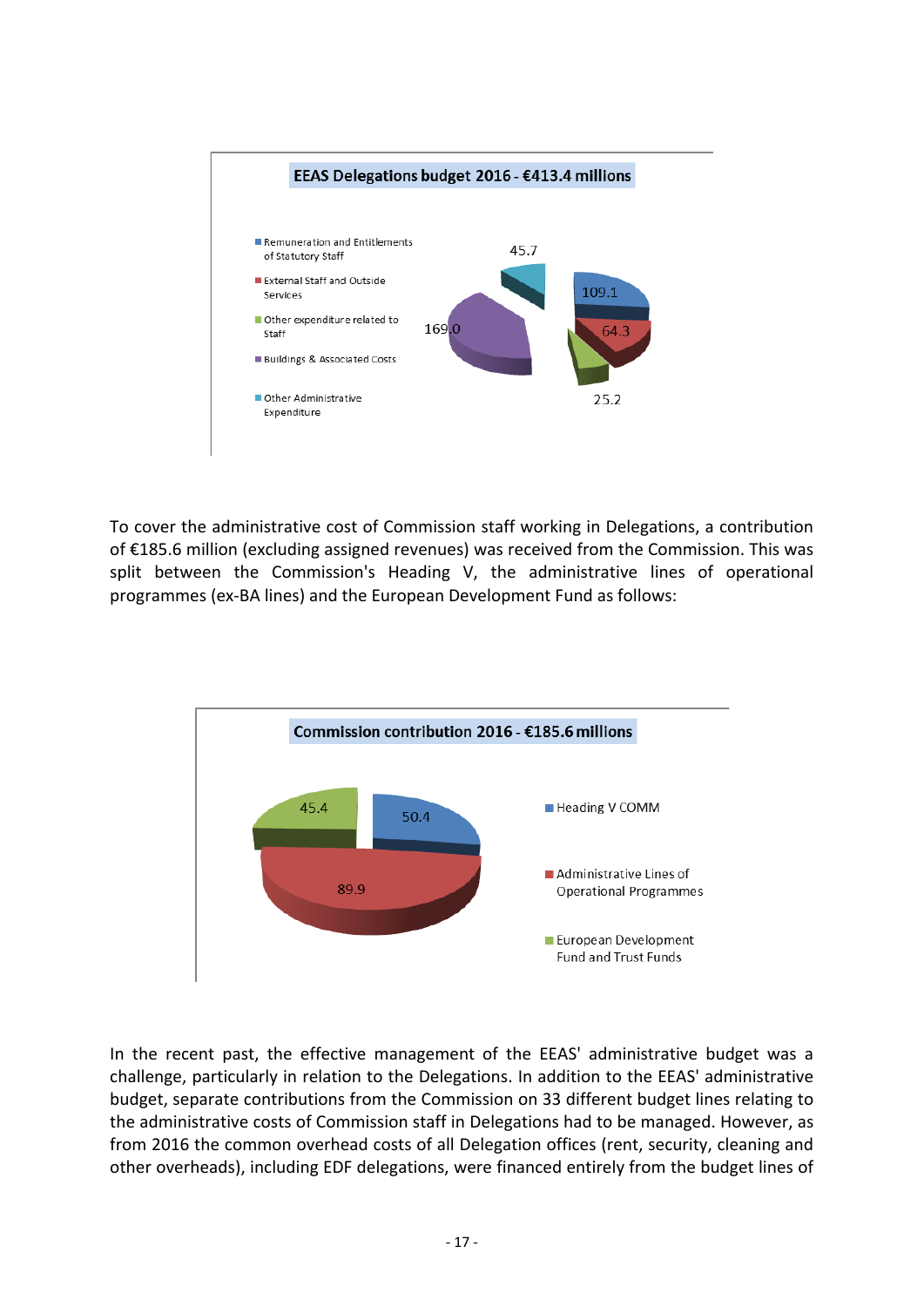EEAS Delegations budget 2016 - €413.4 millions

Remuneration and Entitlements of Statutory Staff

External Staff and Outside Services

Other expenditure related to Staff

Buildings & Associated Costs

Other Administrative Expenditure

45.7

109.1

169.0

64.3

25.2

To cover the administrative cost of Commission staff working in Delegations, a contribution of €185.6 million (excluding assigned revenues) was received from the Commission. This was split between the Commission's Heading V, the administrative lines of operational programmes (ex-BA lines) and the European Development Fund as follows:

Commission contribution 2016 - €185.6 millions

45.4

50.4

89.9

Heading V COMM

Administrative Lines of Operational Programmes

European Development Fund and Trust Funds

In the recent past, the effective management of the EEAS' administrative budget was a challenge, particularly in relation to the Delegations. In addition to the EEAS' administrative budget, separate contributions from the Commission on 33 different budget lines relating to the administrative costs of Commission staff in Delegations had to be managed. However, as from 2016 the common overhead costs of all Delegation offices (rent, security, cleaning and other overheads), including EDF delegations, were financed entirely from the budget lines of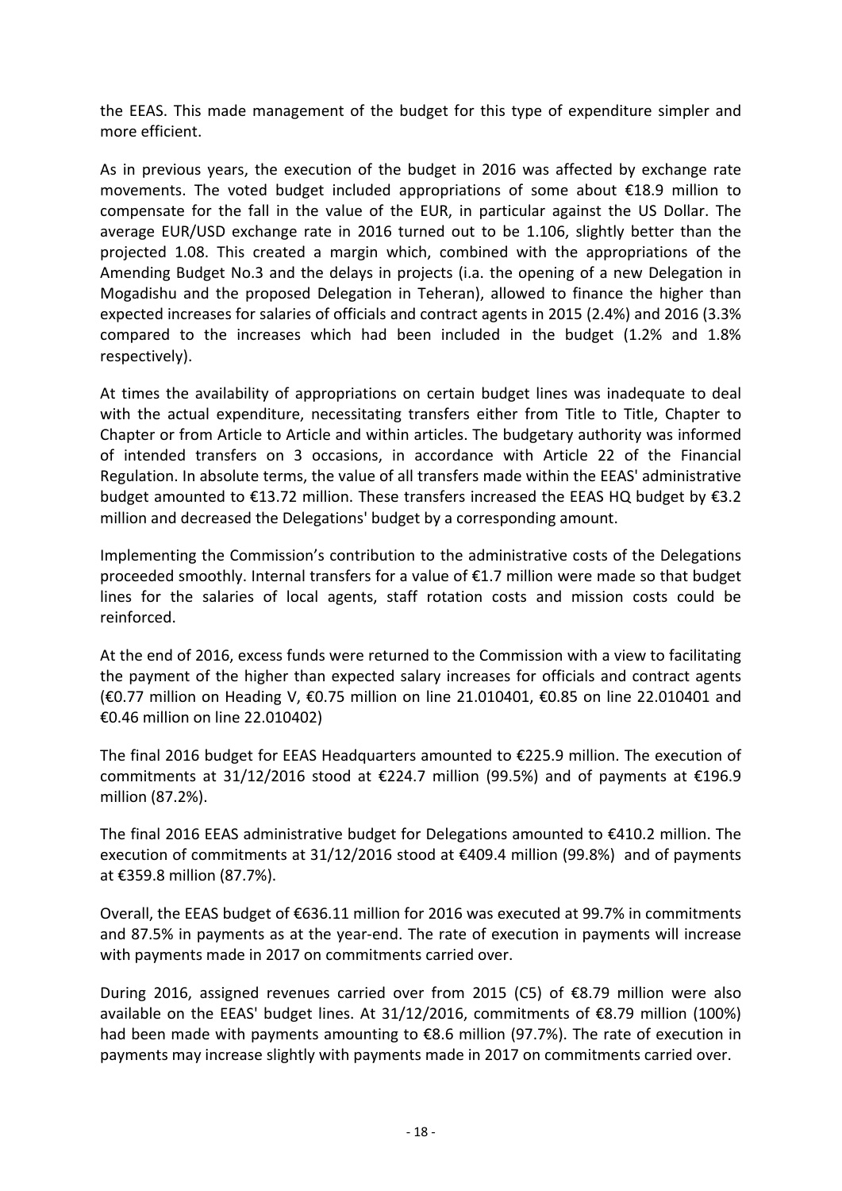the EEAS. This made management of the budget for this type of expenditure simpler and more efficient.

As in previous years, the execution of the budget in 2016 was affected by exchange rate movements. The voted budget included appropriations of some about €18.9 million to compensate for the fall in the value of the EUR, in particular against the US Dollar. The average EUR/USD exchange rate in 2016 turned out to be 1.106, slightly better than the projected 1.08. This created a margin which, combined with the appropriations of the Amending Budget No.3 and the delays in projects (i.a. the opening of a new Delegation in Mogadishu and the proposed Delegation in Teheran), allowed to finance the higher than expected increases for salaries of officials and contract agents in 2015 (2.4%) and 2016 (3.3% compared to the increases which had been included in the budget (1.2% and 1.8% respectively).

At times the availability of appropriations on certain budget lines was inadequate to deal with the actual expenditure, necessitating transfers either from Title to Title, Chapter to Chapter or from Article to Article and within articles. The budgetary authority was informed of intended transfers on 3 occasions, in accordance with Article 22 of the Financial Regulation. In absolute terms, the value of all transfers made within the EEAS' administrative budget amounted to €13.72 million. These transfers increased the EEAS HQ budget by €3.2 million and decreased the Delegations' budget by a corresponding amount.

Implementing the Commission's contribution to the administrative costs of the Delegations proceeded smoothly. Internal transfers for a value of €1.7 million were made so that budget lines for the salaries of local agents, staff rotation costs and mission costs could be reinforced.

At the end of 2016, excess funds were returned to the Commission with a view to facilitating the payment of the higher than expected salary increases for officials and contract agents (€0.77 million on Heading V, €0.75 million on line 21.010401, €0.85 on line 22.010401 and €0.46 million on line 22.010402)

The final 2016 budget for EEAS Headquarters amounted to €225.9 million. The execution of commitments at 31/12/2016 stood at €224.7 million (99.5%) and of payments at €196.9 million (87.2%).

The final 2016 EEAS administrative budget for Delegations amounted to €410.2 million. The execution of commitments at 31/12/2016 stood at €409.4 million (99.8%) and of payments at €359.8 million (87.7%).

Overall, the EEAS budget of €636.11 million for 2016 was executed at 99.7% in commitments and 87.5% in payments as at the year-end. The rate of execution in payments will increase with payments made in 2017 on commitments carried over.

During 2016, assigned revenues carried over from 2015 (C5) of €8.79 million were also available on the EEAS' budget lines. At 31/12/2016, commitments of €8.79 million (100%) had been made with payments amounting to €8.6 million (97.7%). The rate of execution in payments may increase slightly with payments made in 2017 on commitments carried over.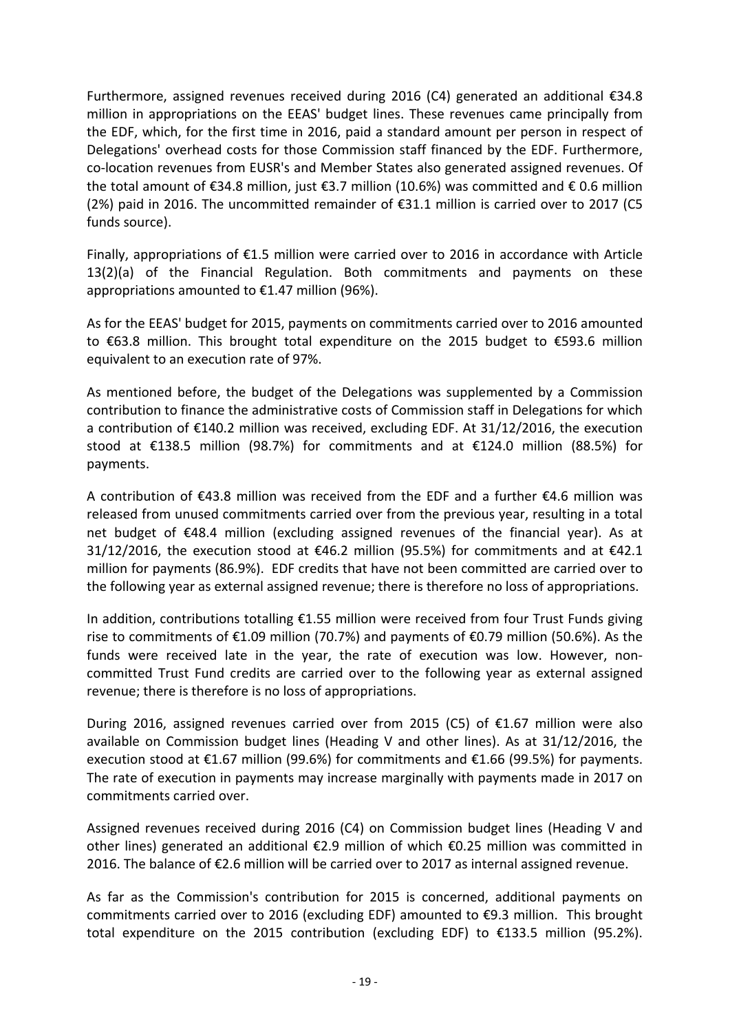Furthermore, assigned revenues received during 2016 (C4) generated an additional €34.8 million in appropriations on the EEAS' budget lines. These revenues came principally from the EDF, which, for the first time in 2016, paid a standard amount per person in respect of Delegations' overhead costs for those Commission staff financed by the EDF. Furthermore, co-location revenues from EUSR's and Member States also generated assigned revenues. Of the total amount of €34.8 million, just €3.7 million (10.6%) was committed and € 0.6 million (2%) paid in 2016. The uncommitted remainder of €31.1 million is carried over to 2017 (C5 funds source).

Finally, appropriations of €1.5 million were carried over to 2016 in accordance with Article 13(2)(a) of the Financial Regulation. Both commitments and payments on these appropriations amounted to €1.47 million (96%).

As for the EEAS' budget for 2015, payments on commitments carried over to 2016 amounted to €63.8 million. This brought total expenditure on the 2015 budget to €593.6 million equivalent to an execution rate of 97%.

As mentioned before, the budget of the Delegations was supplemented by a Commission contribution to finance the administrative costs of Commission staff in Delegations for which a contribution of €140.2 million was received, excluding EDF. At 31/12/2016, the execution stood at €138.5 million (98.7%) for commitments and at €124.0 million (88.5%) for payments.

A contribution of €43.8 million was received from the EDF and a further €4.6 million was released from unused commitments carried over from the previous year, resulting in a total net budget of €48.4 million (excluding assigned revenues of the financial year). As at 31/12/2016, the execution stood at €46.2 million (95.5%) for commitments and at €42.1 million for payments (86.9%). EDF credits that have not been committed are carried over to the following year as external assigned revenue; there is therefore no loss of appropriations.

In addition, contributions totalling €1.55 million were received from four Trust Funds giving rise to commitments of €1.09 million (70.7%) and payments of €0.79 million (50.6%). As the funds were received late in the year, the rate of execution was low. However, non-committed Trust Fund credits are carried over to the following year as external assigned revenue; there is therefore is no loss of appropriations.

During 2016, assigned revenues carried over from 2015 (C5) of €1.67 million were also available on Commission budget lines (Heading V and other lines). As at 31/12/2016, the execution stood at €1.67 million (99.6%) for commitments and €1.66 (99.5%) for payments. The rate of execution in payments may increase marginally with payments made in 2017 on commitments carried over.

Assigned revenues received during 2016 (C4) on Commission budget lines (Heading V and other lines) generated an additional €2.9 million of which €0.25 million was committed in 2016. The balance of €2.6 million will be carried over to 2017 as internal assigned revenue.

As far as the Commission's contribution for 2015 is concerned, additional payments on commitments carried over to 2016 (excluding EDF) amounted to €9.3 million. This brought total expenditure on the 2015 contribution (excluding EDF) to €133.5 million (95.2%).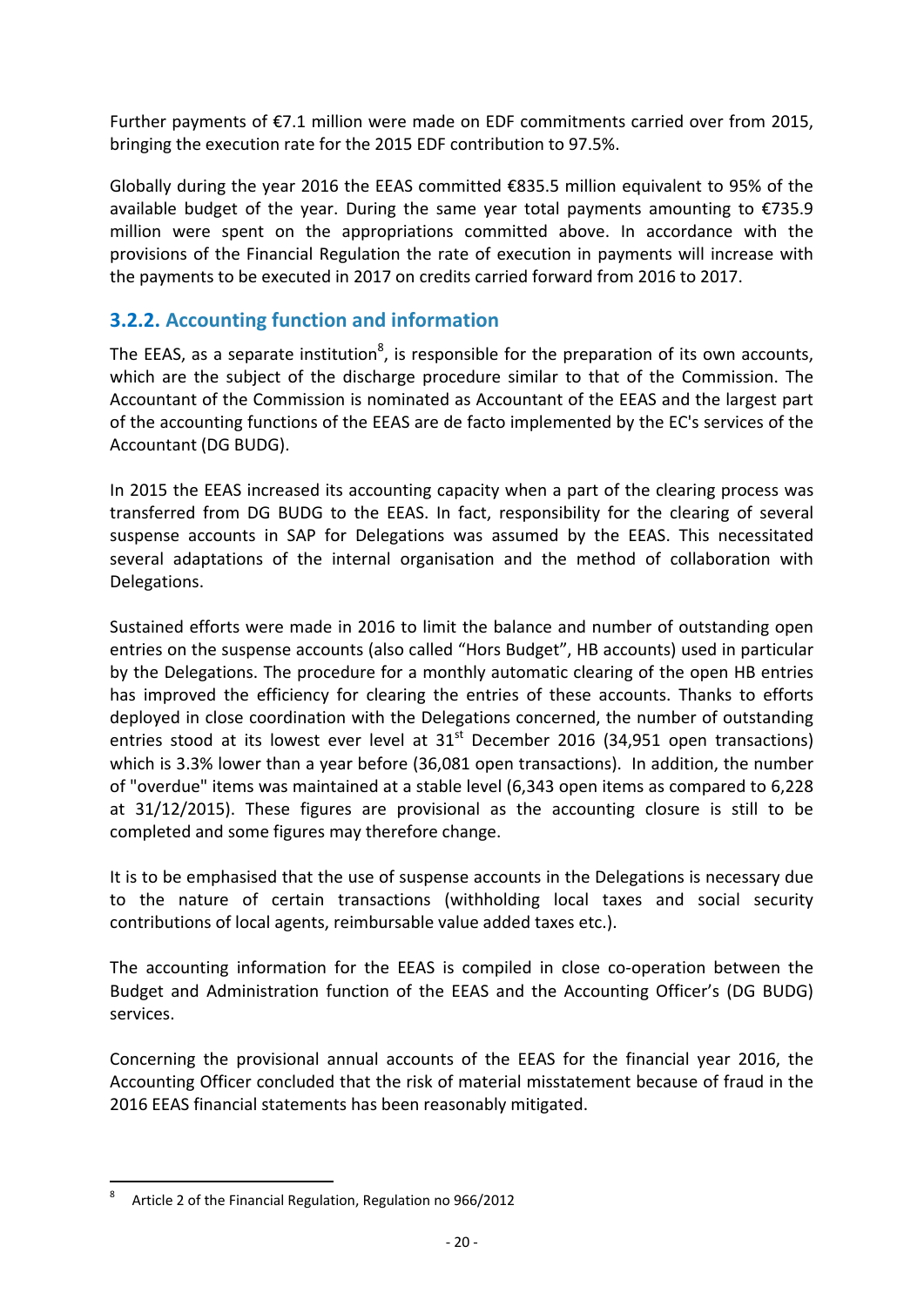Further payments of €7.1 million were made on EDF commitments carried over from 2015, bringing the execution rate for the 2015 EDF contribution to 97.5%.

Globally during the year 2016 the EEAS committed €835.5 million equivalent to 95% of the available budget of the year. During the same year total payments amounting to €735.9 million were spent on the appropriations committed above. In accordance with the provisions of the Financial Regulation the rate of execution in payments will increase with the payments to be executed in 2017 on credits carried forward from 2016 to 2017.

### 3.2.2. Accounting function and information

The EEAS, as a separate institution[8], is responsible for the preparation of its own accounts, which are the subject of the discharge procedure similar to that of the Commission. The Accountant of the Commission is nominated as Accountant of the EEAS and the largest part of the accounting functions of the EEAS are de facto implemented by the EC's services of the Accountant (DG BUDG).

In 2015 the EEAS increased its accounting capacity when a part of the clearing process was transferred from DG BUDG to the EEAS. In fact, responsibility for the clearing of several suspense accounts in SAP for Delegations was assumed by the EEAS. This necessitated several adaptations of the internal organisation and the method of collaboration with Delegations.

Sustained efforts were made in 2016 to limit the balance and number of outstanding open entries on the suspense accounts (also called "Hors Budget", HB accounts) used in particular by the Delegations. The procedure for a monthly automatic clearing of the open HB entries has improved the efficiency for clearing the entries of these accounts. Thanks to efforts deployed in close coordination with the Delegations concerned, the number of outstanding entries stood at its lowest ever level at 31st December 2016 (34,951 open transactions) which is 3.3% lower than a year before (36,081 open transactions). In addition, the number of "overdue" items was maintained at a stable level (6,343 open items as compared to 6,228 at 31/12/2015). These figures are provisional as the accounting closure is still to be completed and some figures may therefore change.

It is to be emphasised that the use of suspense accounts in the Delegations is necessary due to the nature of certain transactions (withholding local taxes and social security contributions of local agents, reimbursable value added taxes etc.).

The accounting information for the EEAS is compiled in close co-operation between the Budget and Administration function of the EEAS and the Accounting Officer's (DG BUDG) services.

Concerning the provisional annual accounts of the EEAS for the financial year 2016, the Accounting Officer concluded that the risk of material misstatement because of fraud in the 2016 EEAS financial statements has been reasonably mitigated.

---

[8] Article 2 of the Financial Regulation, Regulation no 966/2012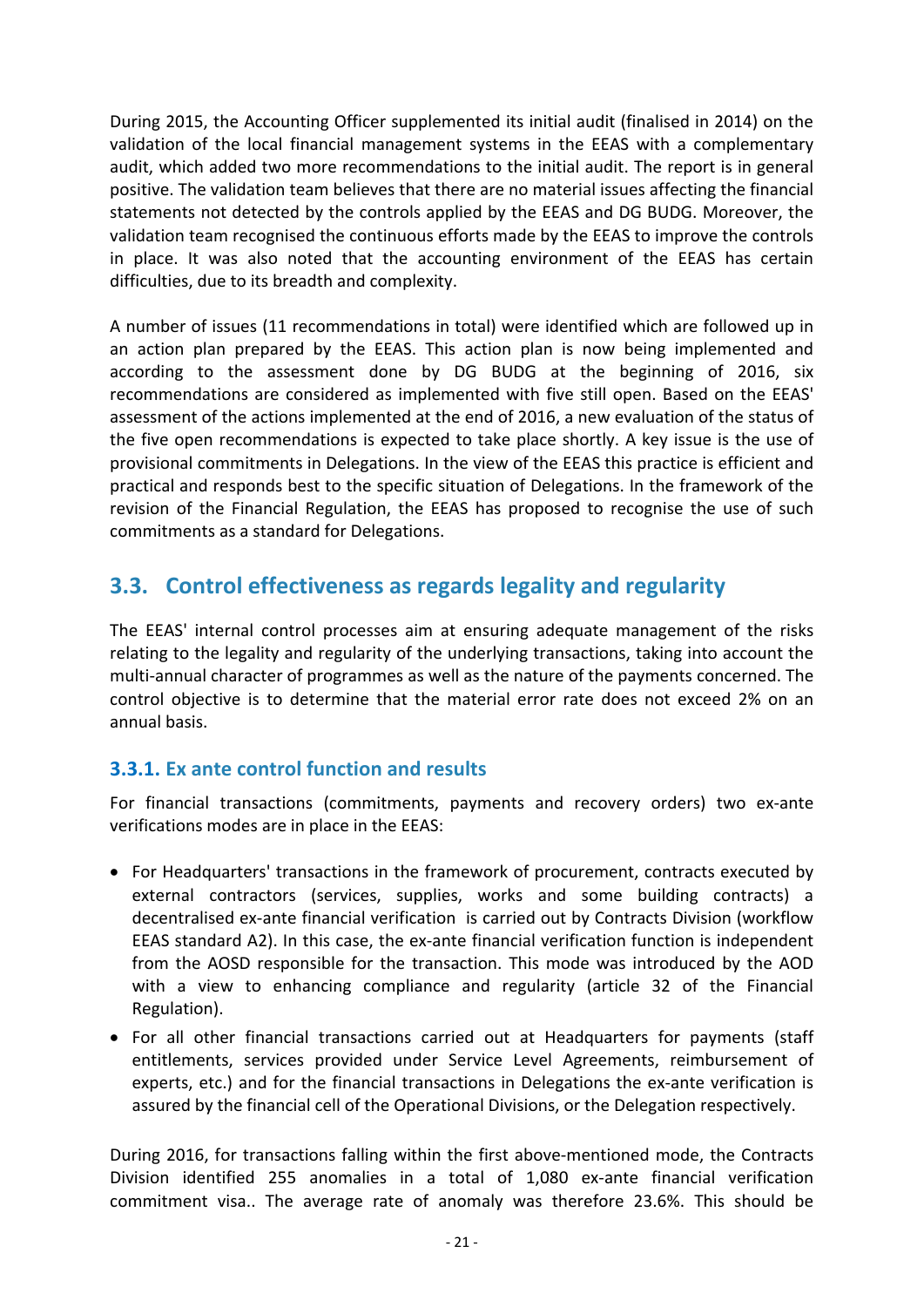During 2015, the Accounting Officer supplemented its initial audit (finalised in 2014) on the validation of the local financial management systems in the EEAS with a complementary audit, which added two more recommendations to the initial audit. The report is in general positive. The validation team believes that there are no material issues affecting the financial statements not detected by the controls applied by the EEAS and DG BUDG. Moreover, the validation team recognised the continuous efforts made by the EEAS to improve the controls in place. It was also noted that the accounting environment of the EEAS has certain difficulties, due to its breadth and complexity.

A number of issues (11 recommendations in total) were identified which are followed up in an action plan prepared by the EEAS. This action plan is now being implemented and according to the assessment done by DG BUDG at the beginning of 2016, six recommendations are considered as implemented with five still open. Based on the EEAS' assessment of the actions implemented at the end of 2016, a new evaluation of the status of the five open recommendations is expected to take place shortly. A key issue is the use of provisional commitments in Delegations. In the view of the EEAS this practice is efficient and practical and responds best to the specific situation of Delegations. In the framework of the revision of the Financial Regulation, the EEAS has proposed to recognise the use of such commitments as a standard for Delegations.

## 3.3. Control effectiveness as regards legality and regularity

The EEAS' internal control processes aim at ensuring adequate management of the risks relating to the legality and regularity of the underlying transactions, taking into account the multi-annual character of programmes as well as the nature of the payments concerned. The control objective is to determine that the material error rate does not exceed 2% on an annual basis.

### 3.3.1. Ex ante control function and results

For financial transactions (commitments, payments and recovery orders) two ex-ante verifications modes are in place in the EEAS:

- For Headquarters' transactions in the framework of procurement, contracts executed by external contractors (services, supplies, works and some building contracts) a decentralised ex-ante financial verification is carried out by Contracts Division (workflow EEAS standard A2). In this case, the ex-ante financial verification function is independent from the AOSD responsible for the transaction. This mode was introduced by the AOD with a view to enhancing compliance and regularity (article 32 of the Financial Regulation).
- For all other financial transactions carried out at Headquarters for payments (staff entitlements, services provided under Service Level Agreements, reimbursement of experts, etc.) and for the financial transactions in Delegations the ex-ante verification is assured by the financial cell of the Operational Divisions, or the Delegation respectively.

During 2016, for transactions falling within the first above-mentioned mode, the Contracts Division identified 255 anomalies in a total of 1,080 ex-ante financial verification commitment visa.. The average rate of anomaly was therefore 23.6%. This should be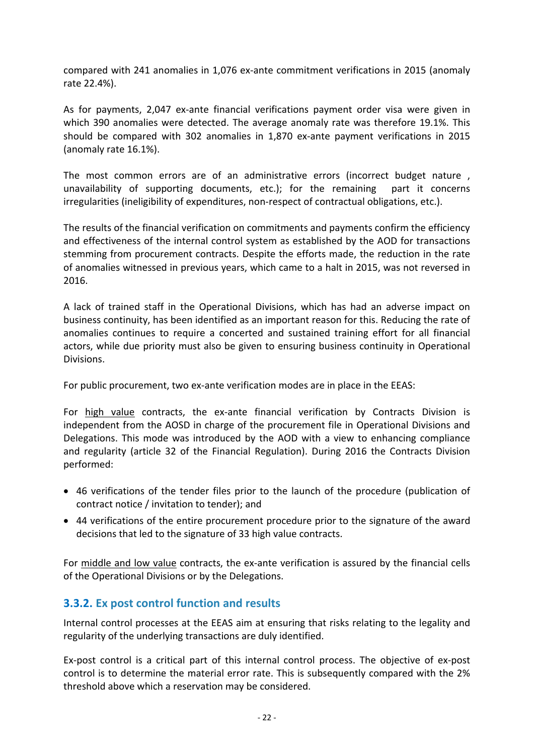compared with 241 anomalies in 1,076 ex-ante commitment verifications in 2015 (anomaly rate 22.4%).

As for payments, 2,047 ex-ante financial verifications payment order visa were given in which 390 anomalies were detected. The average anomaly rate was therefore 19.1%. This should be compared with 302 anomalies in 1,870 ex-ante payment verifications in 2015 (anomaly rate 16.1%).

The most common errors are of an administrative errors (incorrect budget nature , unavailability of supporting documents, etc.); for the remaining part it concerns irregularities (ineligibility of expenditures, non-respect of contractual obligations, etc.).

The results of the financial verification on commitments and payments confirm the efficiency and effectiveness of the internal control system as established by the AOD for transactions stemming from procurement contracts. Despite the efforts made, the reduction in the rate of anomalies witnessed in previous years, which came to a halt in 2015, was not reversed in 2016.

A lack of trained staff in the Operational Divisions, which has had an adverse impact on business continuity, has been identified as an important reason for this. Reducing the rate of anomalies continues to require a concerted and sustained training effort for all financial actors, while due priority must also be given to ensuring business continuity in Operational Divisions.

For public procurement, two ex-ante verification modes are in place in the EEAS:

For high value contracts, the ex-ante financial verification by Contracts Division is independent from the AOSD in charge of the procurement file in Operational Divisions and Delegations. This mode was introduced by the AOD with a view to enhancing compliance and regularity (article 32 of the Financial Regulation). During 2016 the Contracts Division performed:

- 46 verifications of the tender files prior to the launch of the procedure (publication of contract notice / invitation to tender); and
- 44 verifications of the entire procurement procedure prior to the signature of the award decisions that led to the signature of 33 high value contracts.

For middle and low value contracts, the ex-ante verification is assured by the financial cells of the Operational Divisions or by the Delegations.

### 3.3.2. Ex post control function and results

Internal control processes at the EEAS aim at ensuring that risks relating to the legality and regularity of the underlying transactions are duly identified.

Ex-post control is a critical part of this internal control process. The objective of ex-post control is to determine the material error rate. This is subsequently compared with the 2% threshold above which a reservation may be considered.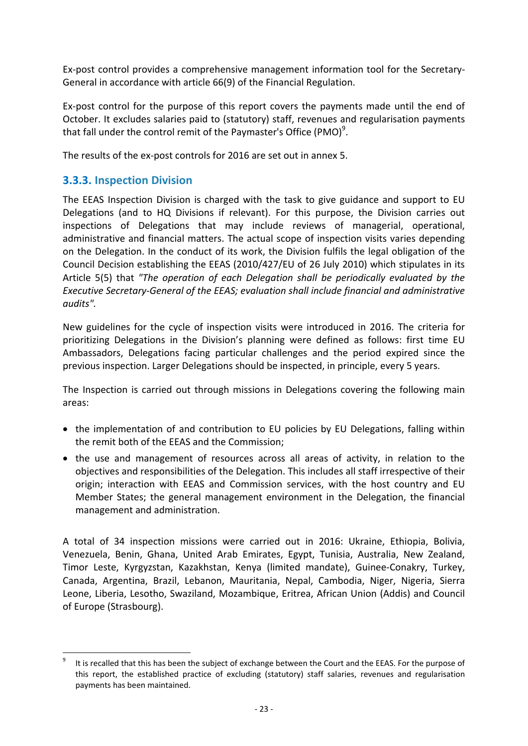Ex-post control provides a comprehensive management information tool for the Secretary-General in accordance with article 66(9) of the Financial Regulation.

Ex-post control for the purpose of this report covers the payments made until the end of October. It excludes salaries paid to (statutory) staff, revenues and regularisation payments that fall under the control remit of the Paymaster's Office (PMO)[9].

The results of the ex-post controls for 2016 are set out in annex 5.

### 3.3.3. Inspection Division

The EEAS Inspection Division is charged with the task to give guidance and support to EU Delegations (and to HQ Divisions if relevant). For this purpose, the Division carries out inspections of Delegations that may include reviews of managerial, operational, administrative and financial matters. The actual scope of inspection visits varies depending on the Delegation. In the conduct of its work, the Division fulfils the legal obligation of the Council Decision establishing the EEAS (2010/427/EU of 26 July 2010) which stipulates in its Article 5(5) that *"The operation of each Delegation shall be periodically evaluated by the Executive Secretary-General of the EEAS; evaluation shall include financial and administrative audits".*

New guidelines for the cycle of inspection visits were introduced in 2016. The criteria for prioritizing Delegations in the Division's planning were defined as follows: first time EU Ambassadors, Delegations facing particular challenges and the period expired since the previous inspection. Larger Delegations should be inspected, in principle, every 5 years.

The Inspection is carried out through missions in Delegations covering the following main areas:

- the implementation of and contribution to EU policies by EU Delegations, falling within the remit both of the EEAS and the Commission;
- the use and management of resources across all areas of activity, in relation to the objectives and responsibilities of the Delegation. This includes all staff irrespective of their origin; interaction with EEAS and Commission services, with the host country and EU Member States; the general management environment in the Delegation, the financial management and administration.

A total of 34 inspection missions were carried out in 2016: Ukraine, Ethiopia, Bolivia, Venezuela, Benin, Ghana, United Arab Emirates, Egypt, Tunisia, Australia, New Zealand, Timor Leste, Kyrgyzstan, Kazakhstan, Kenya (limited mandate), Guinee-Conakry, Turkey, Canada, Argentina, Brazil, Lebanon, Mauritania, Nepal, Cambodia, Niger, Nigeria, Sierra Leone, Liberia, Lesotho, Swaziland, Mozambique, Eritrea, African Union (Addis) and Council of Europe (Strasbourg).

---

[9] It is recalled that this has been the subject of exchange between the Court and the EEAS. For the purpose of this report, the established practice of excluding (statutory) staff salaries, revenues and regularisation payments has been maintained.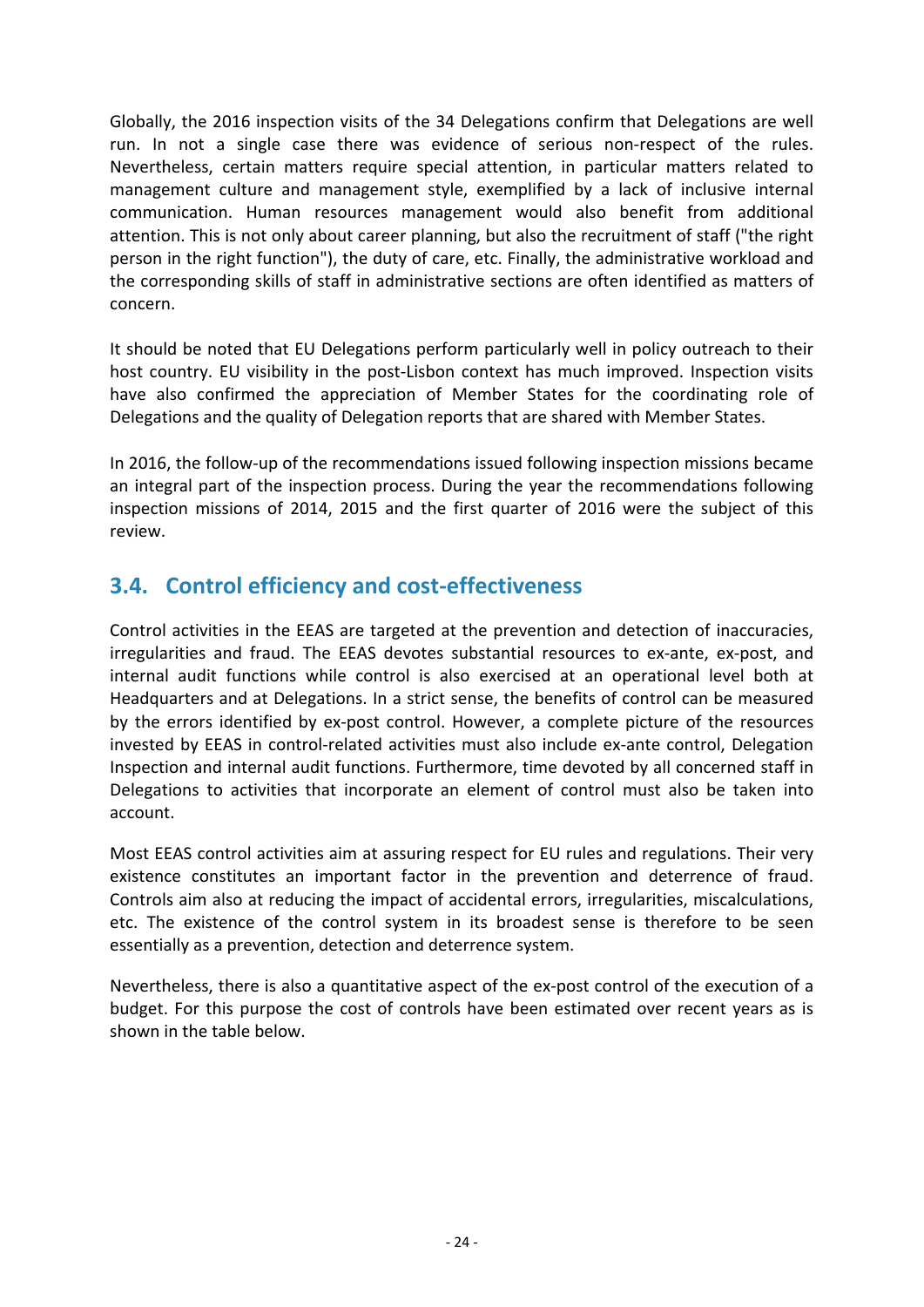Globally, the 2016 inspection visits of the 34 Delegations confirm that Delegations are well run. In not a single case there was evidence of serious non-respect of the rules. Nevertheless, certain matters require special attention, in particular matters related to management culture and management style, exemplified by a lack of inclusive internal communication. Human resources management would also benefit from additional attention. This is not only about career planning, but also the recruitment of staff ("the right person in the right function"), the duty of care, etc. Finally, the administrative workload and the corresponding skills of staff in administrative sections are often identified as matters of concern.

It should be noted that EU Delegations perform particularly well in policy outreach to their host country. EU visibility in the post-Lisbon context has much improved. Inspection visits have also confirmed the appreciation of Member States for the coordinating role of Delegations and the quality of Delegation reports that are shared with Member States.

In 2016, the follow-up of the recommendations issued following inspection missions became an integral part of the inspection process. During the year the recommendations following inspection missions of 2014, 2015 and the first quarter of 2016 were the subject of this review.

## 3.4. Control efficiency and cost-effectiveness

Control activities in the EEAS are targeted at the prevention and detection of inaccuracies, irregularities and fraud. The EEAS devotes substantial resources to ex-ante, ex-post, and internal audit functions while control is also exercised at an operational level both at Headquarters and at Delegations. In a strict sense, the benefits of control can be measured by the errors identified by ex-post control. However, a complete picture of the resources invested by EEAS in control-related activities must also include ex-ante control, Delegation Inspection and internal audit functions. Furthermore, time devoted by all concerned staff in Delegations to activities that incorporate an element of control must also be taken into account.

Most EEAS control activities aim at assuring respect for EU rules and regulations. Their very existence constitutes an important factor in the prevention and deterrence of fraud. Controls aim also at reducing the impact of accidental errors, irregularities, miscalculations, etc. The existence of the control system in its broadest sense is therefore to be seen essentially as a prevention, detection and deterrence system.

Nevertheless, there is also a quantitative aspect of the ex-post control of the execution of a budget. For this purpose the cost of controls have been estimated over recent years as is shown in the table below.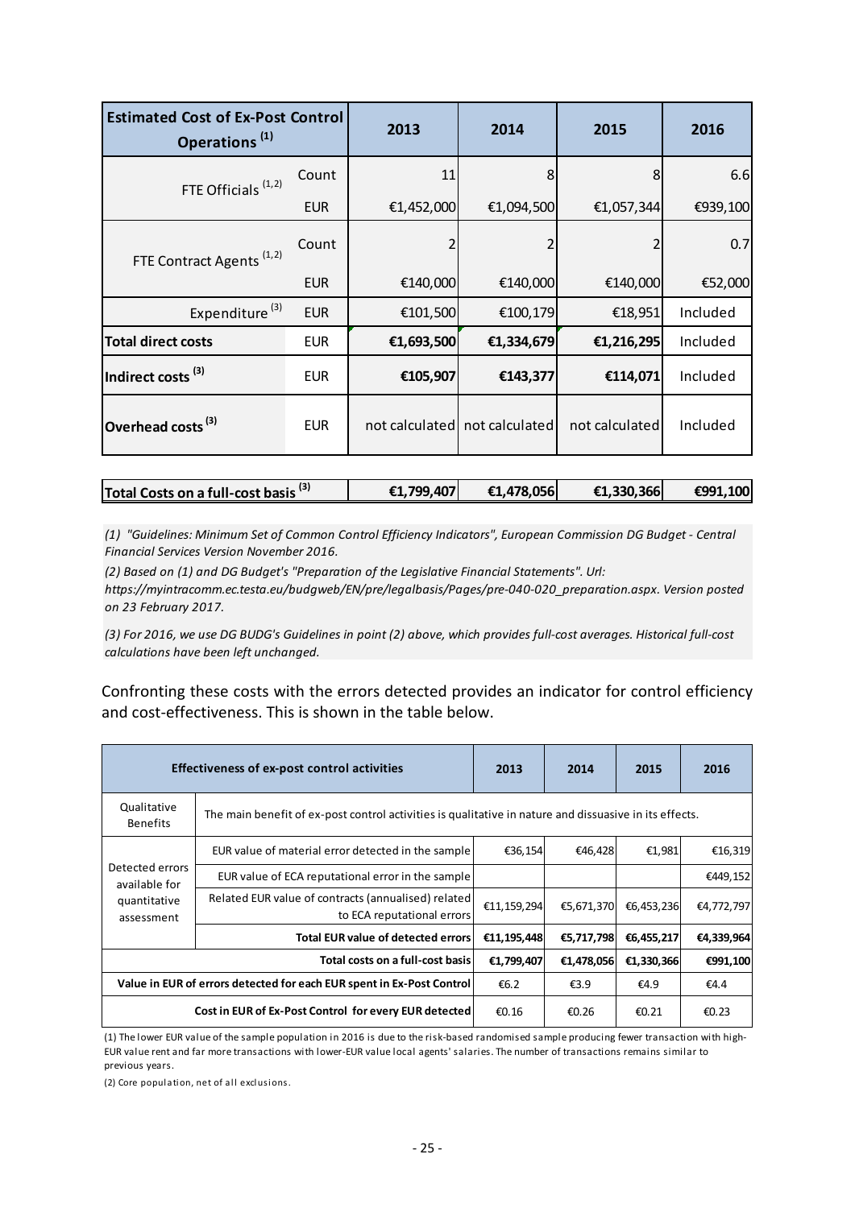| Estimated Cost of Ex-Post Control Operations [1] | | 2013 | 2014 | 2015 | 2016 |
|---|---|---|---|---|---|
| FTE Officials [1,2] | Count | 11 | 8 | 8 | 6.6 |
| | EUR | €1,452,000 | €1,094,500 | €1,057,344 | €939,100 |
| FTE Contract Agents [1,2] | Count | 2 | 2 | 2 | 0.7 |
| | EUR | €140,000 | €140,000 | €140,000 | €52,000 |
| Expenditure [3] | EUR | €101,500 | €100,179 | €18,951 | Included |
| **Total direct costs** | EUR | **€1,693,500** | **€1,334,679** | **€1,216,295** | Included |
| **Indirect costs [3]** | EUR | **€105,907** | **€143,377** | **€114,071** | Included |
| **Overhead costs [3]** | EUR | not calculated | not calculated | not calculated | Included |
| **Total Costs on a full-cost basis [3]** | | **€1,799,407** | **€1,478,056** | **€1,330,366** | **€991,100** |

*(1) "Guidelines: Minimum Set of Common Control Efficiency Indicators", European Commission DG Budget - Central Financial Services Version November 2016.*

*(2) Based on (1) and DG Budget's "Preparation of the Legislative Financial Statements". Url: https://myintracomm.ec.testa.eu/budgweb/EN/pre/legalbasis/Pages/pre-040-020_preparation.aspx. Version posted on 23 February 2017.*

*(3) For 2016, we use DG BUDG's Guidelines in point (2) above, which provides full-cost averages. Historical full-cost calculations have been left unchanged.*

Confronting these costs with the errors detected provides an indicator for control efficiency and cost-effectiveness. This is shown in the table below.

| Effectiveness of ex-post control activities | | 2013 | 2014 | 2015 | 2016 |
|---|---|---|---|---|---|
| Qualitative Benefits | The main benefit of ex-post control activities is qualitative in nature and dissuasive in its effects. | | | | |
| Detected errors available for quantitative assessment | EUR value of material error detected in the sample | €36,154 | €46,428 | €1,981 | €16,319 |
| | EUR value of ECA reputational error in the sample | | | | €449,152 |
| | Related EUR value of contracts (annualised) related to ECA reputational errors | €11,159,294 | €5,671,370 | €6,453,236 | €4,772,797 |
| | **Total EUR value of detected errors** | **€11,195,448** | **€5,717,798** | **€6,455,217** | **€4,339,964** |
| **Total costs on a full-cost basis** | | **€1,799,407** | **€1,478,056** | **€1,330,366** | **€991,100** |
| **Value in EUR of errors detected for each EUR spent in Ex-Post Control** | | €6.2 | €3.9 | €4.9 | €4.4 |
| **Cost in EUR of Ex-Post Control for every EUR detected** | | €0.16 | €0.26 | €0.21 | €0.23 |

(1) The lower EUR value of the sample population in 2016 is due to the risk-based randomised sample producing fewer transaction with high-EUR value rent and far more transactions with lower-EUR value local agents' salaries. The number of transactions remains similar to previous years.

(2) Core population, net of all exclusions.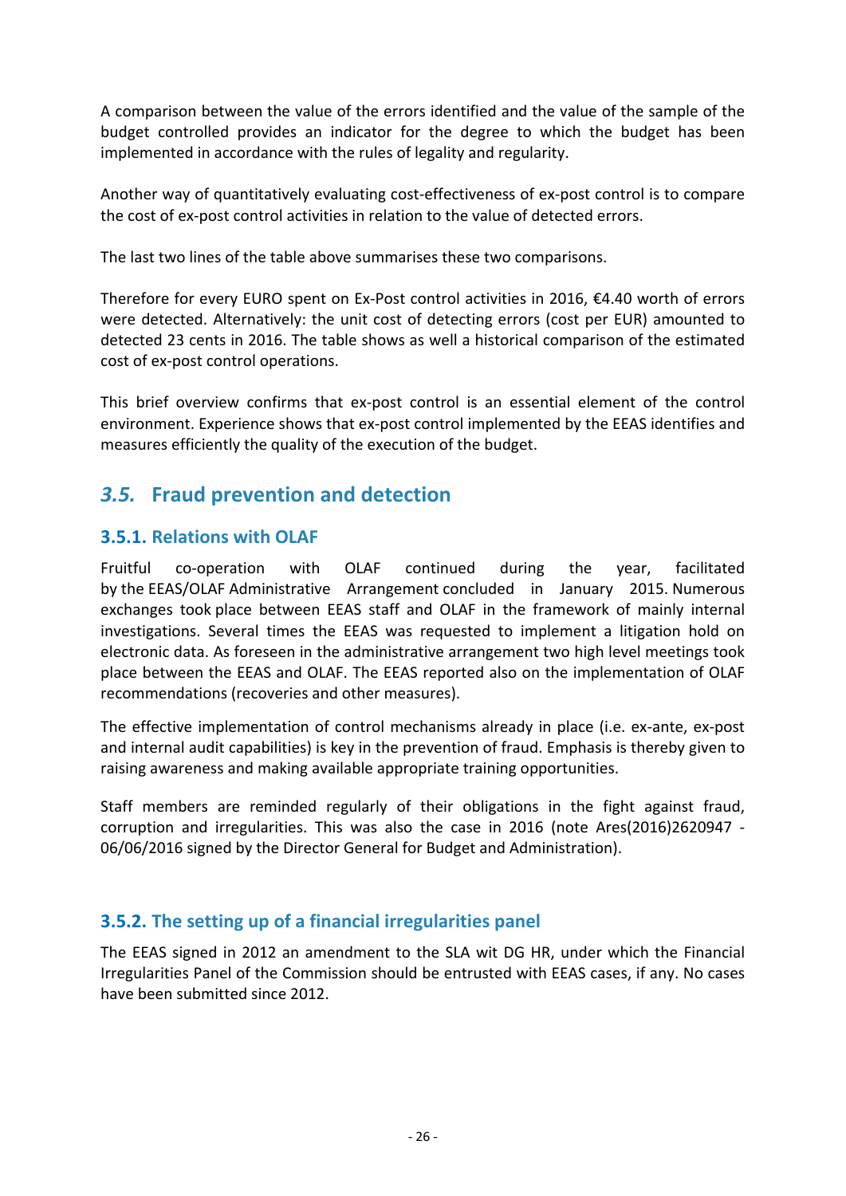A comparison between the value of the errors identified and the value of the sample of the budget controlled provides an indicator for the degree to which the budget has been implemented in accordance with the rules of legality and regularity.

Another way of quantitatively evaluating cost-effectiveness of ex-post control is to compare the cost of ex-post control activities in relation to the value of detected errors.

The last two lines of the table above summarises these two comparisons.

Therefore for every EURO spent on Ex-Post control activities in 2016, €4.40 worth of errors were detected. Alternatively: the unit cost of detecting errors (cost per EUR) amounted to detected 23 cents in 2016. The table shows as well a historical comparison of the estimated cost of ex-post control operations.

This brief overview confirms that ex-post control is an essential element of the control environment. Experience shows that ex-post control implemented by the EEAS identifies and measures efficiently the quality of the execution of the budget.

## *3.5.* Fraud prevention and detection

### 3.5.1. Relations with OLAF

Fruitful co-operation with OLAF continued during the year, facilitated by the EEAS/OLAF Administrative Arrangement concluded in January 2015. Numerous exchanges took place between EEAS staff and OLAF in the framework of mainly internal investigations. Several times the EEAS was requested to implement a litigation hold on electronic data. As foreseen in the administrative arrangement two high level meetings took place between the EEAS and OLAF. The EEAS reported also on the implementation of OLAF recommendations (recoveries and other measures).

The effective implementation of control mechanisms already in place (i.e. ex-ante, ex-post and internal audit capabilities) is key in the prevention of fraud. Emphasis is thereby given to raising awareness and making available appropriate training opportunities.

Staff members are reminded regularly of their obligations in the fight against fraud, corruption and irregularities. This was also the case in 2016 (note Ares(2016)2620947 - 06/06/2016 signed by the Director General for Budget and Administration).

### 3.5.2. The setting up of a financial irregularities panel

The EEAS signed in 2012 an amendment to the SLA wit DG HR, under which the Financial Irregularities Panel of the Commission should be entrusted with EEAS cases, if any. No cases have been submitted since 2012.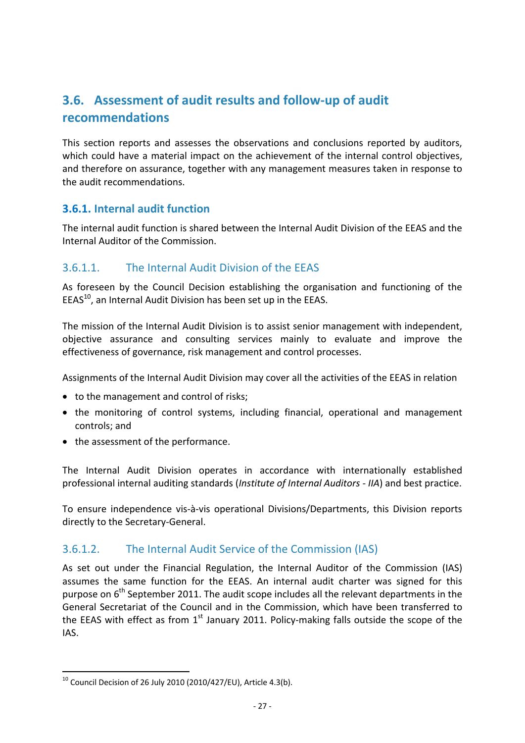## 3.6. Assessment of audit results and follow-up of audit recommendations

This section reports and assesses the observations and conclusions reported by auditors, which could have a material impact on the achievement of the internal control objectives, and therefore on assurance, together with any management measures taken in response to the audit recommendations.

### 3.6.1. Internal audit function

The internal audit function is shared between the Internal Audit Division of the EEAS and the Internal Auditor of the Commission.

#### 3.6.1.1. The Internal Audit Division of the EEAS

As foreseen by the Council Decision establishing the organisation and functioning of the EEAS[10], an Internal Audit Division has been set up in the EEAS.

The mission of the Internal Audit Division is to assist senior management with independent, objective assurance and consulting services mainly to evaluate and improve the effectiveness of governance, risk management and control processes.

Assignments of the Internal Audit Division may cover all the activities of the EEAS in relation

- to the management and control of risks;
- the monitoring of control systems, including financial, operational and management controls; and
- the assessment of the performance.

The Internal Audit Division operates in accordance with internationally established professional internal auditing standards (*Institute of Internal Auditors - IIA*) and best practice.

To ensure independence vis-à-vis operational Divisions/Departments, this Division reports directly to the Secretary-General.

#### 3.6.1.2. The Internal Audit Service of the Commission (IAS)

As set out under the Financial Regulation, the Internal Auditor of the Commission (IAS) assumes the same function for the EEAS. An internal audit charter was signed for this purpose on 6th September 2011. The audit scope includes all the relevant departments in the General Secretariat of the Council and in the Commission, which have been transferred to the EEAS with effect as from 1st January 2011. Policy-making falls outside the scope of the IAS.

[10] Council Decision of 26 July 2010 (2010/427/EU), Article 4.3(b).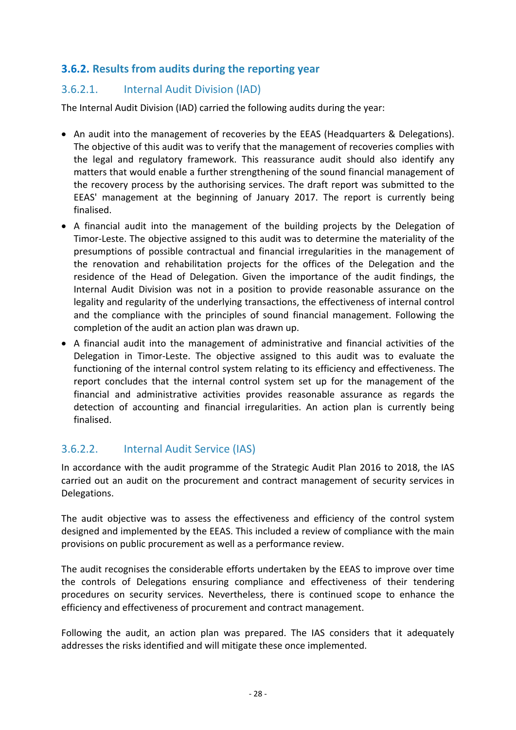### 3.6.2. Results from audits during the reporting year

#### 3.6.2.1. Internal Audit Division (IAD)

The Internal Audit Division (IAD) carried the following audits during the year:

- An audit into the management of recoveries by the EEAS (Headquarters & Delegations). The objective of this audit was to verify that the management of recoveries complies with the legal and regulatory framework. This reassurance audit should also identify any matters that would enable a further strengthening of the sound financial management of the recovery process by the authorising services. The draft report was submitted to the EEAS' management at the beginning of January 2017. The report is currently being finalised.
- A financial audit into the management of the building projects by the Delegation of Timor-Leste. The objective assigned to this audit was to determine the materiality of the presumptions of possible contractual and financial irregularities in the management of the renovation and rehabilitation projects for the offices of the Delegation and the residence of the Head of Delegation. Given the importance of the audit findings, the Internal Audit Division was not in a position to provide reasonable assurance on the legality and regularity of the underlying transactions, the effectiveness of internal control and the compliance with the principles of sound financial management. Following the completion of the audit an action plan was drawn up.
- A financial audit into the management of administrative and financial activities of the Delegation in Timor-Leste. The objective assigned to this audit was to evaluate the functioning of the internal control system relating to its efficiency and effectiveness. The report concludes that the internal control system set up for the management of the financial and administrative activities provides reasonable assurance as regards the detection of accounting and financial irregularities. An action plan is currently being finalised.

#### 3.6.2.2. Internal Audit Service (IAS)

In accordance with the audit programme of the Strategic Audit Plan 2016 to 2018, the IAS carried out an audit on the procurement and contract management of security services in Delegations.

The audit objective was to assess the effectiveness and efficiency of the control system designed and implemented by the EEAS. This included a review of compliance with the main provisions on public procurement as well as a performance review.

The audit recognises the considerable efforts undertaken by the EEAS to improve over time the controls of Delegations ensuring compliance and effectiveness of their tendering procedures on security services. Nevertheless, there is continued scope to enhance the efficiency and effectiveness of procurement and contract management.

Following the audit, an action plan was prepared. The IAS considers that it adequately addresses the risks identified and will mitigate these once implemented.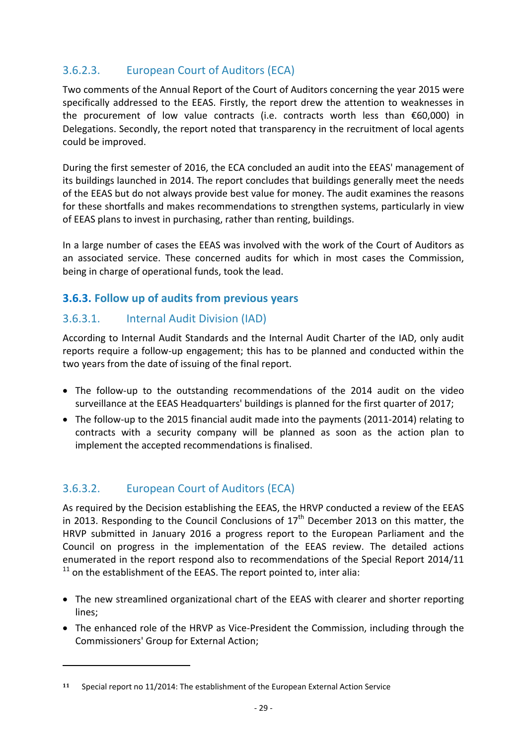#### 3.6.2.3. European Court of Auditors (ECA)

Two comments of the Annual Report of the Court of Auditors concerning the year 2015 were specifically addressed to the EEAS. Firstly, the report drew the attention to weaknesses in the procurement of low value contracts (i.e. contracts worth less than €60,000) in Delegations. Secondly, the report noted that transparency in the recruitment of local agents could be improved.

During the first semester of 2016, the ECA concluded an audit into the EEAS' management of its buildings launched in 2014. The report concludes that buildings generally meet the needs of the EEAS but do not always provide best value for money. The audit examines the reasons for these shortfalls and makes recommendations to strengthen systems, particularly in view of EEAS plans to invest in purchasing, rather than renting, buildings.

In a large number of cases the EEAS was involved with the work of the Court of Auditors as an associated service. These concerned audits for which in most cases the Commission, being in charge of operational funds, took the lead.

### 3.6.3. Follow up of audits from previous years

#### 3.6.3.1. Internal Audit Division (IAD)

According to Internal Audit Standards and the Internal Audit Charter of the IAD, only audit reports require a follow-up engagement; this has to be planned and conducted within the two years from the date of issuing of the final report.

- The follow-up to the outstanding recommendations of the 2014 audit on the video surveillance at the EEAS Headquarters' buildings is planned for the first quarter of 2017;
- The follow-up to the 2015 financial audit made into the payments (2011-2014) relating to contracts with a security company will be planned as soon as the action plan to implement the accepted recommendations is finalised.

#### 3.6.3.2. European Court of Auditors (ECA)

As required by the Decision establishing the EEAS, the HRVP conducted a review of the EEAS in 2013. Responding to the Council Conclusions of 17th December 2013 on this matter, the HRVP submitted in January 2016 a progress report to the European Parliament and the Council on progress in the implementation of the EEAS review. The detailed actions enumerated in the report respond also to recommendations of the Special Report 2014/11 [11] on the establishment of the EEAS. The report pointed to, inter alia:

- The new streamlined organizational chart of the EEAS with clearer and shorter reporting lines;
- The enhanced role of the HRVP as Vice-President the Commission, including through the Commissioners' Group for External Action;

[11] Special report no 11/2014: The establishment of the European External Action Service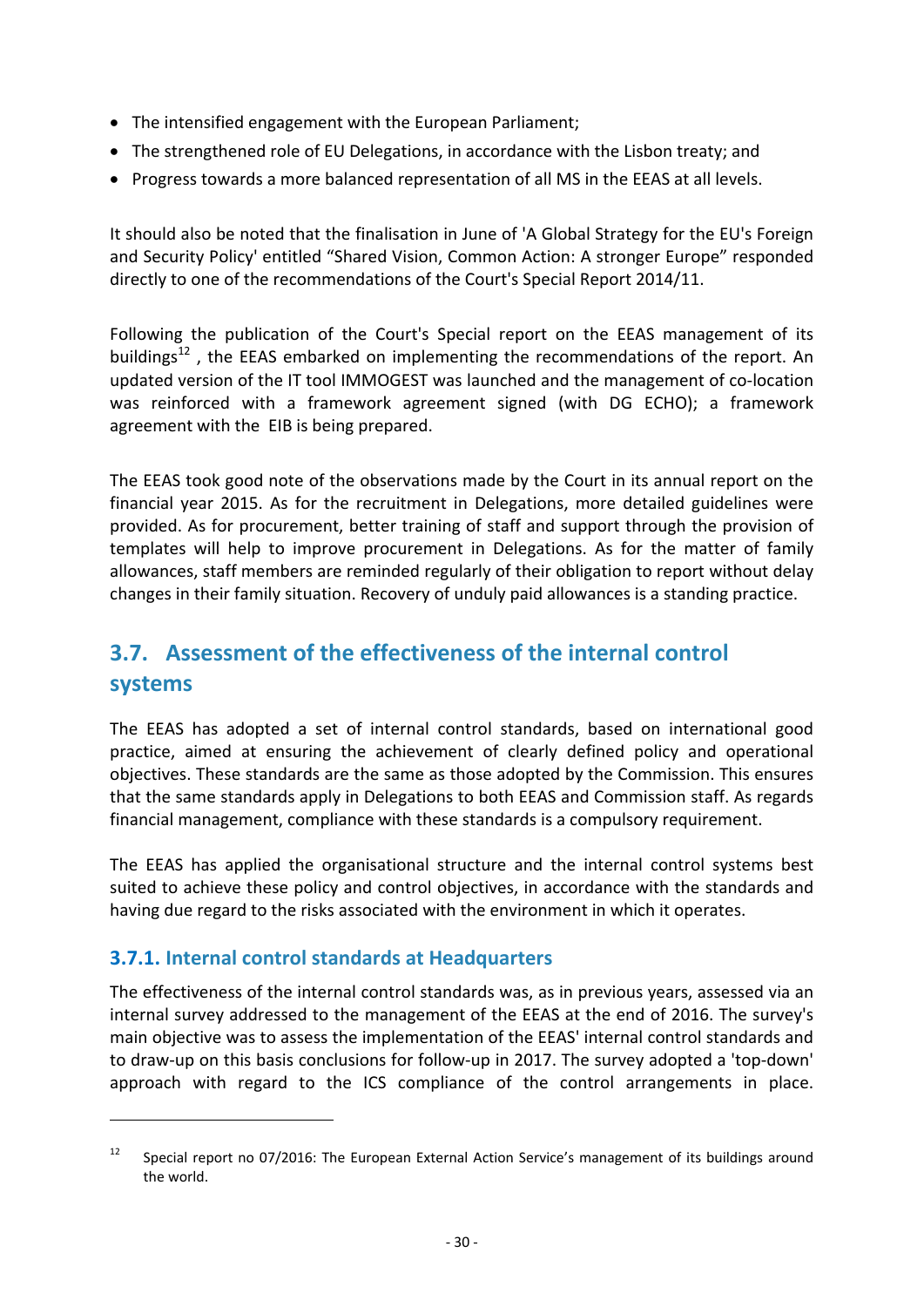- The intensified engagement with the European Parliament;
- The strengthened role of EU Delegations, in accordance with the Lisbon treaty; and
- Progress towards a more balanced representation of all MS in the EEAS at all levels.

It should also be noted that the finalisation in June of 'A Global Strategy for the EU's Foreign and Security Policy' entitled “Shared Vision, Common Action: A stronger Europe” responded directly to one of the recommendations of the Court's Special Report 2014/11.

Following the publication of the Court's Special report on the EEAS management of its buildings[12] , the EEAS embarked on implementing the recommendations of the report. An updated version of the IT tool IMMOGEST was launched and the management of co-location was reinforced with a framework agreement signed (with DG ECHO); a framework agreement with the EIB is being prepared.

The EEAS took good note of the observations made by the Court in its annual report on the financial year 2015. As for the recruitment in Delegations, more detailed guidelines were provided. As for procurement, better training of staff and support through the provision of templates will help to improve procurement in Delegations. As for the matter of family allowances, staff members are reminded regularly of their obligation to report without delay changes in their family situation. Recovery of unduly paid allowances is a standing practice.

## 3.7. Assessment of the effectiveness of the internal control systems

The EEAS has adopted a set of internal control standards, based on international good practice, aimed at ensuring the achievement of clearly defined policy and operational objectives. These standards are the same as those adopted by the Commission. This ensures that the same standards apply in Delegations to both EEAS and Commission staff. As regards financial management, compliance with these standards is a compulsory requirement.

The EEAS has applied the organisational structure and the internal control systems best suited to achieve these policy and control objectives, in accordance with the standards and having due regard to the risks associated with the environment in which it operates.

### 3.7.1. Internal control standards at Headquarters

The effectiveness of the internal control standards was, as in previous years, assessed via an internal survey addressed to the management of the EEAS at the end of 2016. The survey's main objective was to assess the implementation of the EEAS' internal control standards and to draw-up on this basis conclusions for follow-up in 2017. The survey adopted a 'top-down' approach with regard to the ICS compliance of the control arrangements in place.

[12] Special report no 07/2016: The European External Action Service’s management of its buildings around the world.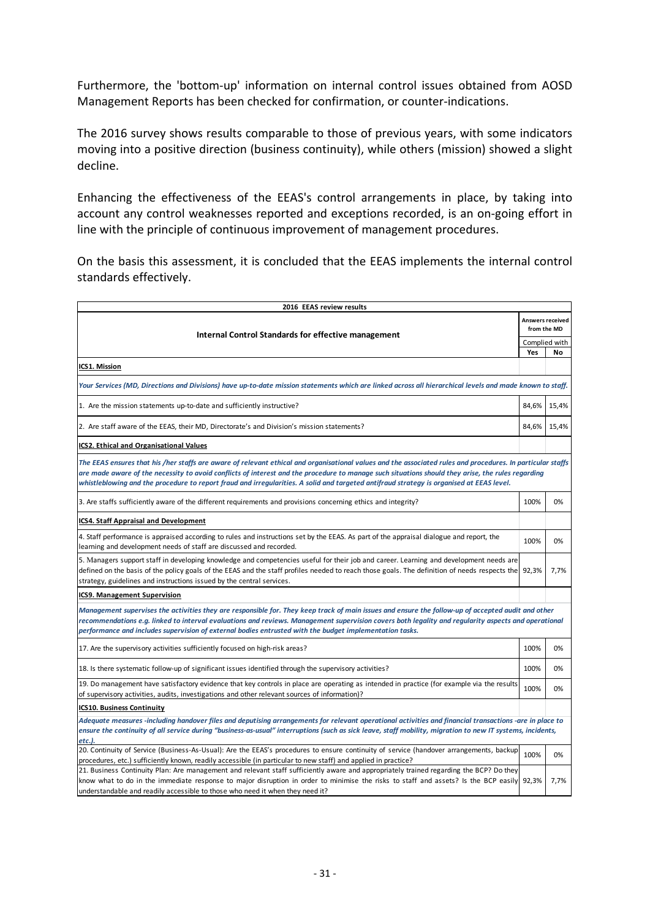Furthermore, the 'bottom-up' information on internal control issues obtained from AOSD Management Reports has been checked for confirmation, or counter-indications.

The 2016 survey shows results comparable to those of previous years, with some indicators moving into a positive direction (business continuity), while others (mission) showed a slight decline.

Enhancing the effectiveness of the EEAS's control arrangements in place, by taking into account any control weaknesses reported and exceptions recorded, is an on-going effort in line with the principle of continuous improvement of management procedures.

On the basis this assessment, it is concluded that the EEAS implements the internal control standards effectively.

| 2016 EEAS review results | | |
|---|---|---|
| **Internal Control Standards for effective management** | **Answers received from the MD** | |
| | Complied with | |
| | **Yes** | **No** |
| **ICS1. Mission** | | |
| *Your Services (MD, Directions and Divisions) have up-to-date mission statements which are linked across all hierarchical levels and made known to staff.* | | |
| 1. Are the mission statements up-to-date and sufficiently instructive? | 84,6% | 15,4% |
| 2. Are staff aware of the EEAS, their MD, Directorate's and Division's mission statements? | 84,6% | 15,4% |
| **ICS2. Ethical and Organisational Values** | | |
| *The EEAS ensures that his /her staffs are aware of relevant ethical and organisational values and the associated rules and procedures. In particular staffs are made aware of the necessity to avoid conflicts of interest and the procedure to manage such situations should they arise, the rules regarding whistleblowing and the procedure to report fraud and irregularities. A solid and targeted antifraud strategy is organised at EEAS level.* | | |
| 3. Are staffs sufficiently aware of the different requirements and provisions concerning ethics and integrity? | 100% | 0% |
| **ICS4. Staff Appraisal and Development** | | |
| 4. Staff performance is appraised according to rules and instructions set by the EEAS. As part of the appraisal dialogue and report, the learning and development needs of staff are discussed and recorded. | 100% | 0% |
| 5. Managers support staff in developing knowledge and competencies useful for their job and career. Learning and development needs are defined on the basis of the policy goals of the EEAS and the staff profiles needed to reach those goals. The definition of needs respects the strategy, guidelines and instructions issued by the central services. | 92,3% | 7,7% |
| **ICS9. Management Supervision** | | |
| *Management supervises the activities they are responsible for. They keep track of main issues and ensure the follow-up of accepted audit and other recommendations e.g. linked to interval evaluations and reviews. Management supervision covers both legality and regularity aspects and operational performance and includes supervision of external bodies entrusted with the budget implementation tasks.* | | |
| 17. Are the supervisory activities sufficiently focused on high-risk areas? | 100% | 0% |
| 18. Is there systematic follow-up of significant issues identified through the supervisory activities? | 100% | 0% |
| 19. Do management have satisfactory evidence that key controls in place are operating as intended in practice (for example via the results of supervisory activities, audits, investigations and other relevant sources of information)? | 100% | 0% |
| **ICS10. Business Continuity** | | |
| *Adequate measures -including handover files and deputising arrangements for relevant operational activities and financial transactions -are in place to ensure the continuity of all service during "business-as-usual" interruptions (such as sick leave, staff mobility, migration to new IT systems, incidents, etc.).* | | |
| 20. Continuity of Service (Business-As-Usual): Are the EEAS's procedures to ensure continuity of service (handover arrangements, backup procedures, etc.) sufficiently known, readily accessible (in particular to new staff) and applied in practice? | 100% | 0% |
| 21. Business Continuity Plan: Are management and relevant staff sufficiently aware and appropriately trained regarding the BCP? Do they know what to do in the immediate response to major disruption in order to minimise the risks to staff and assets? Is the BCP easily understandable and readily accessible to those who need it when they need it? | 92,3% | 7,7% |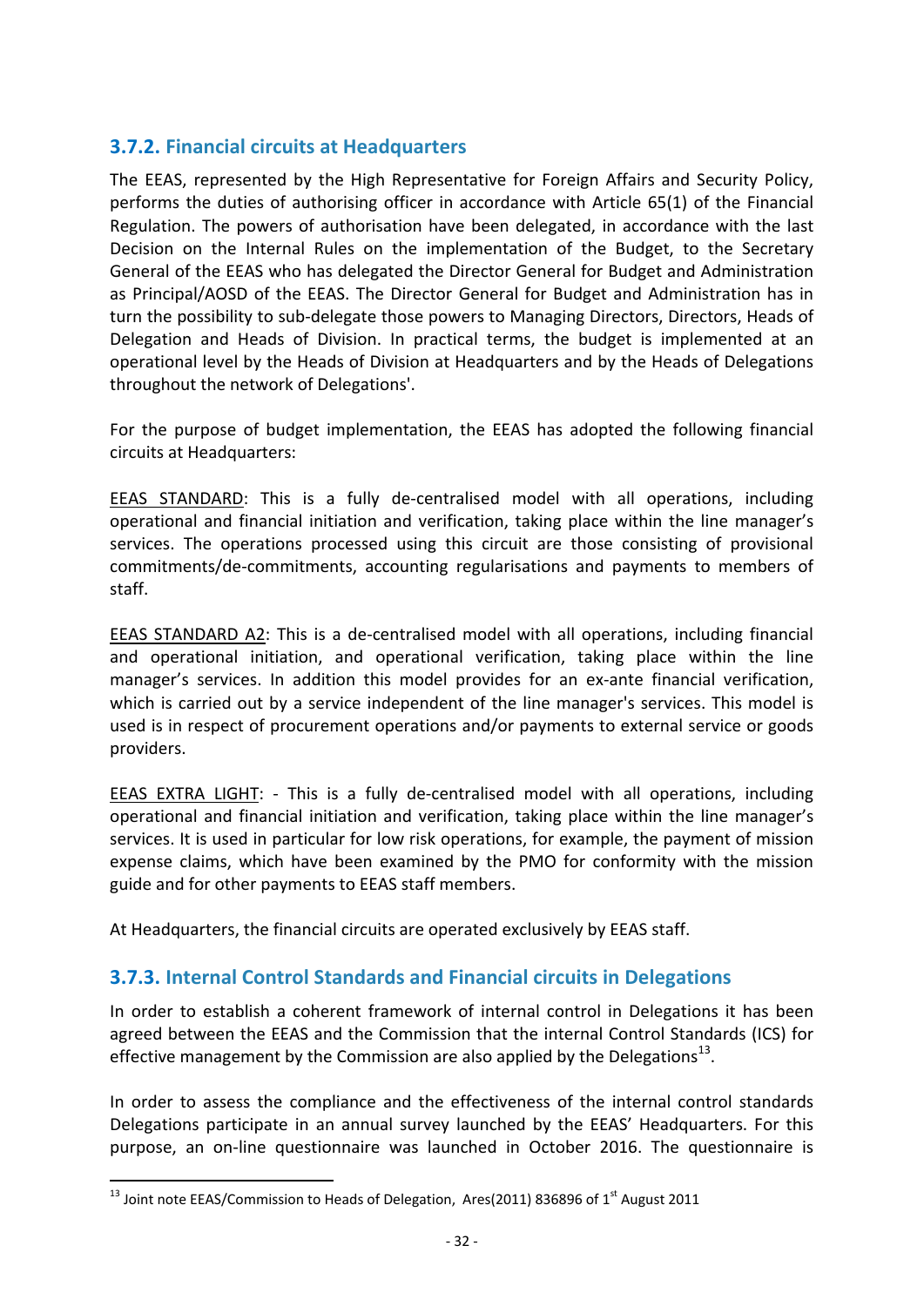### 3.7.2. Financial circuits at Headquarters

The EEAS, represented by the High Representative for Foreign Affairs and Security Policy, performs the duties of authorising officer in accordance with Article 65(1) of the Financial Regulation. The powers of authorisation have been delegated, in accordance with the last Decision on the Internal Rules on the implementation of the Budget, to the Secretary General of the EEAS who has delegated the Director General for Budget and Administration as Principal/AOSD of the EEAS. The Director General for Budget and Administration has in turn the possibility to sub-delegate those powers to Managing Directors, Directors, Heads of Delegation and Heads of Division. In practical terms, the budget is implemented at an operational level by the Heads of Division at Headquarters and by the Heads of Delegations throughout the network of Delegations'.

For the purpose of budget implementation, the EEAS has adopted the following financial circuits at Headquarters:

<u>EEAS STANDARD</u>: This is a fully de-centralised model with all operations, including operational and financial initiation and verification, taking place within the line manager's services. The operations processed using this circuit are those consisting of provisional commitments/de-commitments, accounting regularisations and payments to members of staff.

<u>EEAS STANDARD A2</u>: This is a de-centralised model with all operations, including financial and operational initiation, and operational verification, taking place within the line manager's services. In addition this model provides for an ex-ante financial verification, which is carried out by a service independent of the line manager's services. This model is used is in respect of procurement operations and/or payments to external service or goods providers.

<u>EEAS EXTRA LIGHT</u>: - This is a fully de-centralised model with all operations, including operational and financial initiation and verification, taking place within the line manager's services. It is used in particular for low risk operations, for example, the payment of mission expense claims, which have been examined by the PMO for conformity with the mission guide and for other payments to EEAS staff members.

At Headquarters, the financial circuits are operated exclusively by EEAS staff.

### 3.7.3. Internal Control Standards and Financial circuits in Delegations

In order to establish a coherent framework of internal control in Delegations it has been agreed between the EEAS and the Commission that the internal Control Standards (ICS) for effective management by the Commission are also applied by the Delegations[13].

In order to assess the compliance and the effectiveness of the internal control standards Delegations participate in an annual survey launched by the EEAS' Headquarters. For this purpose, an on-line questionnaire was launched in October 2016. The questionnaire is

[13] Joint note EEAS/Commission to Heads of Delegation, Ares(2011) 836896 of 1st August 2011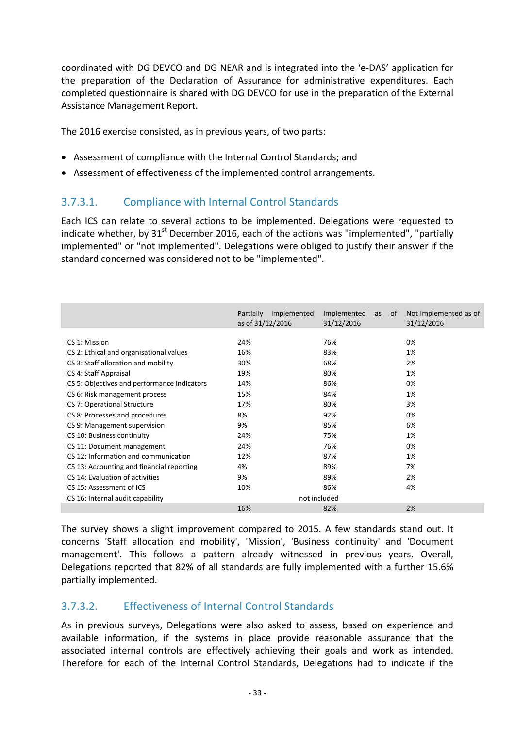coordinated with DG DEVCO and DG NEAR and is integrated into the 'e-DAS' application for the preparation of the Declaration of Assurance for administrative expenditures. Each completed questionnaire is shared with DG DEVCO for use in the preparation of the External Assistance Management Report.

The 2016 exercise consisted, as in previous years, of two parts:

- Assessment of compliance with the Internal Control Standards; and
- Assessment of effectiveness of the implemented control arrangements.

### 3.7.3.1. Compliance with Internal Control Standards

Each ICS can relate to several actions to be implemented. Delegations were requested to indicate whether, by 31st December 2016, each of the actions was "implemented", "partially implemented" or "not implemented". Delegations were obliged to justify their answer if the standard concerned was considered not to be "implemented".

| | Partially Implemented as of 31/12/2016 | Implemented as of 31/12/2016 | Not Implemented as of 31/12/2016 |
|---|---|---|---|
| ICS 1: Mission | 24% | 76% | 0% |
| ICS 2: Ethical and organisational values | 16% | 83% | 1% |
| ICS 3: Staff allocation and mobility | 30% | 68% | 2% |
| ICS 4: Staff Appraisal | 19% | 80% | 1% |
| ICS 5: Objectives and performance indicators | 14% | 86% | 0% |
| ICS 6: Risk management process | 15% | 84% | 1% |
| ICS 7: Operational Structure | 17% | 80% | 3% |
| ICS 8: Processes and procedures | 8% | 92% | 0% |
| ICS 9: Management supervision | 9% | 85% | 6% |
| ICS 10: Business continuity | 24% | 75% | 1% |
| ICS 11: Document management | 24% | 76% | 0% |
| ICS 12: Information and communication | 12% | 87% | 1% |
| ICS 13: Accounting and financial reporting | 4% | 89% | 7% |
| ICS 14: Evaluation of activities | 9% | 89% | 2% |
| ICS 15: Assessment of ICS | 10% | 86% | 4% |
| ICS 16: Internal audit capability | | not included | |
| | 16% | 82% | 2% |

The survey shows a slight improvement compared to 2015. A few standards stand out. It concerns 'Staff allocation and mobility', 'Mission', 'Business continuity' and 'Document management'. This follows a pattern already witnessed in previous years. Overall, Delegations reported that 82% of all standards are fully implemented with a further 15.6% partially implemented.

### 3.7.3.2. Effectiveness of Internal Control Standards

As in previous surveys, Delegations were also asked to assess, based on experience and available information, if the systems in place provide reasonable assurance that the associated internal controls are effectively achieving their goals and work as intended. Therefore for each of the Internal Control Standards, Delegations had to indicate if the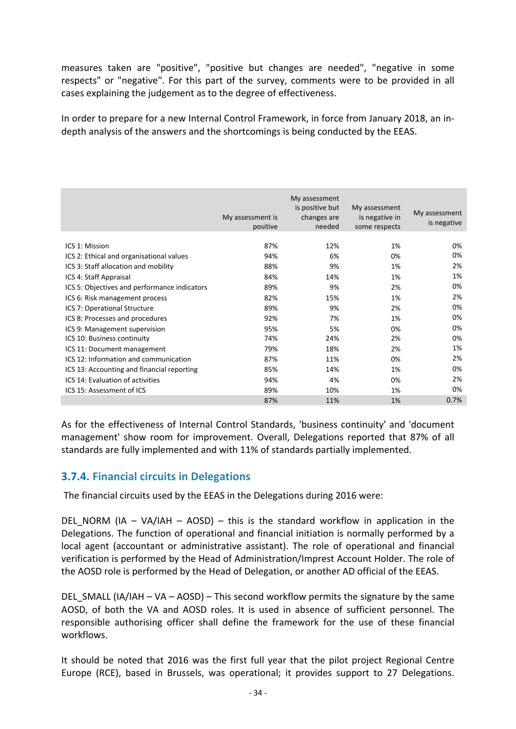measures taken are "positive", "positive but changes are needed", "negative in some respects" or "negative". For this part of the survey, comments were to be provided in all cases explaining the judgement as to the degree of effectiveness.

In order to prepare for a new Internal Control Framework, in force from January 2018, an in-depth analysis of the answers and the shortcomings is being conducted by the EEAS.

| | My assessment is positive | My assessment is positive but changes are needed | My assessment is negative in some respects | My assessment is negative |
|---|---|---|---|---|
| ICS 1: Mission | 87% | 12% | 1% | 0% |
| ICS 2: Ethical and organisational values | 94% | 6% | 0% | 0% |
| ICS 3: Staff allocation and mobility | 88% | 9% | 1% | 2% |
| ICS 4: Staff Appraisal | 84% | 14% | 1% | 1% |
| ICS 5: Objectives and performance indicators | 89% | 9% | 2% | 0% |
| ICS 6: Risk management process | 82% | 15% | 1% | 2% |
| ICS 7: Operational Structure | 89% | 9% | 2% | 0% |
| ICS 8: Processes and procedures | 92% | 7% | 1% | 0% |
| ICS 9: Management supervision | 95% | 5% | 0% | 0% |
| ICS 10: Business continuity | 74% | 24% | 2% | 0% |
| ICS 11: Document management | 79% | 18% | 2% | 1% |
| ICS 12: Information and communication | 87% | 11% | 0% | 2% |
| ICS 13: Accounting and financial reporting | 85% | 14% | 1% | 0% |
| ICS 14: Evaluation of activities | 94% | 4% | 0% | 2% |
| ICS 15: Assessment of ICS | 89% | 10% | 1% | 0% |
| | 87% | 11% | 1% | 0.7% |

As for the effectiveness of Internal Control Standards, 'business continuity' and 'document management' show room for improvement. Overall, Delegations reported that 87% of all standards are fully implemented and with 11% of standards partially implemented.

### 3.7.4. Financial circuits in Delegations

The financial circuits used by the EEAS in the Delegations during 2016 were:

DEL_NORM (IA – VA/IAH – AOSD) – this is the standard workflow in application in the Delegations. The function of operational and financial initiation is normally performed by a local agent (accountant or administrative assistant). The role of operational and financial verification is performed by the Head of Administration/Imprest Account Holder. The role of the AOSD role is performed by the Head of Delegation, or another AD official of the EEAS.

DEL_SMALL (IA/IAH – VA – AOSD) – This second workflow permits the signature by the same AOSD, of both the VA and AOSD roles. It is used in absence of sufficient personnel. The responsible authorising officer shall define the framework for the use of these financial workflows.

It should be noted that 2016 was the first full year that the pilot project Regional Centre Europe (RCE), based in Brussels, was operational; it provides support to 27 Delegations.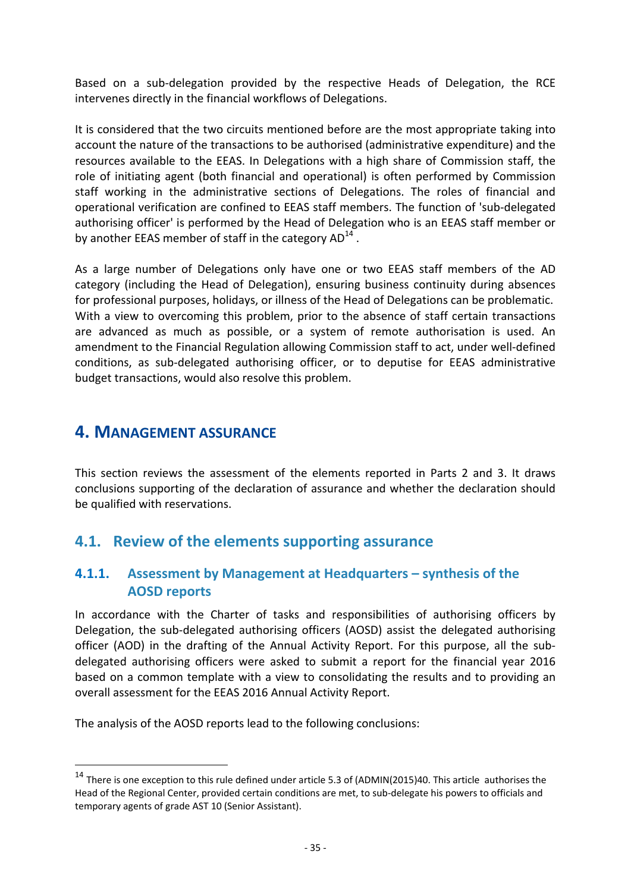Based on a sub-delegation provided by the respective Heads of Delegation, the RCE intervenes directly in the financial workflows of Delegations.

It is considered that the two circuits mentioned before are the most appropriate taking into account the nature of the transactions to be authorised (administrative expenditure) and the resources available to the EEAS. In Delegations with a high share of Commission staff, the role of initiating agent (both financial and operational) is often performed by Commission staff working in the administrative sections of Delegations. The roles of financial and operational verification are confined to EEAS staff members. The function of 'sub-delegated authorising officer' is performed by the Head of Delegation who is an EEAS staff member or by another EEAS member of staff in the category AD[14] .

As a large number of Delegations only have one or two EEAS staff members of the AD category (including the Head of Delegation), ensuring business continuity during absences for professional purposes, holidays, or illness of the Head of Delegations can be problematic. With a view to overcoming this problem, prior to the absence of staff certain transactions are advanced as much as possible, or a system of remote authorisation is used. An amendment to the Financial Regulation allowing Commission staff to act, under well-defined conditions, as sub-delegated authorising officer, or to deputise for EEAS administrative budget transactions, would also resolve this problem.

# 4. MANAGEMENT ASSURANCE

This section reviews the assessment of the elements reported in Parts 2 and 3. It draws conclusions supporting of the declaration of assurance and whether the declaration should be qualified with reservations.

## 4.1. Review of the elements supporting assurance

### 4.1.1. Assessment by Management at Headquarters – synthesis of the AOSD reports

In accordance with the Charter of tasks and responsibilities of authorising officers by Delegation, the sub-delegated authorising officers (AOSD) assist the delegated authorising officer (AOD) in the drafting of the Annual Activity Report. For this purpose, all the sub-delegated authorising officers were asked to submit a report for the financial year 2016 based on a common template with a view to consolidating the results and to providing an overall assessment for the EEAS 2016 Annual Activity Report.

The analysis of the AOSD reports lead to the following conclusions:

[14] There is one exception to this rule defined under article 5.3 of (ADMIN(2015)40. This article authorises the Head of the Regional Center, provided certain conditions are met, to sub-delegate his powers to officials and temporary agents of grade AST 10 (Senior Assistant).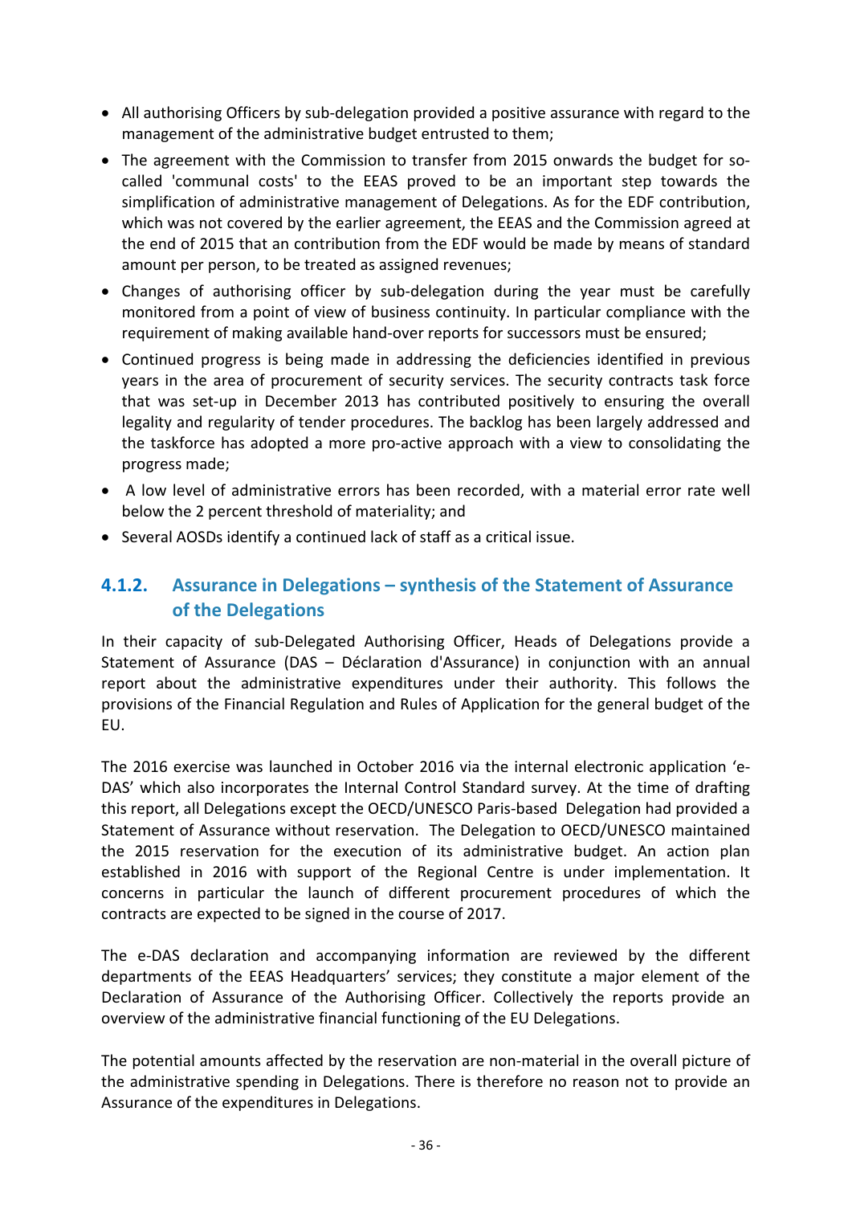- All authorising Officers by sub-delegation provided a positive assurance with regard to the management of the administrative budget entrusted to them;
- The agreement with the Commission to transfer from 2015 onwards the budget for so-called 'communal costs' to the EEAS proved to be an important step towards the simplification of administrative management of Delegations. As for the EDF contribution, which was not covered by the earlier agreement, the EEAS and the Commission agreed at the end of 2015 that an contribution from the EDF would be made by means of standard amount per person, to be treated as assigned revenues;
- Changes of authorising officer by sub-delegation during the year must be carefully monitored from a point of view of business continuity. In particular compliance with the requirement of making available hand-over reports for successors must be ensured;
- Continued progress is being made in addressing the deficiencies identified in previous years in the area of procurement of security services. The security contracts task force that was set-up in December 2013 has contributed positively to ensuring the overall legality and regularity of tender procedures. The backlog has been largely addressed and the taskforce has adopted a more pro-active approach with a view to consolidating the progress made;
- A low level of administrative errors has been recorded, with a material error rate well below the 2 percent threshold of materiality; and
- Several AOSDs identify a continued lack of staff as a critical issue.

### 4.1.2. Assurance in Delegations – synthesis of the Statement of Assurance of the Delegations

In their capacity of sub-Delegated Authorising Officer, Heads of Delegations provide a Statement of Assurance (DAS – Déclaration d'Assurance) in conjunction with an annual report about the administrative expenditures under their authority. This follows the provisions of the Financial Regulation and Rules of Application for the general budget of the EU.

The 2016 exercise was launched in October 2016 via the internal electronic application 'e-DAS' which also incorporates the Internal Control Standard survey. At the time of drafting this report, all Delegations except the OECD/UNESCO Paris-based Delegation had provided a Statement of Assurance without reservation. The Delegation to OECD/UNESCO maintained the 2015 reservation for the execution of its administrative budget. An action plan established in 2016 with support of the Regional Centre is under implementation. It concerns in particular the launch of different procurement procedures of which the contracts are expected to be signed in the course of 2017.

The e-DAS declaration and accompanying information are reviewed by the different departments of the EEAS Headquarters' services; they constitute a major element of the Declaration of Assurance of the Authorising Officer. Collectively the reports provide an overview of the administrative financial functioning of the EU Delegations.

The potential amounts affected by the reservation are non-material in the overall picture of the administrative spending in Delegations. There is therefore no reason not to provide an Assurance of the expenditures in Delegations.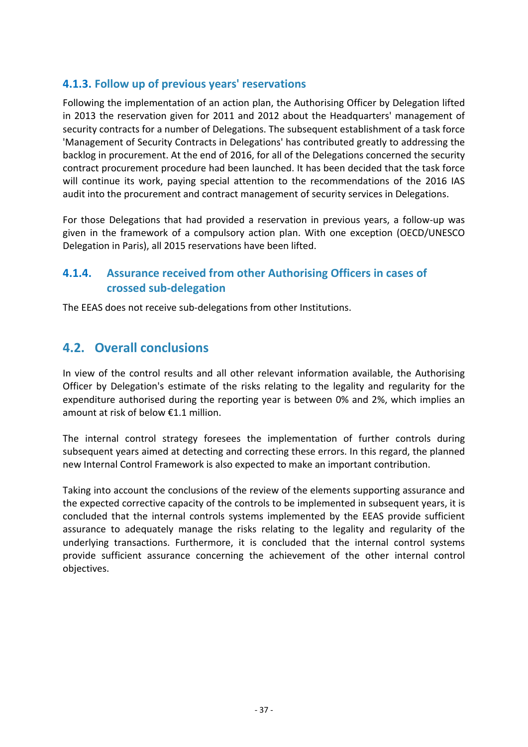### 4.1.3. Follow up of previous years' reservations

Following the implementation of an action plan, the Authorising Officer by Delegation lifted in 2013 the reservation given for 2011 and 2012 about the Headquarters' management of security contracts for a number of Delegations. The subsequent establishment of a task force 'Management of Security Contracts in Delegations' has contributed greatly to addressing the backlog in procurement. At the end of 2016, for all of the Delegations concerned the security contract procurement procedure had been launched. It has been decided that the task force will continue its work, paying special attention to the recommendations of the 2016 IAS audit into the procurement and contract management of security services in Delegations.

For those Delegations that had provided a reservation in previous years, a follow-up was given in the framework of a compulsory action plan. With one exception (OECD/UNESCO Delegation in Paris), all 2015 reservations have been lifted.

### 4.1.4. Assurance received from other Authorising Officers in cases of crossed sub-delegation

The EEAS does not receive sub-delegations from other Institutions.

## 4.2. Overall conclusions

In view of the control results and all other relevant information available, the Authorising Officer by Delegation's estimate of the risks relating to the legality and regularity for the expenditure authorised during the reporting year is between 0% and 2%, which implies an amount at risk of below €1.1 million.

The internal control strategy foresees the implementation of further controls during subsequent years aimed at detecting and correcting these errors. In this regard, the planned new Internal Control Framework is also expected to make an important contribution.

Taking into account the conclusions of the review of the elements supporting assurance and the expected corrective capacity of the controls to be implemented in subsequent years, it is concluded that the internal controls systems implemented by the EEAS provide sufficient assurance to adequately manage the risks relating to the legality and regularity of the underlying transactions. Furthermore, it is concluded that the internal control systems provide sufficient assurance concerning the achievement of the other internal control objectives.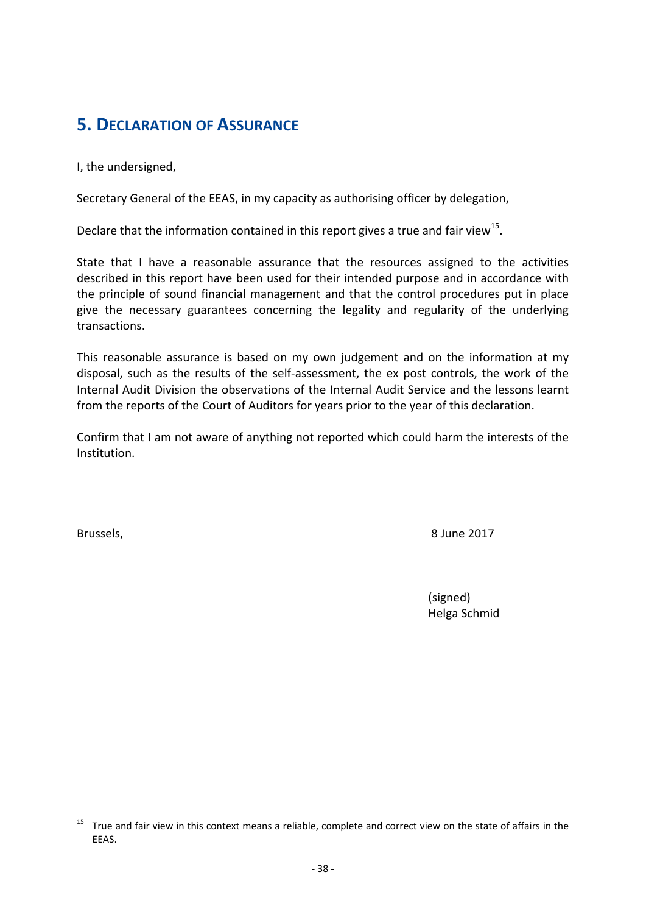## 5. Declaration of Assurance

I, the undersigned,

Secretary General of the EEAS, in my capacity as authorising officer by delegation,

Declare that the information contained in this report gives a true and fair view[15].

State that I have a reasonable assurance that the resources assigned to the activities described in this report have been used for their intended purpose and in accordance with the principle of sound financial management and that the control procedures put in place give the necessary guarantees concerning the legality and regularity of the underlying transactions.

This reasonable assurance is based on my own judgement and on the information at my disposal, such as the results of the self-assessment, the ex post controls, the work of the Internal Audit Division the observations of the Internal Audit Service and the lessons learnt from the reports of the Court of Auditors for years prior to the year of this declaration.

Confirm that I am not aware of anything not reported which could harm the interests of the Institution.

Brussels, 8 June 2017

(signed)
Helga Schmid

---

[15] True and fair view in this context means a reliable, complete and correct view on the state of affairs in the EEAS.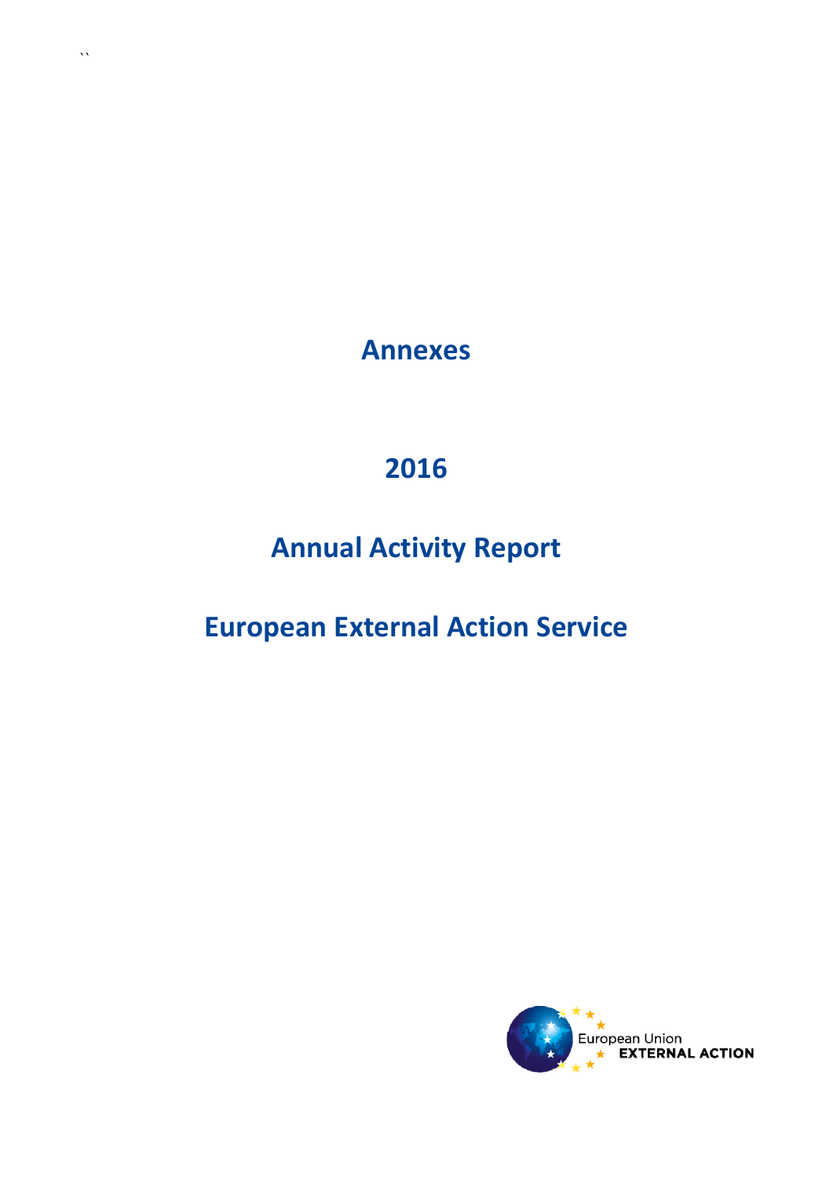# Annexes

# 2016

# Annual Activity Report

# European External Action Service

European Union
EXTERNAL ACTION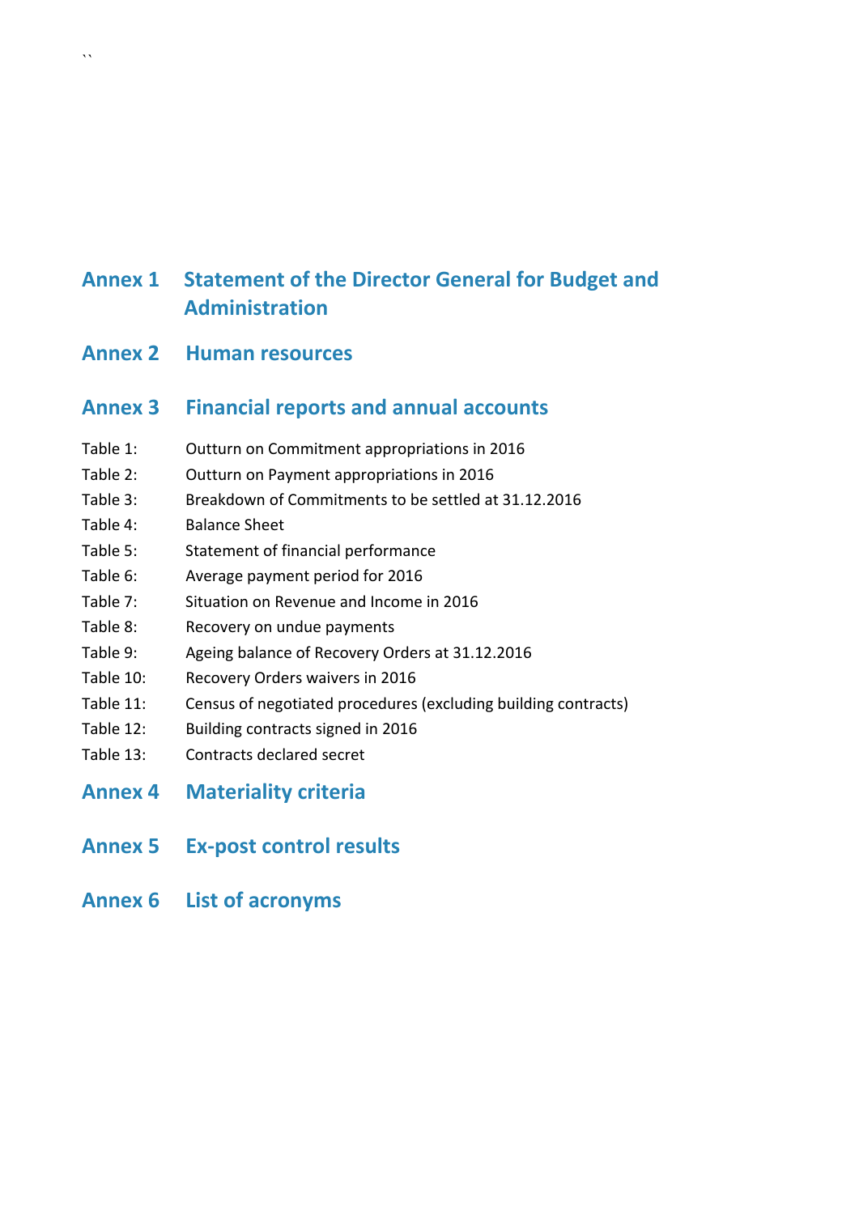## Annex 1 Statement of the Director General for Budget and Administration

## Annex 2 Human resources

## Annex 3 Financial reports and annual accounts

| | |
|---|---|
| Table 1: | Outturn on Commitment appropriations in 2016 |
| Table 2: | Outturn on Payment appropriations in 2016 |
| Table 3: | Breakdown of Commitments to be settled at 31.12.2016 |
| Table 4: | Balance Sheet |
| Table 5: | Statement of financial performance |
| Table 6: | Average payment period for 2016 |
| Table 7: | Situation on Revenue and Income in 2016 |
| Table 8: | Recovery on undue payments |
| Table 9: | Ageing balance of Recovery Orders at 31.12.2016 |
| Table 10: | Recovery Orders waivers in 2016 |
| Table 11: | Census of negotiated procedures (excluding building contracts) |
| Table 12: | Building contracts signed in 2016 |
| Table 13: | Contracts declared secret |

## Annex 4 Materiality criteria

## Annex 5 Ex-post control results

## Annex 6 List of acronyms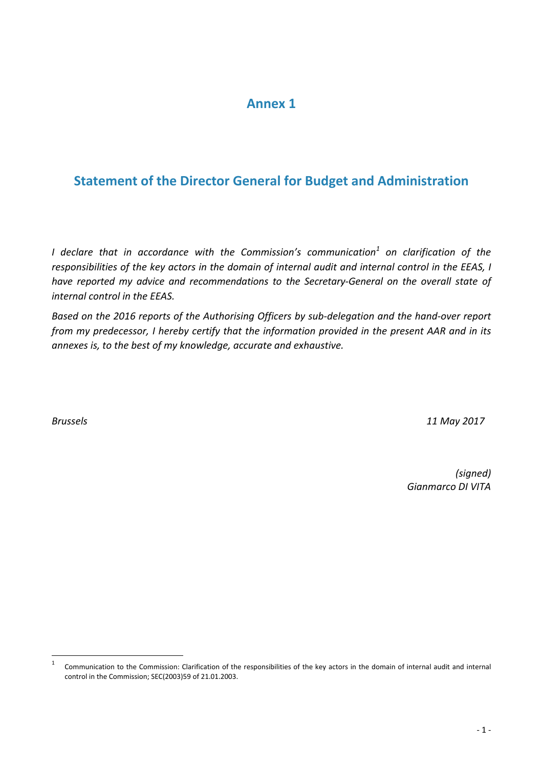# Annex 1

## Statement of the Director General for Budget and Administration

*I declare that in accordance with the Commission's communication[1] on clarification of the responsibilities of the key actors in the domain of internal audit and internal control in the EEAS, I have reported my advice and recommendations to the Secretary-General on the overall state of internal control in the EEAS.*

*Based on the 2016 reports of the Authorising Officers by sub-delegation and the hand-over report from my predecessor, I hereby certify that the information provided in the present AAR and in its annexes is, to the best of my knowledge, accurate and exhaustive.*

*Brussels* *11 May 2017*

*(signed)*
*Gianmarco DI VITA*

[1] Communication to the Commission: Clarification of the responsibilities of the key actors in the domain of internal audit and internal control in the Commission; SEC(2003)59 of 21.01.2003.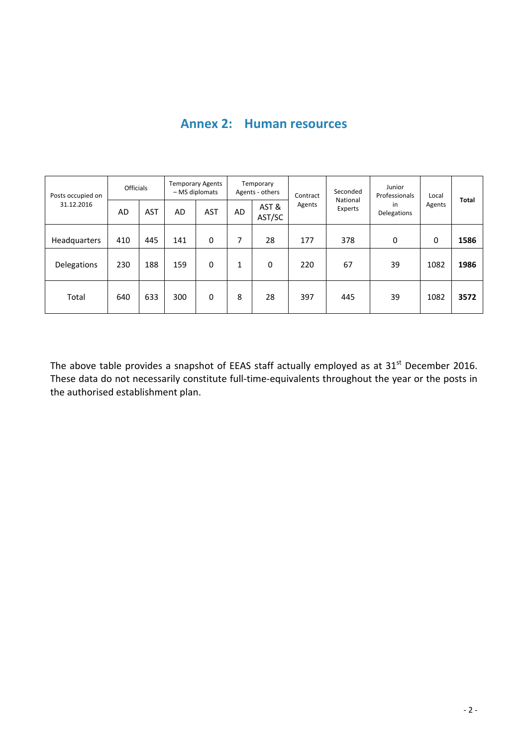## Annex 2: Human resources

| Posts occupied on 31.12.2016 | Officials | | Temporary Agents – MS diplomats | | Temporary Agents - others | | Contract Agents | Seconded National Experts | Junior Professionals in Delegations | Local Agents | Total |
|---|---|---|---|---|---|---|---|---|---|---|---|
| | AD | AST | AD | AST | AD | AST & AST/SC | | | | | |
| Headquarters | 410 | 445 | 141 | 0 | 7 | 28 | 177 | 378 | 0 | 0 | **1586** |
| Delegations | 230 | 188 | 159 | 0 | 1 | 0 | 220 | 67 | 39 | 1082 | **1986** |
| Total | 640 | 633 | 300 | 0 | 8 | 28 | 397 | 445 | 39 | 1082 | **3572** |

The above table provides a snapshot of EEAS staff actually employed as at 31st December 2016. These data do not necessarily constitute full-time-equivalents throughout the year or the posts in the authorised establishment plan.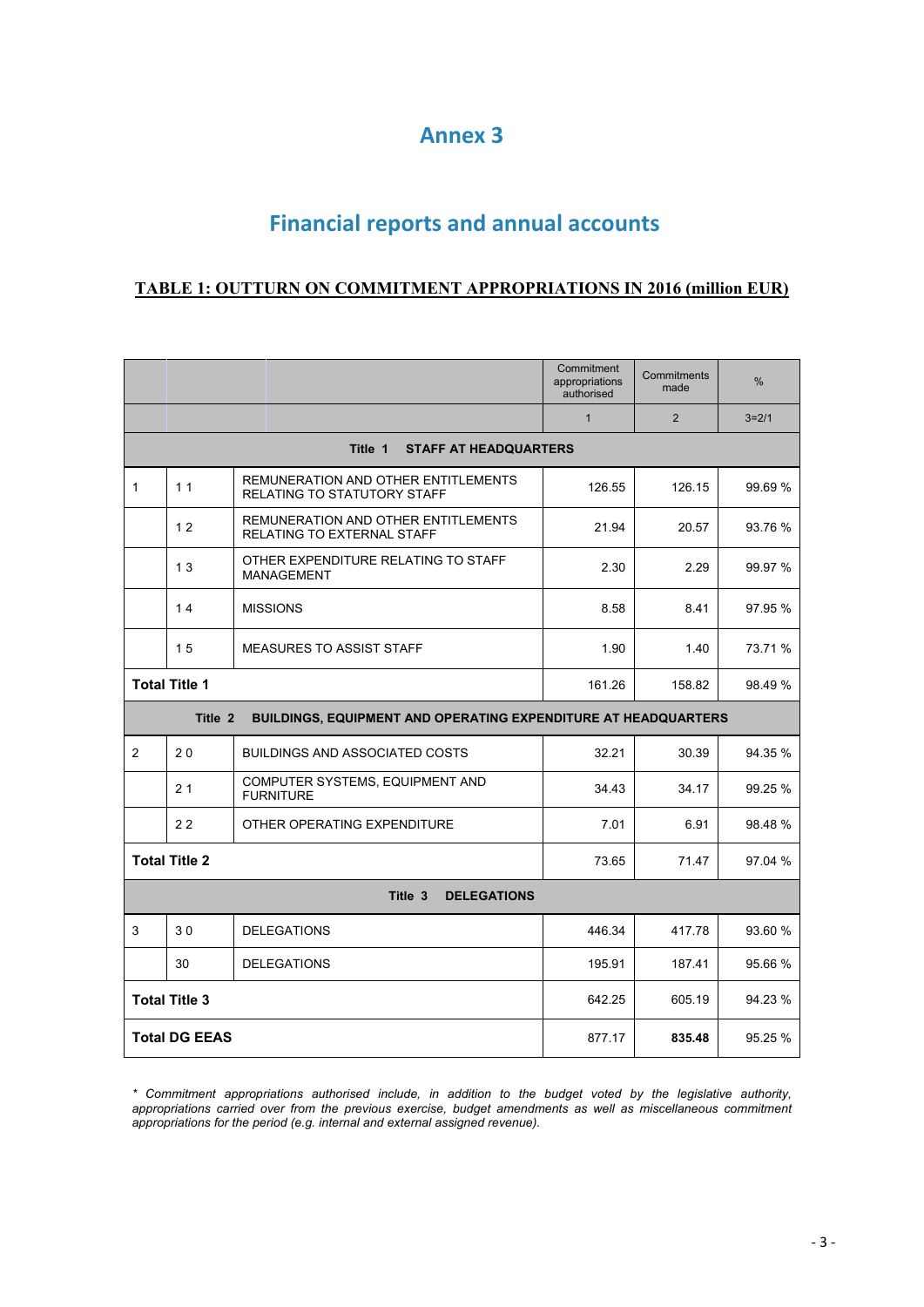# Annex 3

# Financial reports and annual accounts

## TABLE 1: OUTTURN ON COMMITMENT APPROPRIATIONS IN 2016 (million EUR)

| | | | Commitment appropriations authorised | Commitments made | % |
|---|---|---|---|---|---|
| | | | 1 | 2 | 3=2/1 |
| | | **Title 1 STAFF AT HEADQUARTERS** | | | |
| 1 | 1 1 | REMUNERATION AND OTHER ENTITLEMENTS RELATING TO STATUTORY STAFF | 126.55 | 126.15 | 99.69 % |
| | 1 2 | REMUNERATION AND OTHER ENTITLEMENTS RELATING TO EXTERNAL STAFF | 21.94 | 20.57 | 93.76 % |
| | 1 3 | OTHER EXPENDITURE RELATING TO STAFF MANAGEMENT | 2.30 | 2.29 | 99.97 % |
| | 1 4 | MISSIONS | 8.58 | 8.41 | 97.95 % |
| | 1 5 | MEASURES TO ASSIST STAFF | 1.90 | 1.40 | 73.71 % |
| **Total Title 1** | | | 161.26 | 158.82 | 98.49 % |
| | | **Title 2 BUILDINGS, EQUIPMENT AND OPERATING EXPENDITURE AT HEADQUARTERS** | | | |
| 2 | 2 0 | BUILDINGS AND ASSOCIATED COSTS | 32.21 | 30.39 | 94.35 % |
| | 2 1 | COMPUTER SYSTEMS, EQUIPMENT AND FURNITURE | 34.43 | 34.17 | 99.25 % |
| | 2 2 | OTHER OPERATING EXPENDITURE | 7.01 | 6.91 | 98.48 % |
| **Total Title 2** | | | 73.65 | 71.47 | 97.04 % |
| | | **Title 3 DELEGATIONS** | | | |
| 3 | 3 0 | DELEGATIONS | 446.34 | 417.78 | 93.60 % |
| | 30 | DELEGATIONS | 195.91 | 187.41 | 95.66 % |
| **Total Title 3** | | | 642.25 | 605.19 | 94.23 % |
| **Total DG EEAS** | | | 877.17 | **835.48** | 95.25 % |

*\* Commitment appropriations authorised include, in addition to the budget voted by the legislative authority, appropriations carried over from the previous exercise, budget amendments as well as miscellaneous commitment appropriations for the period (e.g. internal and external assigned revenue).*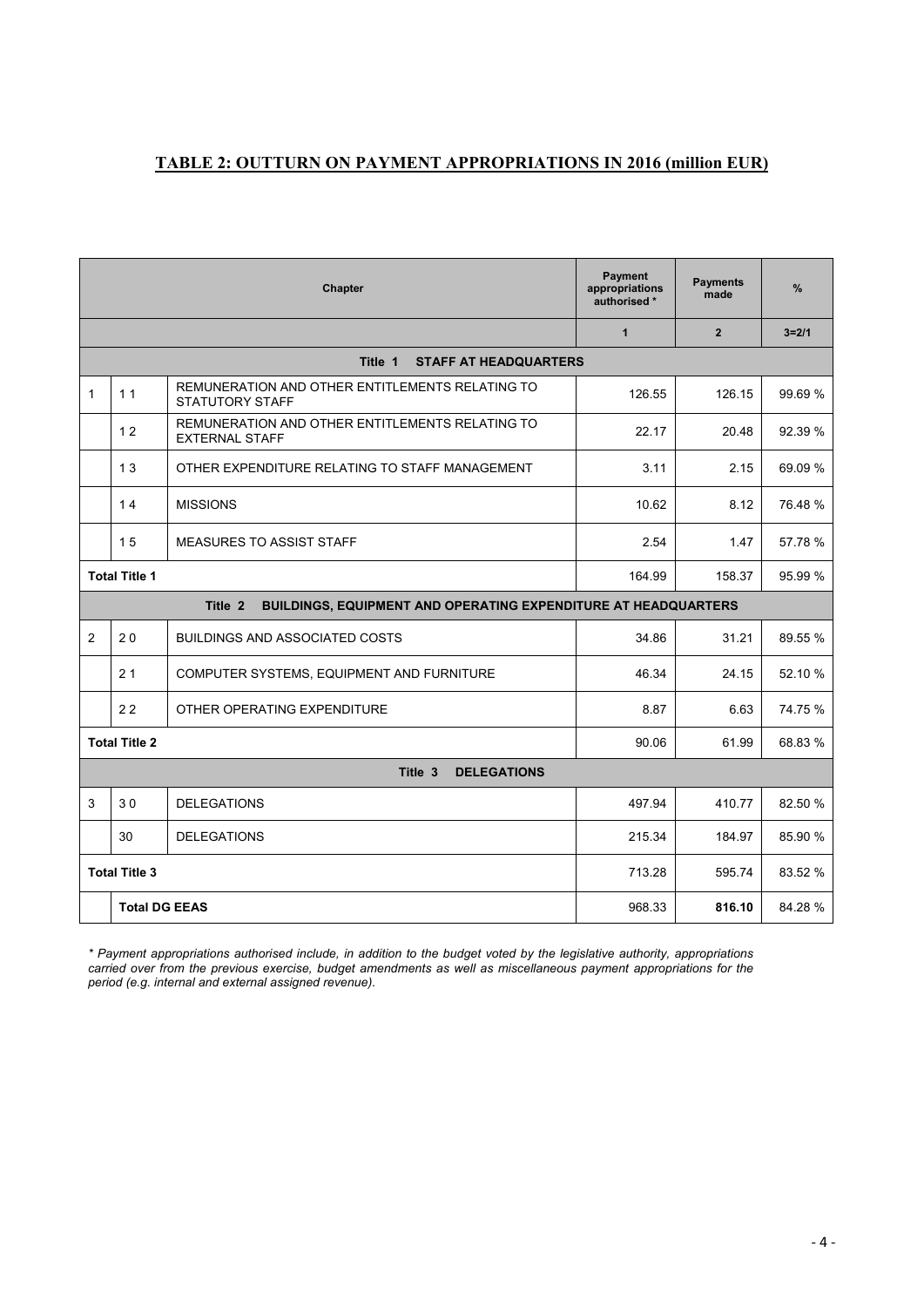## TABLE 2: OUTTURN ON PAYMENT APPROPRIATIONS IN 2016 (million EUR)

| Chapter | | | Payment appropriations authorised * | Payments made | % |
|---|---|---|---|---|---|
| | | | 1 | 2 | 3=2/1 |
| **Title 1 STAFF AT HEADQUARTERS** | | | | | |
| 1 | 1 1 | REMUNERATION AND OTHER ENTITLEMENTS RELATING TO STATUTORY STAFF | 126.55 | 126.15 | 99.69 % |
| | 1 2 | REMUNERATION AND OTHER ENTITLEMENTS RELATING TO EXTERNAL STAFF | 22.17 | 20.48 | 92.39 % |
| | 1 3 | OTHER EXPENDITURE RELATING TO STAFF MANAGEMENT | 3.11 | 2.15 | 69.09 % |
| | 1 4 | MISSIONS | 10.62 | 8.12 | 76.48 % |
| | 1 5 | MEASURES TO ASSIST STAFF | 2.54 | 1.47 | 57.78 % |
| **Total Title 1** | | | 164.99 | 158.37 | 95.99 % |
| **Title 2 BUILDINGS, EQUIPMENT AND OPERATING EXPENDITURE AT HEADQUARTERS** | | | | | |
| 2 | 2 0 | BUILDINGS AND ASSOCIATED COSTS | 34.86 | 31.21 | 89.55 % |
| | 2 1 | COMPUTER SYSTEMS, EQUIPMENT AND FURNITURE | 46.34 | 24.15 | 52.10 % |
| | 2 2 | OTHER OPERATING EXPENDITURE | 8.87 | 6.63 | 74.75 % |
| **Total Title 2** | | | 90.06 | 61.99 | 68.83 % |
| **Title 3 DELEGATIONS** | | | | | |
| 3 | 3 0 | DELEGATIONS | 497.94 | 410.77 | 82.50 % |
| | 30 | DELEGATIONS | 215.34 | 184.97 | 85.90 % |
| **Total Title 3** | | | 713.28 | 595.74 | 83.52 % |
| | **Total DG EEAS** | | 968.33 | **816.10** | 84.28 % |

*\* Payment appropriations authorised include, in addition to the budget voted by the legislative authority, appropriations carried over from the previous exercise, budget amendments as well as miscellaneous payment appropriations for the period (e.g. internal and external assigned revenue).*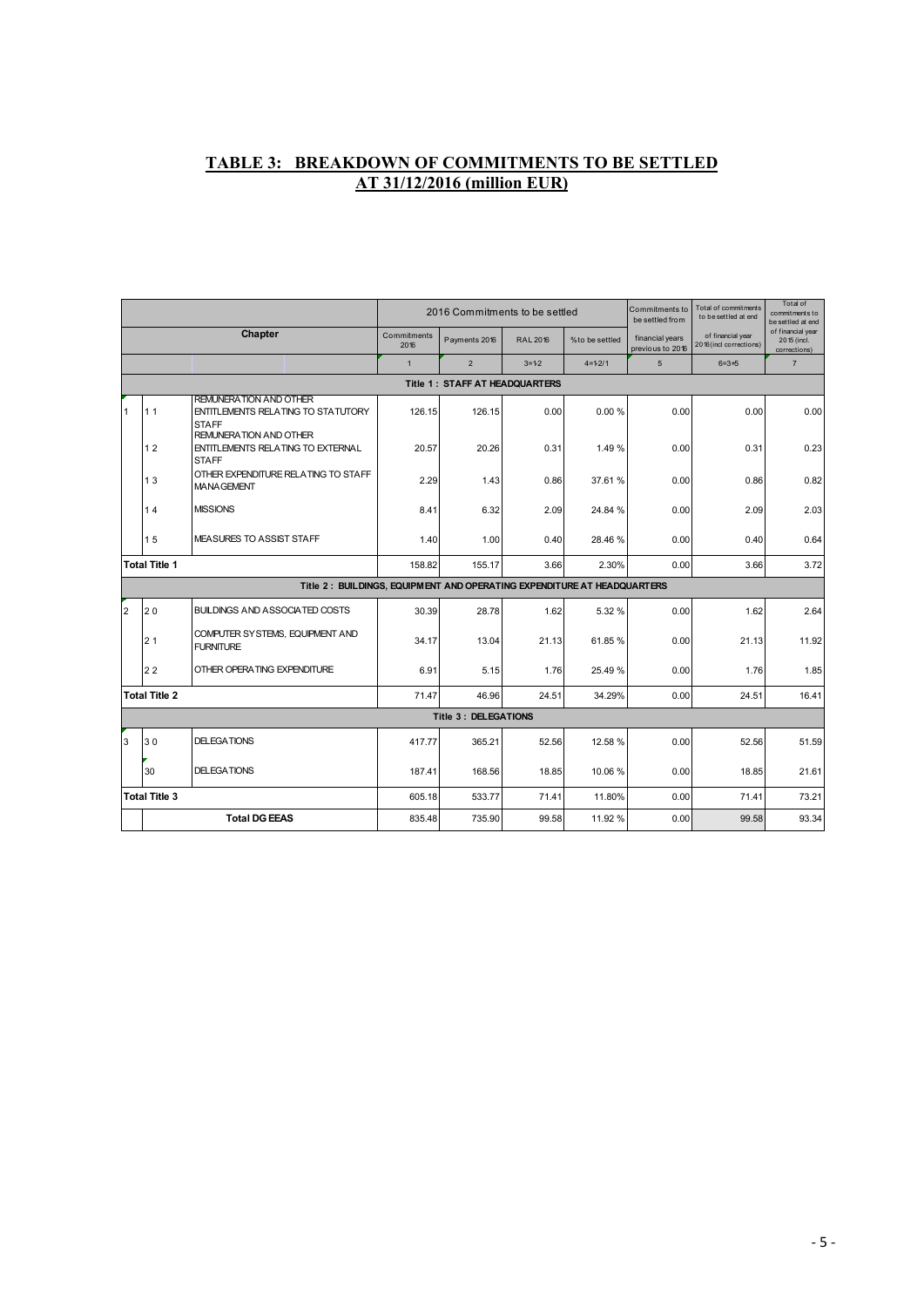## TABLE 3: BREAKDOWN OF COMMITMENTS TO BE SETTLED AT 31/12/2016 (million EUR)

| | | | 2016 Commitments to be settled | | | | Commitments to be settled from | Total of commitments to be settled at end | Total of commitments to be settled at end |
|---|---|---|---|---|---|---|---|---|---|
| Chapter | | | Commitments 2016 | Payments 2016 | RAL 2016 | % to be settled | financial years previous to 2016 | of financial year 2016 (incl corrections) | of financial year 2015 (incl. corrections) |
| | | | 1 | 2 | 3=1-2 | 4=1-2/1 | 5 | 6=3+5 | 7 |
| **Title 1 : STAFF AT HEADQUARTERS** | | | | | | | | | |
| 1 | 1 1 | REMUNERATION AND OTHER ENTITLEMENTS RELATING TO STATUTORY STAFF | 126.15 | 126.15 | 0.00 | 0.00 % | 0.00 | 0.00 | 0.00 |
| | 1 2 | REMUNERATION AND OTHER ENTITLEMENTS RELATING TO EXTERNAL STAFF | 20.57 | 20.26 | 0.31 | 1.49 % | 0.00 | 0.31 | 0.23 |
| | 1 3 | OTHER EXPENDITURE RELATING TO STAFF MANAGEMENT | 2.29 | 1.43 | 0.86 | 37.61 % | 0.00 | 0.86 | 0.82 |
| | 1 4 | MISSIONS | 8.41 | 6.32 | 2.09 | 24.84 % | 0.00 | 2.09 | 2.03 |
| | 1 5 | MEASURES TO ASSIST STAFF | 1.40 | 1.00 | 0.40 | 28.46 % | 0.00 | 0.40 | 0.64 |
| **Total Title 1** | | | 158.82 | 155.17 | 3.66 | 2.30% | 0.00 | 3.66 | 3.72 |
| **Title 2 : BUILDINGS, EQUIPMENT AND OPERATING EXPENDITURE AT HEADQUARTERS** | | | | | | | | | |
| 2 | 2 0 | BUILDINGS AND ASSOCIATED COSTS | 30.39 | 28.78 | 1.62 | 5.32 % | 0.00 | 1.62 | 2.64 |
| | 2 1 | COMPUTER SYSTEMS, EQUIPMENT AND FURNITURE | 34.17 | 13.04 | 21.13 | 61.85 % | 0.00 | 21.13 | 11.92 |
| | 2 2 | OTHER OPERATING EXPENDITURE | 6.91 | 5.15 | 1.76 | 25.49 % | 0.00 | 1.76 | 1.85 |
| **Total Title 2** | | | 71.47 | 46.96 | 24.51 | 34.29% | 0.00 | 24.51 | 16.41 |
| **Title 3 : DELEGATIONS** | | | | | | | | | |
| 3 | 3 0 | DELEGATIONS | 417.77 | 365.21 | 52.56 | 12.58 % | 0.00 | 52.56 | 51.59 |
| | 30 | DELEGATIONS | 187.41 | 168.56 | 18.85 | 10.06 % | 0.00 | 18.85 | 21.61 |
| **Total Title 3** | | | 605.18 | 533.77 | 71.41 | 11.80% | 0.00 | 71.41 | 73.21 |
| | **Total DG EEAS** | | 835.48 | 735.90 | 99.58 | 11.92 % | 0.00 | 99.58 | 93.34 |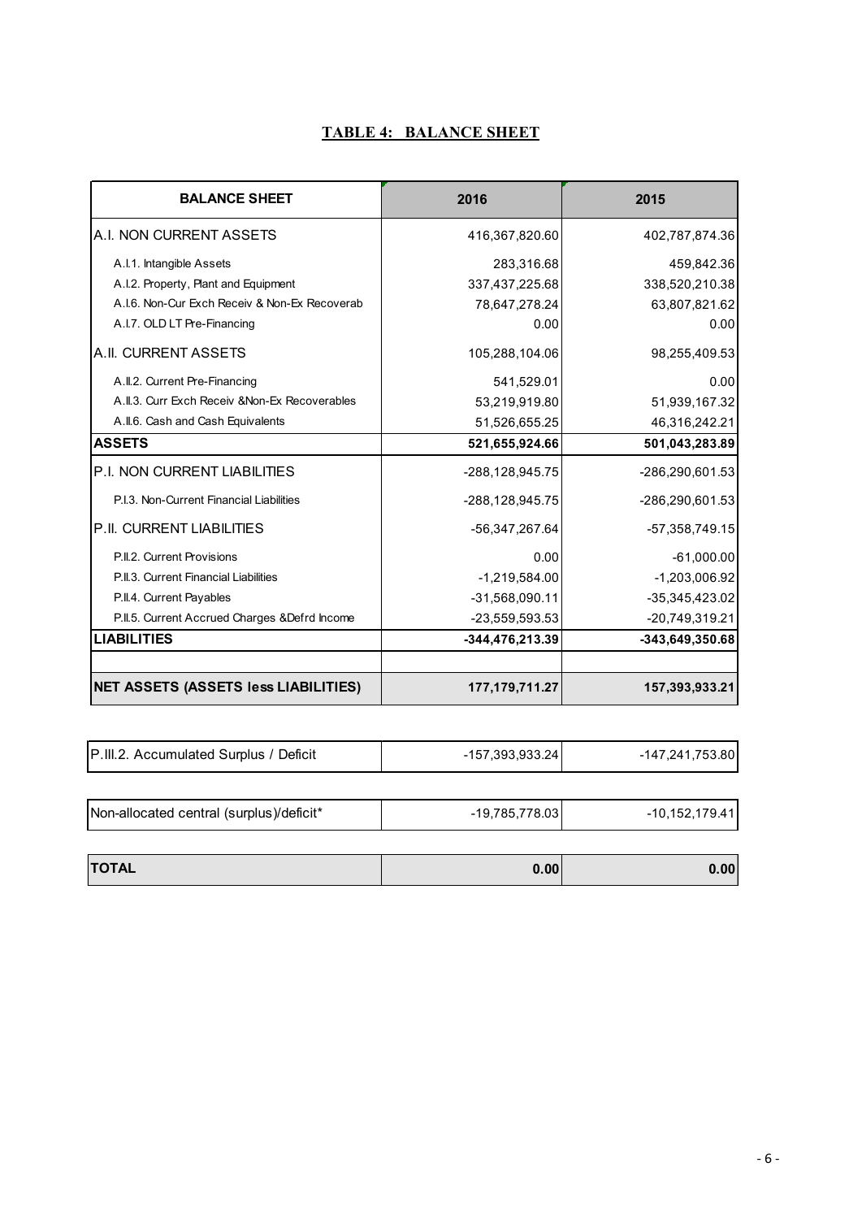## TABLE 4: BALANCE SHEET

| BALANCE SHEET | 2016 | 2015 |
|---|---|---|
| A.I. NON CURRENT ASSETS | 416,367,820.60 | 402,787,874.36 |
| A.I.1. Intangible Assets | 283,316.68 | 459,842.36 |
| A.I.2. Property, Plant and Equipment | 337,437,225.68 | 338,520,210.38 |
| A.I.6. Non-Cur Exch Receiv & Non-Ex Recoverab | 78,647,278.24 | 63,807,821.62 |
| A.I.7. OLD LT Pre-Financing | 0.00 | 0.00 |
| A.II. CURRENT ASSETS | 105,288,104.06 | 98,255,409.53 |
| A.II.2. Current Pre-Financing | 541,529.01 | 0.00 |
| A.II.3. Curr Exch Receiv &Non-Ex Recoverables | 53,219,919.80 | 51,939,167.32 |
| A.II.6. Cash and Cash Equivalents | 51,526,655.25 | 46,316,242.21 |
| **ASSETS** | **521,655,924.66** | **501,043,283.89** |
| P.I. NON CURRENT LIABILITIES | -288,128,945.75 | -286,290,601.53 |
| P.I.3. Non-Current Financial Liabilities | -288,128,945.75 | -286,290,601.53 |
| P.II. CURRENT LIABILITIES | -56,347,267.64 | -57,358,749.15 |
| P.II.2. Current Provisions | 0.00 | -61,000.00 |
| P.II.3. Current Financial Liabilities | -1,219,584.00 | -1,203,006.92 |
| P.II.4. Current Payables | -31,568,090.11 | -35,345,423.02 |
| P.II.5. Current Accrued Charges &Defrd Income | -23,559,593.53 | -20,749,319.21 |
| **LIABILITIES** | **-344,476,213.39** | **-343,649,350.68** |
| | | |
| **NET ASSETS (ASSETS less LIABILITIES)** | **177,179,711.27** | **157,393,933.21** |

| | | |
|---|---|---|
| P.III.2. Accumulated Surplus / Deficit | -157,393,933.24 | -147,241,753.80 |

| | | |
|---|---|---|
| Non-allocated central (surplus)/deficit* | -19,785,778.03 | -10,152,179.41 |

| | | |
|---|---|---|
| **TOTAL** | **0.00** | **0.00** |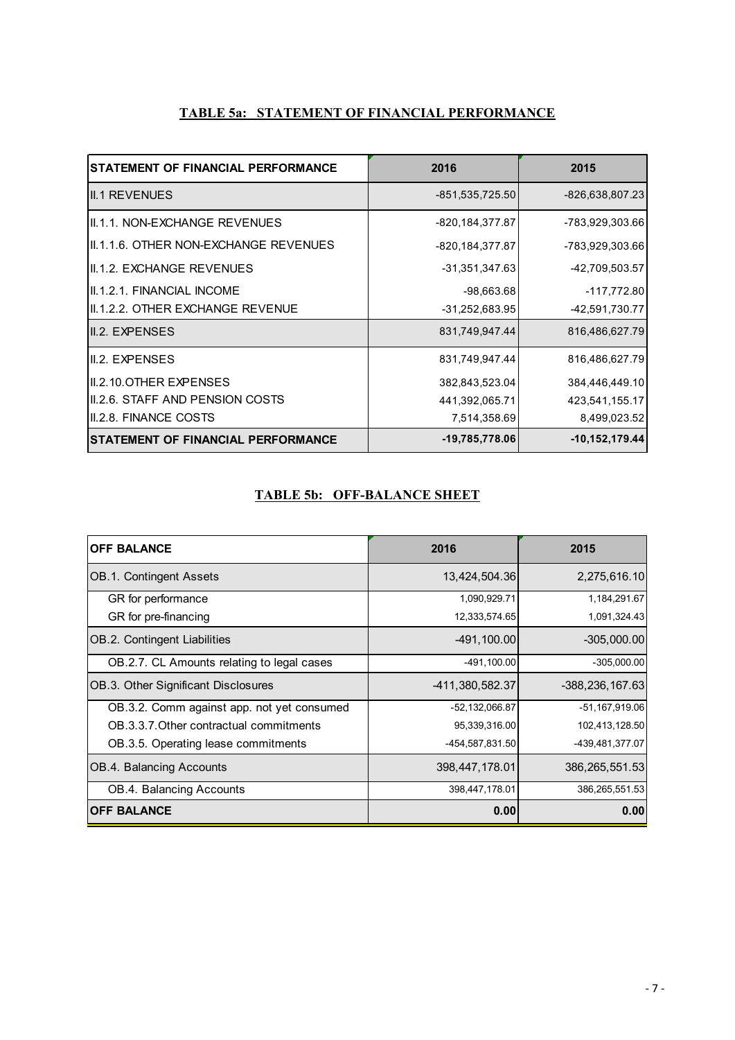## TABLE 5a: STATEMENT OF FINANCIAL PERFORMANCE

| STATEMENT OF FINANCIAL PERFORMANCE | 2016 | 2015 |
|---|---|---|
| II.1 REVENUES | -851,535,725.50 | -826,638,807.23 |
| II.1.1. NON-EXCHANGE REVENUES | -820,184,377.87 | -783,929,303.66 |
| II.1.1.6. OTHER NON-EXCHANGE REVENUES | -820,184,377.87 | -783,929,303.66 |
| II.1.2. EXCHANGE REVENUES | -31,351,347.63 | -42,709,503.57 |
| II.1.2.1. FINANCIAL INCOME | -98,663.68 | -117,772.80 |
| II.1.2.2. OTHER EXCHANGE REVENUE | -31,252,683.95 | -42,591,730.77 |
| II.2. EXPENSES | 831,749,947.44 | 816,486,627.79 |
| II.2. EXPENSES | 831,749,947.44 | 816,486,627.79 |
| II.2.10.OTHER EXPENSES | 382,843,523.04 | 384,446,449.10 |
| II.2.6. STAFF AND PENSION COSTS | 441,392,065.71 | 423,541,155.17 |
| II.2.8. FINANCE COSTS | 7,514,358.69 | 8,499,023.52 |
| **STATEMENT OF FINANCIAL PERFORMANCE** | **-19,785,778.06** | **-10,152,179.44** |

## TABLE 5b: OFF-BALANCE SHEET

| OFF BALANCE | 2016 | 2015 |
|---|---|---|
| OB.1. Contingent Assets | 13,424,504.36 | 2,275,616.10 |
| GR for performance | 1,090,929.71 | 1,184,291.67 |
| GR for pre-financing | 12,333,574.65 | 1,091,324.43 |
| OB.2. Contingent Liabilities | -491,100.00 | -305,000.00 |
| OB.2.7. CL Amounts relating to legal cases | -491,100.00 | -305,000.00 |
| OB.3. Other Significant Disclosures | -411,380,582.37 | -388,236,167.63 |
| OB.3.2. Comm against app. not yet consumed | -52,132,066.87 | -51,167,919.06 |
| OB.3.3.7.Other contractual commitments | 95,339,316.00 | 102,413,128.50 |
| OB.3.5. Operating lease commitments | -454,587,831.50 | -439,481,377.07 |
| OB.4. Balancing Accounts | 398,447,178.01 | 386,265,551.53 |
| OB.4. Balancing Accounts | 398,447,178.01 | 386,265,551.53 |
| **OFF BALANCE** | **0.00** | **0.00** |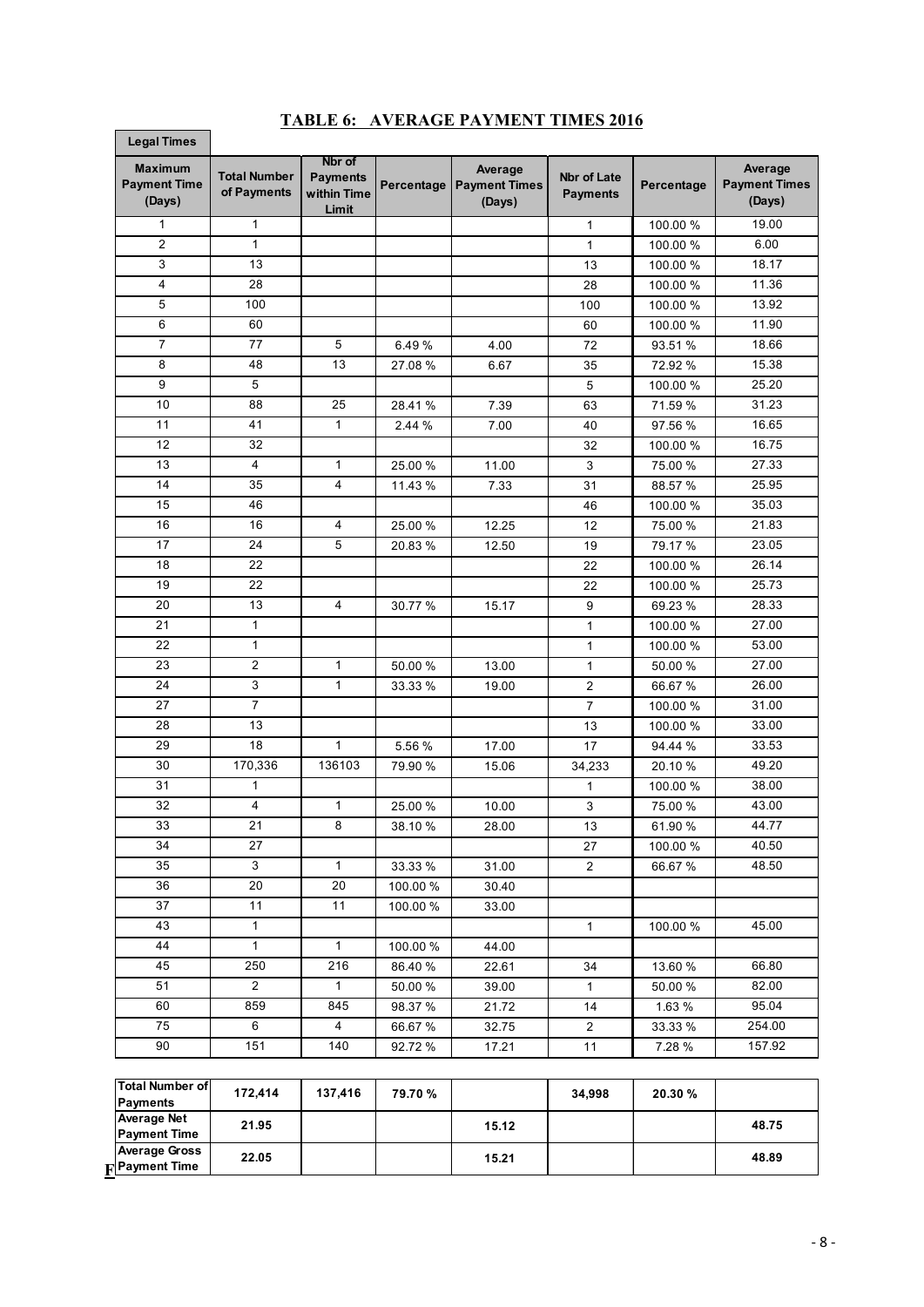## TABLE 6: AVERAGE PAYMENT TIMES 2016

| Legal Times | | | | | | | |
|---|---|---|---|---|---|---|---|
| **Maximum Payment Time (Days)** | **Total Number of Payments** | **Nbr of Payments within Time Limit** | **Percentage** | **Average Payment Times (Days)** | **Nbr of Late Payments** | **Percentage** | **Average Payment Times (Days)** |
| 1 | 1 | | | | 1 | 100.00 % | 19.00 |
| 2 | 1 | | | | 1 | 100.00 % | 6.00 |
| 3 | 13 | | | | 13 | 100.00 % | 18.17 |
| 4 | 28 | | | | 28 | 100.00 % | 11.36 |
| 5 | 100 | | | | 100 | 100.00 % | 13.92 |
| 6 | 60 | | | | 60 | 100.00 % | 11.90 |
| 7 | 77 | 5 | 6.49 % | 4.00 | 72 | 93.51 % | 18.66 |
| 8 | 48 | 13 | 27.08 % | 6.67 | 35 | 72.92 % | 15.38 |
| 9 | 5 | | | | 5 | 100.00 % | 25.20 |
| 10 | 88 | 25 | 28.41 % | 7.39 | 63 | 71.59 % | 31.23 |
| 11 | 41 | 1 | 2.44 % | 7.00 | 40 | 97.56 % | 16.65 |
| 12 | 32 | | | | 32 | 100.00 % | 16.75 |
| 13 | 4 | 1 | 25.00 % | 11.00 | 3 | 75.00 % | 27.33 |
| 14 | 35 | 4 | 11.43 % | 7.33 | 31 | 88.57 % | 25.95 |
| 15 | 46 | | | | 46 | 100.00 % | 35.03 |
| 16 | 16 | 4 | 25.00 % | 12.25 | 12 | 75.00 % | 21.83 |
| 17 | 24 | 5 | 20.83 % | 12.50 | 19 | 79.17 % | 23.05 |
| 18 | 22 | | | | 22 | 100.00 % | 26.14 |
| 19 | 22 | | | | 22 | 100.00 % | 25.73 |
| 20 | 13 | 4 | 30.77 % | 15.17 | 9 | 69.23 % | 28.33 |
| 21 | 1 | | | | 1 | 100.00 % | 27.00 |
| 22 | 1 | | | | 1 | 100.00 % | 53.00 |
| 23 | 2 | 1 | 50.00 % | 13.00 | 1 | 50.00 % | 27.00 |
| 24 | 3 | 1 | 33.33 % | 19.00 | 2 | 66.67 % | 26.00 |
| 27 | 7 | | | | 7 | 100.00 % | 31.00 |
| 28 | 13 | | | | 13 | 100.00 % | 33.00 |
| 29 | 18 | 1 | 5.56 % | 17.00 | 17 | 94.44 % | 33.53 |
| 30 | 170,336 | 136103 | 79.90 % | 15.06 | 34,233 | 20.10 % | 49.20 |
| 31 | 1 | | | | 1 | 100.00 % | 38.00 |
| 32 | 4 | 1 | 25.00 % | 10.00 | 3 | 75.00 % | 43.00 |
| 33 | 21 | 8 | 38.10 % | 28.00 | 13 | 61.90 % | 44.77 |
| 34 | 27 | | | | 27 | 100.00 % | 40.50 |
| 35 | 3 | 1 | 33.33 % | 31.00 | 2 | 66.67 % | 48.50 |
| 36 | 20 | 20 | 100.00 % | 30.40 | | | |
| 37 | 11 | 11 | 100.00 % | 33.00 | | | |
| 43 | 1 | | | | 1 | 100.00 % | 45.00 |
| 44 | 1 | 1 | 100.00 % | 44.00 | | | |
| 45 | 250 | 216 | 86.40 % | 22.61 | 34 | 13.60 % | 66.80 |
| 51 | 2 | 1 | 50.00 % | 39.00 | 1 | 50.00 % | 82.00 |
| 60 | 859 | 845 | 98.37 % | 21.72 | 14 | 1.63 % | 95.04 |
| 75 | 6 | 4 | 66.67 % | 32.75 | 2 | 33.33 % | 254.00 |
| 90 | 151 | 140 | 92.72 % | 17.21 | 11 | 7.28 % | 157.92 |

| | | | | | | | |
|---|---|---|---|---|---|---|---|
| **Total Number of Payments** | **172,414** | **137,416** | **79.70 %** | | **34,998** | **20.30 %** | |
| **Average Net Payment Time** | **21.95** | | | **15.12** | | | **48.75** |
| **Average Gross Payment Time** | **22.05** | | | **15.21** | | | **48.89** |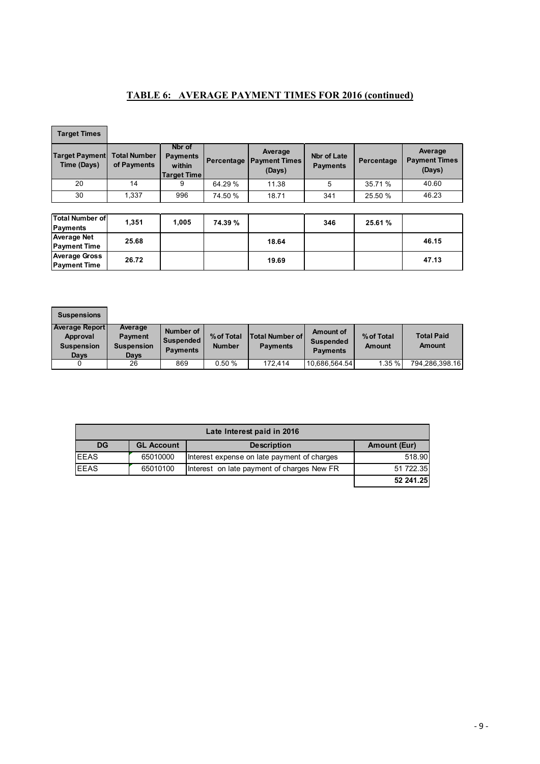## TABLE 6: AVERAGE PAYMENT TIMES FOR 2016 (continued)

**Target Times**

| Target Payment Time (Days) | Total Number of Payments | Nbr of Payments within Target Time | Percentage | Average Payment Times (Days) | Nbr of Late Payments | Percentage | Average Payment Times (Days) |
|---|---|---|---|---|---|---|---|
| 20 | 14 | 9 | 64.29 % | 11.38 | 5 | 35.71 % | 40.60 |
| 30 | 1,337 | 996 | 74.50 % | 18.71 | 341 | 25.50 % | 46.23 |
| **Total Number of Payments** | **1,351** | **1,005** | **74.39 %** | | **346** | **25.61 %** | |
| **Average Net Payment Time** | **25.68** | | | **18.64** | | | **46.15** |
| **Average Gross Payment Time** | **26.72** | | | **19.69** | | | **47.13** |

**Suspensions**

| Average Report Approval Suspension Days | Average Payment Suspension Days | Number of Suspended Payments | % of Total Number | Total Number of Payments | Amount of Suspended Payments | % of Total Amount | Total Paid Amount |
|---|---|---|---|---|---|---|---|
| 0 | 26 | 869 | 0.50 % | 172,414 | 10,686,564.54 | 1.35 % | 794,286,398.16 |

| Late Interest paid in 2016 | | | |
|---|---|---|---|
| **DG** | **GL Account** | **Description** | **Amount (Eur)** |
| EEAS | 65010000 | Interest expense on late payment of charges | 518.90 |
| EEAS | 65010100 | Interest on late payment of charges New FR | 51 722.35 |
| | | | **52 241.25** |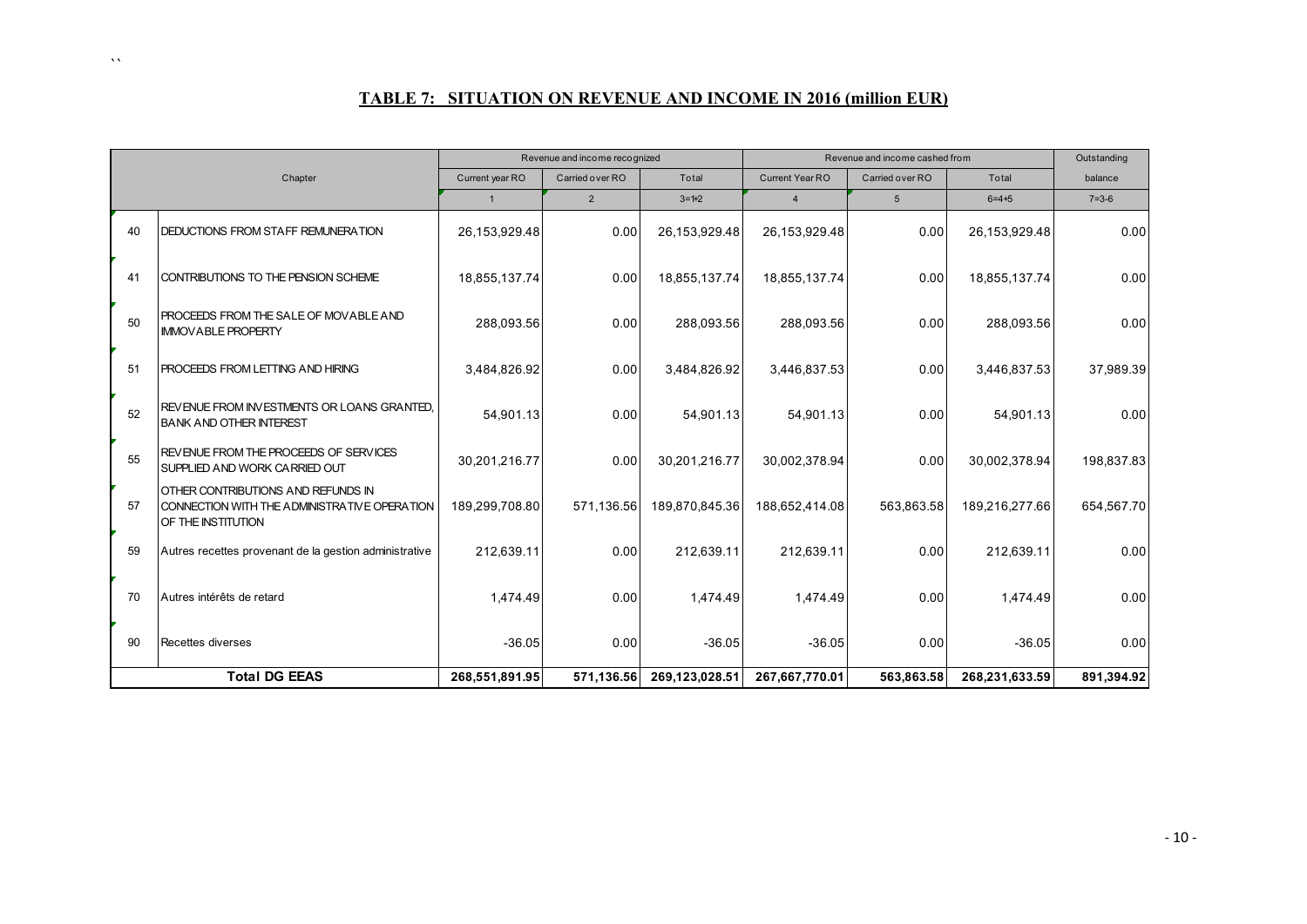## TABLE 7: SITUATION ON REVENUE AND INCOME IN 2016 (million EUR)

| Chapter | | Revenue and income recognized | | | Revenue and income cashed from | | | Outstanding |
|---|---|---|---|---|---|---|---|---|
| | | Current year RO | Carried over RO | Total | Current Year RO | Carried over RO | Total | balance |
| | | 1 | 2 | 3=1+2 | 4 | 5 | 6=4+5 | 7=3-6 |
| 40 | DEDUCTIONS FROM STAFF REMUNERATION | 26,153,929.48 | 0.00 | 26,153,929.48 | 26,153,929.48 | 0.00 | 26,153,929.48 | 0.00 |
| 41 | CONTRIBUTIONS TO THE PENSION SCHEME | 18,855,137.74 | 0.00 | 18,855,137.74 | 18,855,137.74 | 0.00 | 18,855,137.74 | 0.00 |
| 50 | PROCEEDS FROM THE SALE OF MOVABLE AND IMMOVABLE PROPERTY | 288,093.56 | 0.00 | 288,093.56 | 288,093.56 | 0.00 | 288,093.56 | 0.00 |
| 51 | PROCEEDS FROM LETTING AND HIRING | 3,484,826.92 | 0.00 | 3,484,826.92 | 3,446,837.53 | 0.00 | 3,446,837.53 | 37,989.39 |
| 52 | REVENUE FROM INVESTMENTS OR LOANS GRANTED, BANK AND OTHER INTEREST | 54,901.13 | 0.00 | 54,901.13 | 54,901.13 | 0.00 | 54,901.13 | 0.00 |
| 55 | REVENUE FROM THE PROCEEDS OF SERVICES SUPPLIED AND WORK CARRIED OUT | 30,201,216.77 | 0.00 | 30,201,216.77 | 30,002,378.94 | 0.00 | 30,002,378.94 | 198,837.83 |
| 57 | OTHER CONTRIBUTIONS AND REFUNDS IN CONNECTION WITH THE ADMINISTRATIVE OPERATION OF THE INSTITUTION | 189,299,708.80 | 571,136.56 | 189,870,845.36 | 188,652,414.08 | 563,863.58 | 189,216,277.66 | 654,567.70 |
| 59 | Autres recettes provenant de la gestion administrative | 212,639.11 | 0.00 | 212,639.11 | 212,639.11 | 0.00 | 212,639.11 | 0.00 |
| 70 | Autres intérêts de retard | 1,474.49 | 0.00 | 1,474.49 | 1,474.49 | 0.00 | 1,474.49 | 0.00 |
| 90 | Recettes diverses | -36.05 | 0.00 | -36.05 | -36.05 | 0.00 | -36.05 | 0.00 |
| **Total DG EEAS** | | **268,551,891.95** | **571,136.56** | **269,123,028.51** | **267,667,770.01** | **563,863.58** | **268,231,633.59** | **891,394.92** |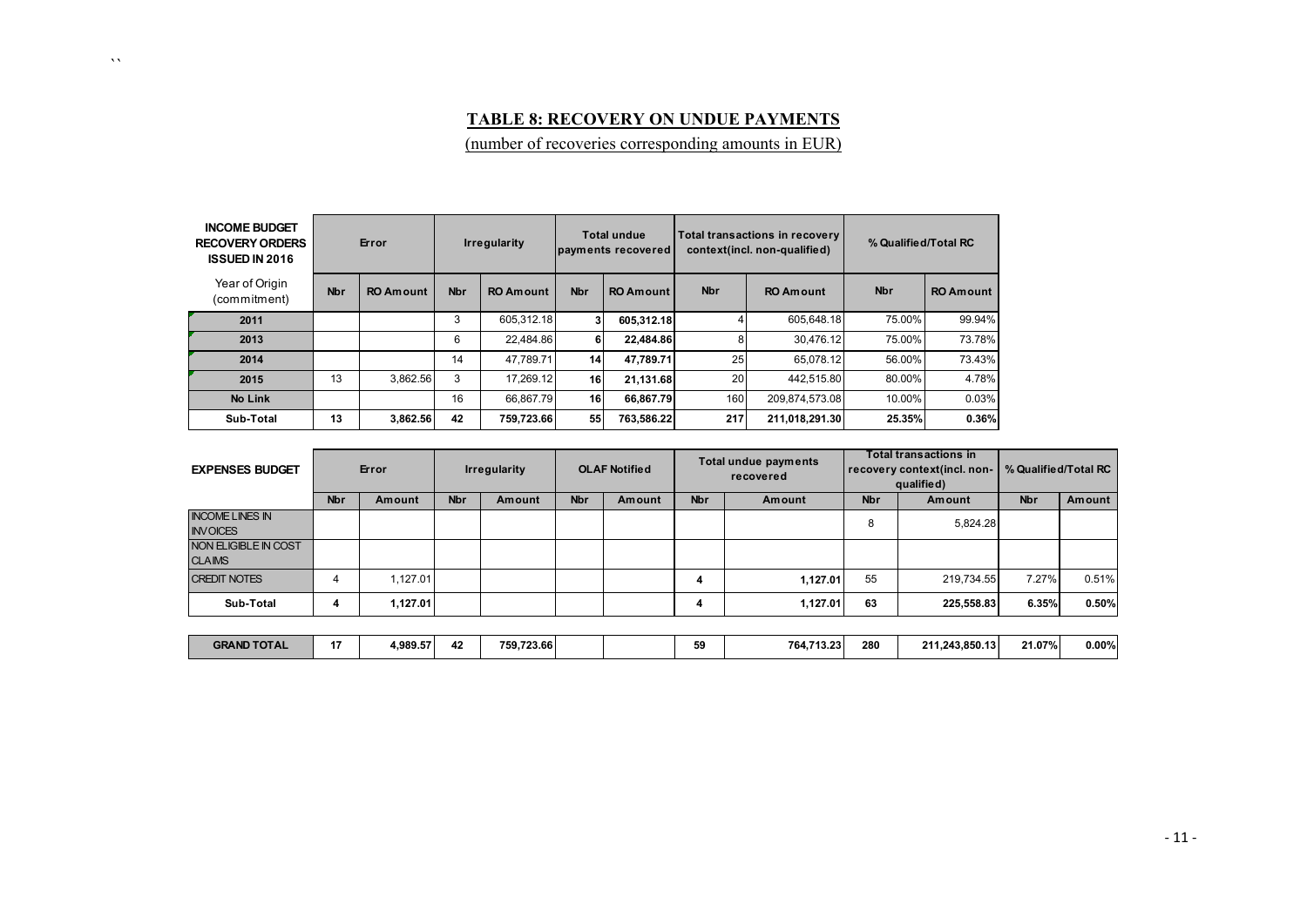## TABLE 8: RECOVERY ON UNDUE PAYMENTS

(number of recoveries corresponding amounts in EUR)

| INCOME BUDGET RECOVERY ORDERS ISSUED IN 2016 | Error | | Irregularity | | Total undue payments recovered | | Total transactions in recovery context(incl. non-qualified) | | % Qualified/Total RC | |
|---|---|---|---|---|---|---|---|---|---|---|
| Year of Origin (commitment) | Nbr | RO Amount | Nbr | RO Amount | Nbr | RO Amount | Nbr | RO Amount | Nbr | RO Amount |
| 2011 | | | 3 | 605,312.18 | 3 | 605,312.18 | 4 | 605,648.18 | 75.00% | 99.94% |
| 2013 | | | 6 | 22,484.86 | 6 | 22,484.86 | 8 | 30,476.12 | 75.00% | 73.78% |
| 2014 | | | 14 | 47,789.71 | 14 | 47,789.71 | 25 | 65,078.12 | 56.00% | 73.43% |
| 2015 | 13 | 3,862.56 | 3 | 17,269.12 | 16 | 21,131.68 | 20 | 442,515.80 | 80.00% | 4.78% |
| No Link | | | 16 | 66,867.79 | 16 | 66,867.79 | 160 | 209,874,573.08 | 10.00% | 0.03% |
| **Sub-Total** | **13** | **3,862.56** | **42** | **759,723.66** | **55** | **763,586.22** | **217** | **211,018,291.30** | **25.35%** | **0.36%** |

| EXPENSES BUDGET | Error | | Irregularity | | OLAF Notified | | Total undue payments recovered | | Total transactions in recovery context(incl. non-qualified) | | % Qualified/Total RC | |
|---|---|---|---|---|---|---|---|---|---|---|---|---|
| | Nbr | Amount | Nbr | Amount | Nbr | Amount | Nbr | Amount | Nbr | Amount | Nbr | Amount |
| INCOME LINES IN INVOICES | | | | | | | | | 8 | 5,824.28 | | |
| NON ELIGIBLE IN COST CLAIMS | | | | | | | | | | | | |
| CREDIT NOTES | 4 | 1,127.01 | | | | | 4 | 1,127.01 | 55 | 219,734.55 | 7.27% | 0.51% |
| **Sub-Total** | **4** | **1,127.01** | | | | | **4** | **1,127.01** | **63** | **225,558.83** | **6.35%** | **0.50%** |
| | | | | | | | | | | | | |
| **GRAND TOTAL** | **17** | **4,989.57** | **42** | **759,723.66** | | | **59** | **764,713.23** | **280** | **211,243,850.13** | **21.07%** | **0.00%** |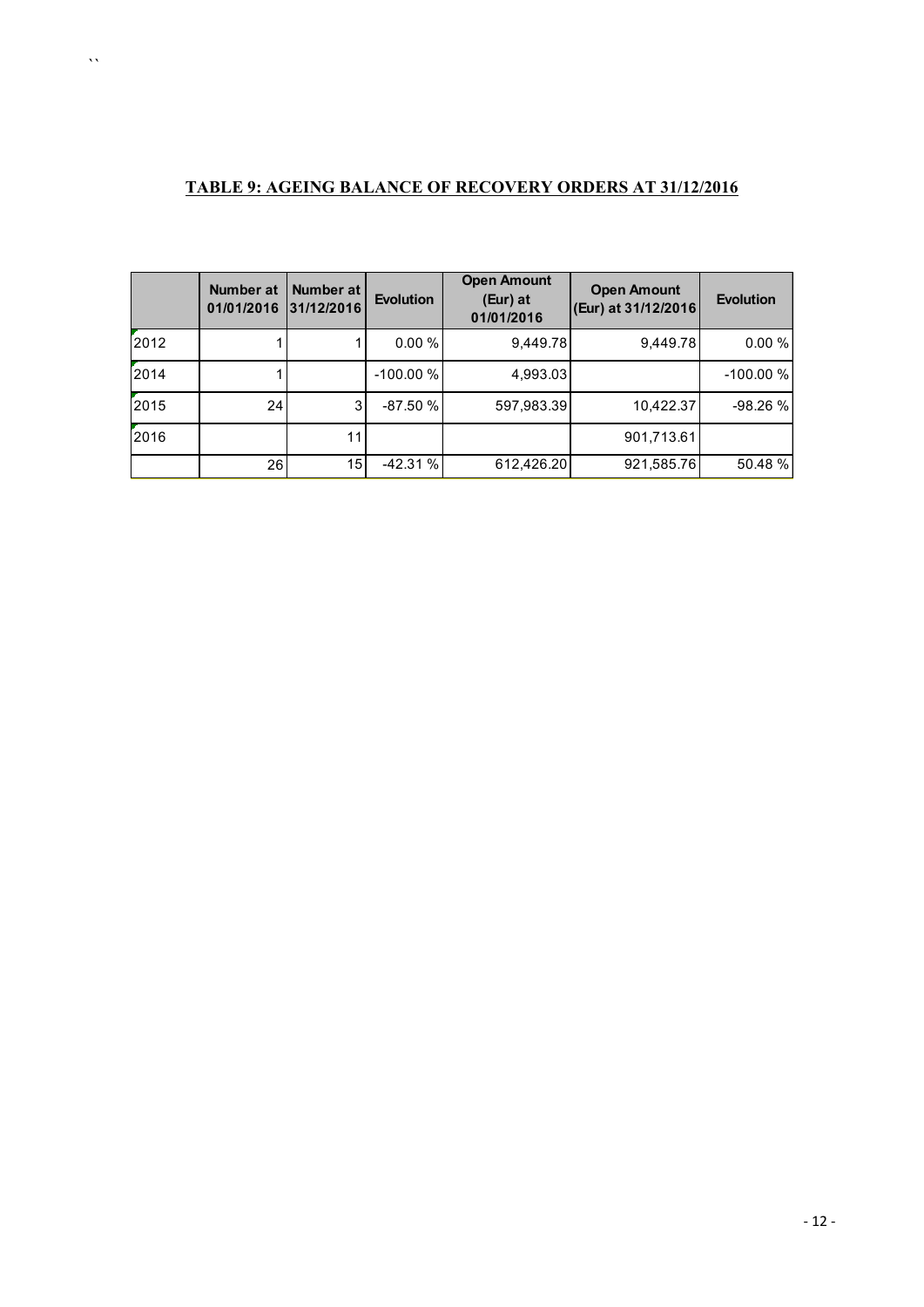**TABLE 9: AGEING BALANCE OF RECOVERY ORDERS AT 31/12/2016**

| | Number at 01/01/2016 | Number at 31/12/2016 | Evolution | Open Amount (Eur) at 01/01/2016 | Open Amount (Eur) at 31/12/2016 | Evolution |
|---|---|---|---|---|---|---|
| 2012 | 1 | 1 | 0.00 % | 9,449.78 | 9,449.78 | 0.00 % |
| 2014 | 1 | | -100.00 % | 4,993.03 | | -100.00 % |
| 2015 | 24 | 3 | -87.50 % | 597,983.39 | 10,422.37 | -98.26 % |
| 2016 | | 11 | | | 901,713.61 | |
| | 26 | 15 | -42.31 % | 612,426.20 | 921,585.76 | 50.48 % |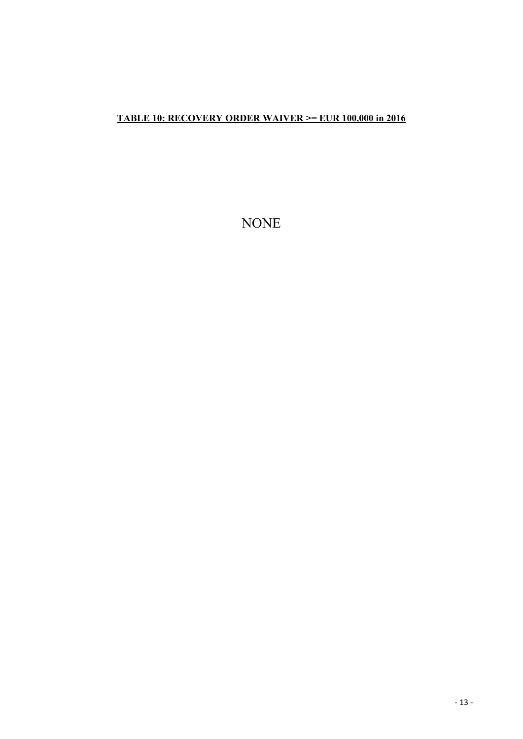**TABLE 10: RECOVERY ORDER WAIVER >= EUR 100,000 in 2016**

NONE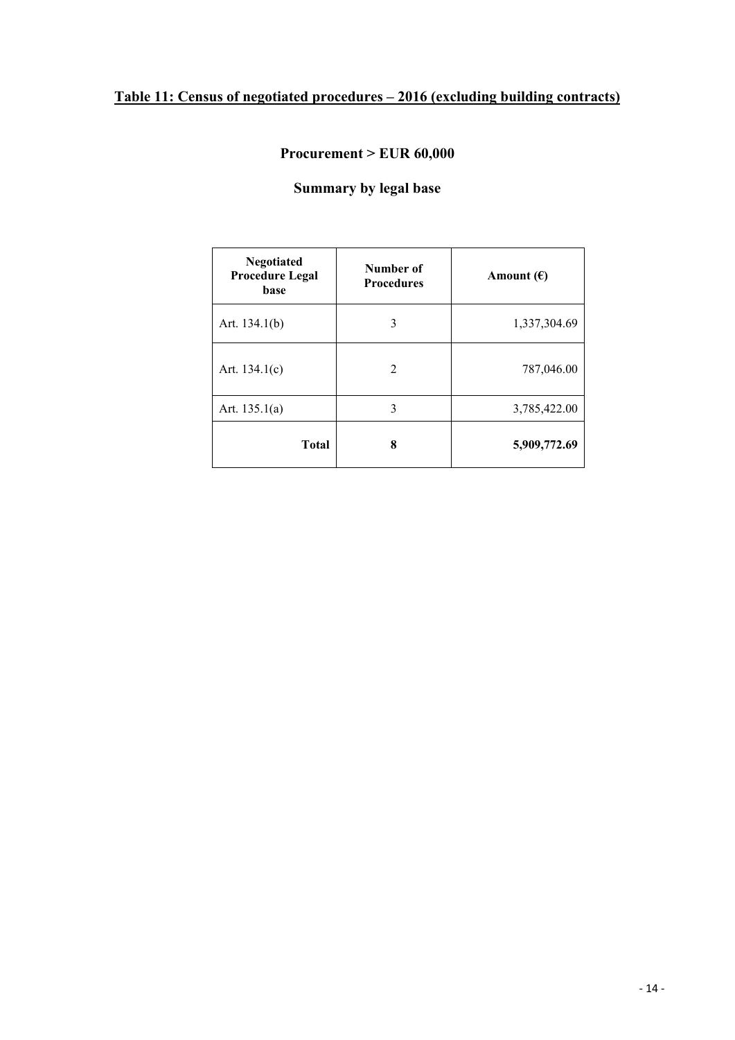## Table 11: Census of negotiated procedures – 2016 (excluding building contracts)

### Procurement > EUR 60,000

### Summary by legal base

| Negotiated Procedure Legal base | Number of Procedures | Amount (€) |
|---|---|---|
| Art. 134.1(b) | 3 | 1,337,304.69 |
| Art. 134.1(c) | 2 | 787,046.00 |
| Art. 135.1(a) | 3 | 3,785,422.00 |
| **Total** | **8** | **5,909,772.69** |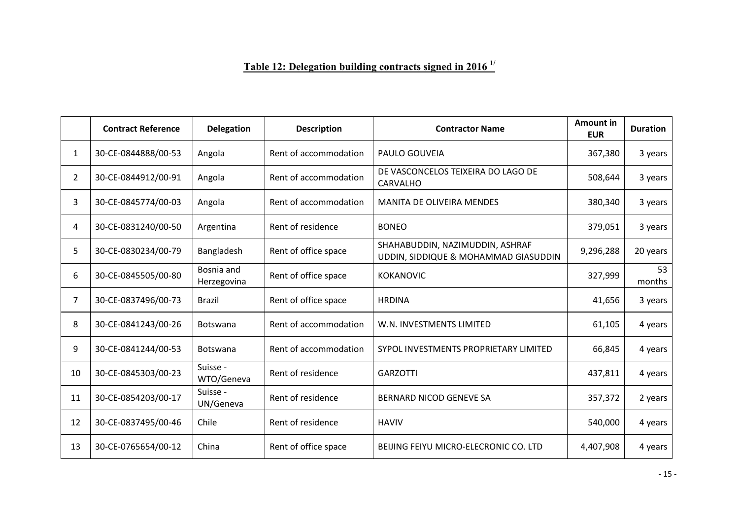## Table 12: Delegation building contracts signed in 2016 [1/]

| | Contract Reference | Delegation | Description | Contractor Name | Amount in EUR | Duration |
|---|---|---|---|---|---|---|
| 1 | 30-CE-0844888/00-53 | Angola | Rent of accommodation | PAULO GOUVEIA | 367,380 | 3 years |
| 2 | 30-CE-0844912/00-91 | Angola | Rent of accommodation | DE VASCONCELOS TEIXEIRA DO LAGO DE CARVALHO | 508,644 | 3 years |
| 3 | 30-CE-0845774/00-03 | Angola | Rent of accommodation | MANITA DE OLIVEIRA MENDES | 380,340 | 3 years |
| 4 | 30-CE-0831240/00-50 | Argentina | Rent of residence | BONEO | 379,051 | 3 years |
| 5 | 30-CE-0830234/00-79 | Bangladesh | Rent of office space | SHAHABUDDIN, NAZIMUDDIN, ASHRAF UDDIN, SIDDIQUE & MOHAMMAD GIASUDDIN | 9,296,288 | 20 years |
| 6 | 30-CE-0845505/00-80 | Bosnia and Herzegovina | Rent of office space | KOKANOVIC | 327,999 | 53 months |
| 7 | 30-CE-0837496/00-73 | Brazil | Rent of office space | HRDINA | 41,656 | 3 years |
| 8 | 30-CE-0841243/00-26 | Botswana | Rent of accommodation | W.N. INVESTMENTS LIMITED | 61,105 | 4 years |
| 9 | 30-CE-0841244/00-53 | Botswana | Rent of accommodation | SYPOL INVESTMENTS PROPRIETARY LIMITED | 66,845 | 4 years |
| 10 | 30-CE-0845303/00-23 | Suisse - WTO/Geneva | Rent of residence | GARZOTTI | 437,811 | 4 years |
| 11 | 30-CE-0854203/00-17 | Suisse - UN/Geneva | Rent of residence | BERNARD NICOD GENEVE SA | 357,372 | 2 years |
| 12 | 30-CE-0837495/00-46 | Chile | Rent of residence | HAVIV | 540,000 | 4 years |
| 13 | 30-CE-0765654/00-12 | China | Rent of office space | BEIJING FEIYU MICRO-ELECRONIC CO. LTD | 4,407,908 | 4 years |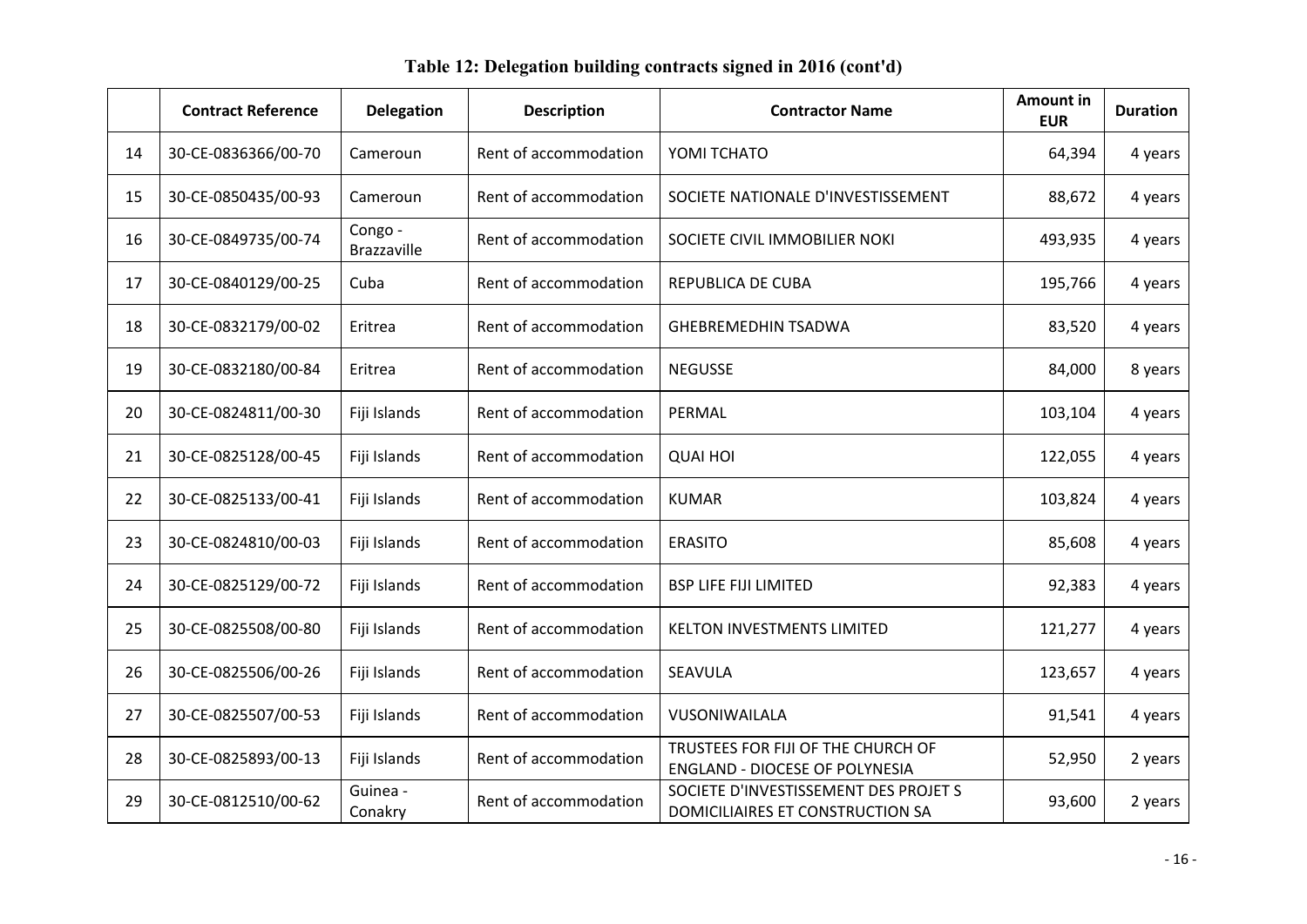**Table 12: Delegation building contracts signed in 2016 (cont'd)**

| | Contract Reference | Delegation | Description | Contractor Name | Amount in EUR | Duration |
|---|---|---|---|---|---|---|
| 14 | 30-CE-0836366/00-70 | Cameroun | Rent of accommodation | YOMI TCHATO | 64,394 | 4 years |
| 15 | 30-CE-0850435/00-93 | Cameroun | Rent of accommodation | SOCIETE NATIONALE D'INVESTISSEMENT | 88,672 | 4 years |
| 16 | 30-CE-0849735/00-74 | Congo - Brazzaville | Rent of accommodation | SOCIETE CIVIL IMMOBILIER NOKI | 493,935 | 4 years |
| 17 | 30-CE-0840129/00-25 | Cuba | Rent of accommodation | REPUBLICA DE CUBA | 195,766 | 4 years |
| 18 | 30-CE-0832179/00-02 | Eritrea | Rent of accommodation | GHEBREMEDHIN TSADWA | 83,520 | 4 years |
| 19 | 30-CE-0832180/00-84 | Eritrea | Rent of accommodation | NEGUSSE | 84,000 | 8 years |
| 20 | 30-CE-0824811/00-30 | Fiji Islands | Rent of accommodation | PERMAL | 103,104 | 4 years |
| 21 | 30-CE-0825128/00-45 | Fiji Islands | Rent of accommodation | QUAI HOI | 122,055 | 4 years |
| 22 | 30-CE-0825133/00-41 | Fiji Islands | Rent of accommodation | KUMAR | 103,824 | 4 years |
| 23 | 30-CE-0824810/00-03 | Fiji Islands | Rent of accommodation | ERASITO | 85,608 | 4 years |
| 24 | 30-CE-0825129/00-72 | Fiji Islands | Rent of accommodation | BSP LIFE FIJI LIMITED | 92,383 | 4 years |
| 25 | 30-CE-0825508/00-80 | Fiji Islands | Rent of accommodation | KELTON INVESTMENTS LIMITED | 121,277 | 4 years |
| 26 | 30-CE-0825506/00-26 | Fiji Islands | Rent of accommodation | SEAVULA | 123,657 | 4 years |
| 27 | 30-CE-0825507/00-53 | Fiji Islands | Rent of accommodation | VUSONIWAILALA | 91,541 | 4 years |
| 28 | 30-CE-0825893/00-13 | Fiji Islands | Rent of accommodation | TRUSTEES FOR FIJI OF THE CHURCH OF ENGLAND - DIOCESE OF POLYNESIA | 52,950 | 2 years |
| 29 | 30-CE-0812510/00-62 | Guinea - Conakry | Rent of accommodation | SOCIETE D'INVESTISSEMENT DES PROJET S DOMICILIAIRES ET CONSTRUCTION SA | 93,600 | 2 years |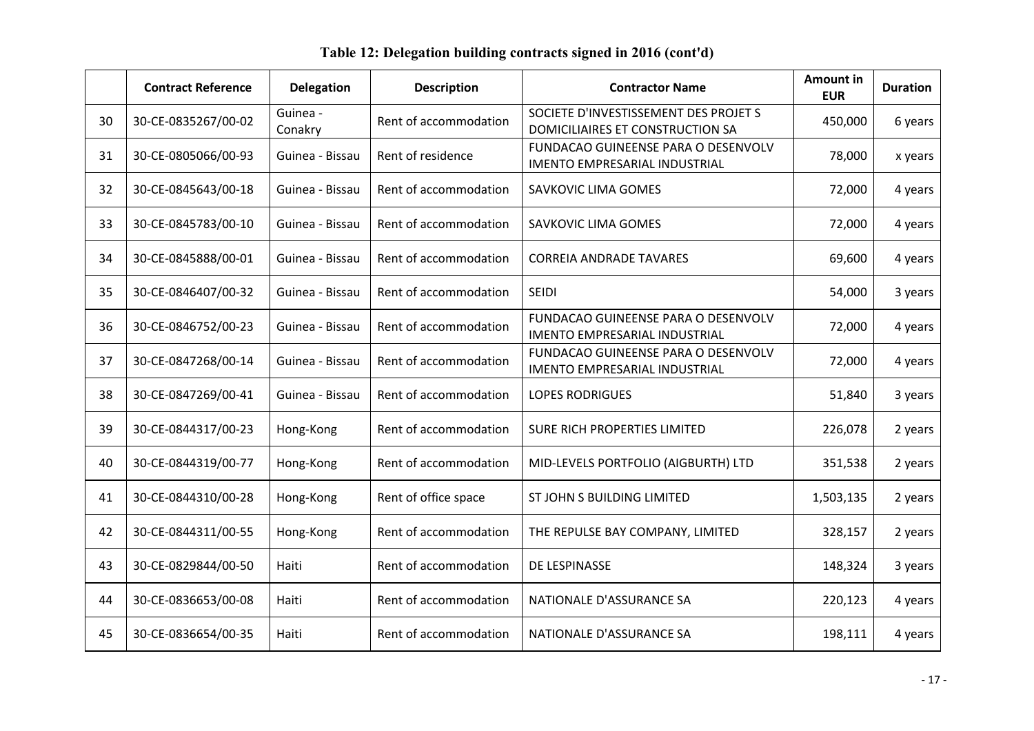**Table 12: Delegation building contracts signed in 2016 (cont'd)**

| | Contract Reference | Delegation | Description | Contractor Name | Amount in EUR | Duration |
|---|---|---|---|---|---|---|
| 30 | 30-CE-0835267/00-02 | Guinea - Conakry | Rent of accommodation | SOCIETE D'INVESTISSEMENT DES PROJET S DOMICILIAIRES ET CONSTRUCTION SA | 450,000 | 6 years |
| 31 | 30-CE-0805066/00-93 | Guinea - Bissau | Rent of residence | FUNDACAO GUINEENSE PARA O DESENVOLV IMENTO EMPRESARIAL INDUSTRIAL | 78,000 | x years |
| 32 | 30-CE-0845643/00-18 | Guinea - Bissau | Rent of accommodation | SAVKOVIC LIMA GOMES | 72,000 | 4 years |
| 33 | 30-CE-0845783/00-10 | Guinea - Bissau | Rent of accommodation | SAVKOVIC LIMA GOMES | 72,000 | 4 years |
| 34 | 30-CE-0845888/00-01 | Guinea - Bissau | Rent of accommodation | CORREIA ANDRADE TAVARES | 69,600 | 4 years |
| 35 | 30-CE-0846407/00-32 | Guinea - Bissau | Rent of accommodation | SEIDI | 54,000 | 3 years |
| 36 | 30-CE-0846752/00-23 | Guinea - Bissau | Rent of accommodation | FUNDACAO GUINEENSE PARA O DESENVOLV IMENTO EMPRESARIAL INDUSTRIAL | 72,000 | 4 years |
| 37 | 30-CE-0847268/00-14 | Guinea - Bissau | Rent of accommodation | FUNDACAO GUINEENSE PARA O DESENVOLV IMENTO EMPRESARIAL INDUSTRIAL | 72,000 | 4 years |
| 38 | 30-CE-0847269/00-41 | Guinea - Bissau | Rent of accommodation | LOPES RODRIGUES | 51,840 | 3 years |
| 39 | 30-CE-0844317/00-23 | Hong-Kong | Rent of accommodation | SURE RICH PROPERTIES LIMITED | 226,078 | 2 years |
| 40 | 30-CE-0844319/00-77 | Hong-Kong | Rent of accommodation | MID-LEVELS PORTFOLIO (AIGBURTH) LTD | 351,538 | 2 years |
| 41 | 30-CE-0844310/00-28 | Hong-Kong | Rent of office space | ST JOHN S BUILDING LIMITED | 1,503,135 | 2 years |
| 42 | 30-CE-0844311/00-55 | Hong-Kong | Rent of accommodation | THE REPULSE BAY COMPANY, LIMITED | 328,157 | 2 years |
| 43 | 30-CE-0829844/00-50 | Haiti | Rent of accommodation | DE LESPINASSE | 148,324 | 3 years |
| 44 | 30-CE-0836653/00-08 | Haiti | Rent of accommodation | NATIONALE D'ASSURANCE SA | 220,123 | 4 years |
| 45 | 30-CE-0836654/00-35 | Haiti | Rent of accommodation | NATIONALE D'ASSURANCE SA | 198,111 | 4 years |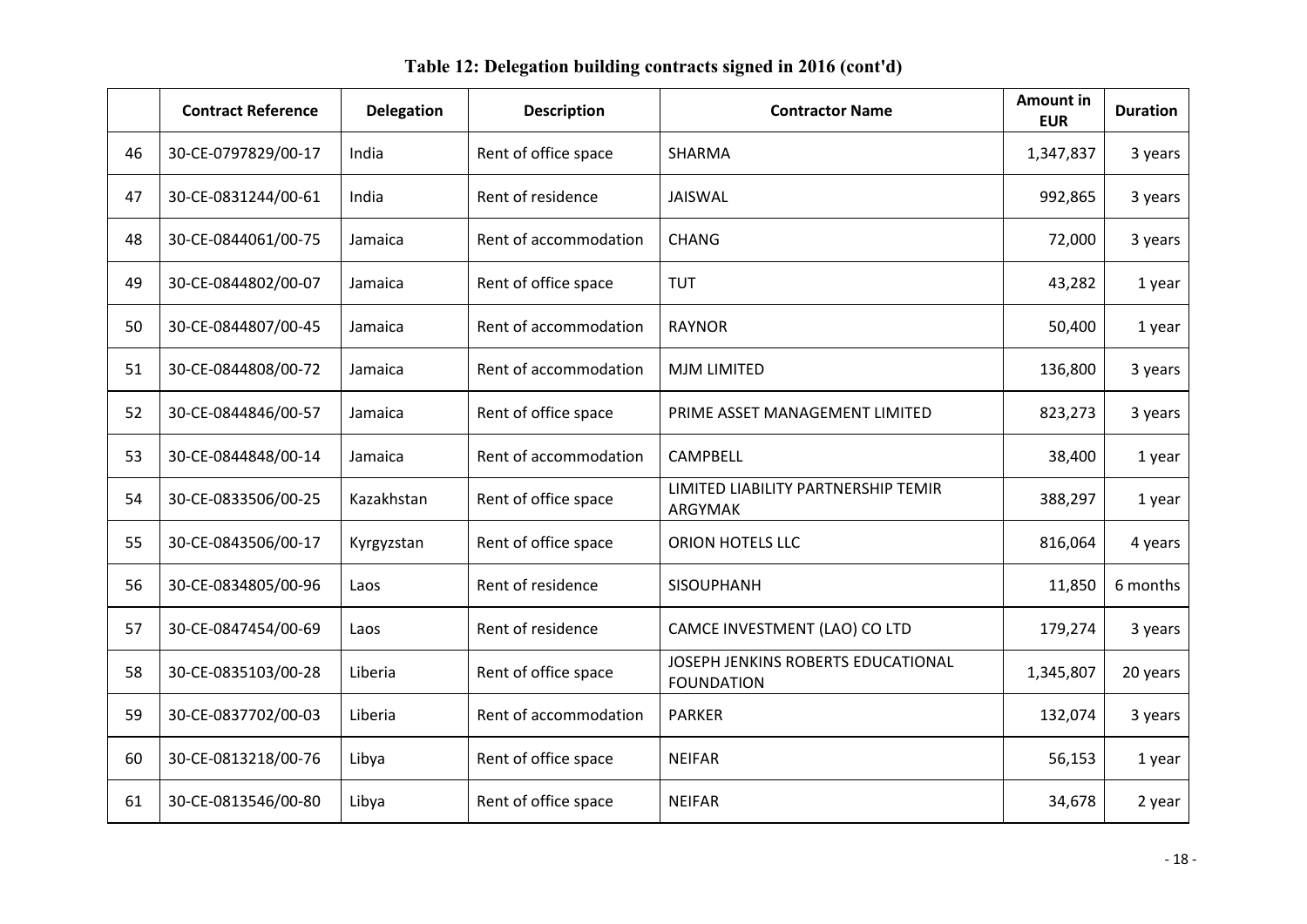**Table 12: Delegation building contracts signed in 2016 (cont'd)**

| | Contract Reference | Delegation | Description | Contractor Name | Amount in EUR | Duration |
|---|---|---|---|---|---|---|
| 46 | 30-CE-0797829/00-17 | India | Rent of office space | SHARMA | 1,347,837 | 3 years |
| 47 | 30-CE-0831244/00-61 | India | Rent of residence | JAISWAL | 992,865 | 3 years |
| 48 | 30-CE-0844061/00-75 | Jamaica | Rent of accommodation | CHANG | 72,000 | 3 years |
| 49 | 30-CE-0844802/00-07 | Jamaica | Rent of office space | TUT | 43,282 | 1 year |
| 50 | 30-CE-0844807/00-45 | Jamaica | Rent of accommodation | RAYNOR | 50,400 | 1 year |
| 51 | 30-CE-0844808/00-72 | Jamaica | Rent of accommodation | MJM LIMITED | 136,800 | 3 years |
| 52 | 30-CE-0844846/00-57 | Jamaica | Rent of office space | PRIME ASSET MANAGEMENT LIMITED | 823,273 | 3 years |
| 53 | 30-CE-0844848/00-14 | Jamaica | Rent of accommodation | CAMPBELL | 38,400 | 1 year |
| 54 | 30-CE-0833506/00-25 | Kazakhstan | Rent of office space | LIMITED LIABILITY PARTNERSHIP TEMIR ARGYMAK | 388,297 | 1 year |
| 55 | 30-CE-0843506/00-17 | Kyrgyzstan | Rent of office space | ORION HOTELS LLC | 816,064 | 4 years |
| 56 | 30-CE-0834805/00-96 | Laos | Rent of residence | SISOUPHANH | 11,850 | 6 months |
| 57 | 30-CE-0847454/00-69 | Laos | Rent of residence | CAMCE INVESTMENT (LAO) CO LTD | 179,274 | 3 years |
| 58 | 30-CE-0835103/00-28 | Liberia | Rent of office space | JOSEPH JENKINS ROBERTS EDUCATIONAL FOUNDATION | 1,345,807 | 20 years |
| 59 | 30-CE-0837702/00-03 | Liberia | Rent of accommodation | PARKER | 132,074 | 3 years |
| 60 | 30-CE-0813218/00-76 | Libya | Rent of office space | NEIFAR | 56,153 | 1 year |
| 61 | 30-CE-0813546/00-80 | Libya | Rent of office space | NEIFAR | 34,678 | 2 year |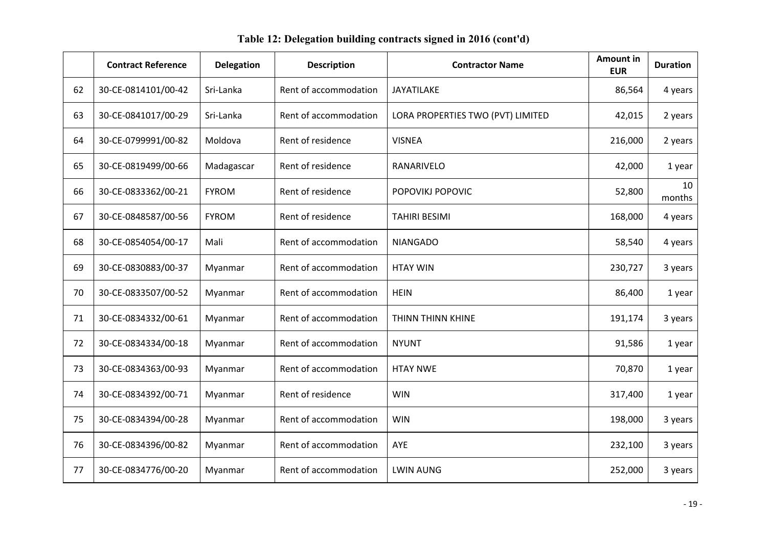## Table 12: Delegation building contracts signed in 2016 (cont'd)

| | Contract Reference | Delegation | Description | Contractor Name | Amount in EUR | Duration |
|---|---|---|---|---|---|---|
| 62 | 30-CE-0814101/00-42 | Sri-Lanka | Rent of accommodation | JAYATILAKE | 86,564 | 4 years |
| 63 | 30-CE-0841017/00-29 | Sri-Lanka | Rent of accommodation | LORA PROPERTIES TWO (PVT) LIMITED | 42,015 | 2 years |
| 64 | 30-CE-0799991/00-82 | Moldova | Rent of residence | VISNEA | 216,000 | 2 years |
| 65 | 30-CE-0819499/00-66 | Madagascar | Rent of residence | RANARIVELO | 42,000 | 1 year |
| 66 | 30-CE-0833362/00-21 | FYROM | Rent of residence | POPOVIKJ POPOVIC | 52,800 | 10 months |
| 67 | 30-CE-0848587/00-56 | FYROM | Rent of residence | TAHIRI BESIMI | 168,000 | 4 years |
| 68 | 30-CE-0854054/00-17 | Mali | Rent of accommodation | NIANGADO | 58,540 | 4 years |
| 69 | 30-CE-0830883/00-37 | Myanmar | Rent of accommodation | HTAY WIN | 230,727 | 3 years |
| 70 | 30-CE-0833507/00-52 | Myanmar | Rent of accommodation | HEIN | 86,400 | 1 year |
| 71 | 30-CE-0834332/00-61 | Myanmar | Rent of accommodation | THINN THINN KHINE | 191,174 | 3 years |
| 72 | 30-CE-0834334/00-18 | Myanmar | Rent of accommodation | NYUNT | 91,586 | 1 year |
| 73 | 30-CE-0834363/00-93 | Myanmar | Rent of accommodation | HTAY NWE | 70,870 | 1 year |
| 74 | 30-CE-0834392/00-71 | Myanmar | Rent of residence | WIN | 317,400 | 1 year |
| 75 | 30-CE-0834394/00-28 | Myanmar | Rent of accommodation | WIN | 198,000 | 3 years |
| 76 | 30-CE-0834396/00-82 | Myanmar | Rent of accommodation | AYE | 232,100 | 3 years |
| 77 | 30-CE-0834776/00-20 | Myanmar | Rent of accommodation | LWIN AUNG | 252,000 | 3 years |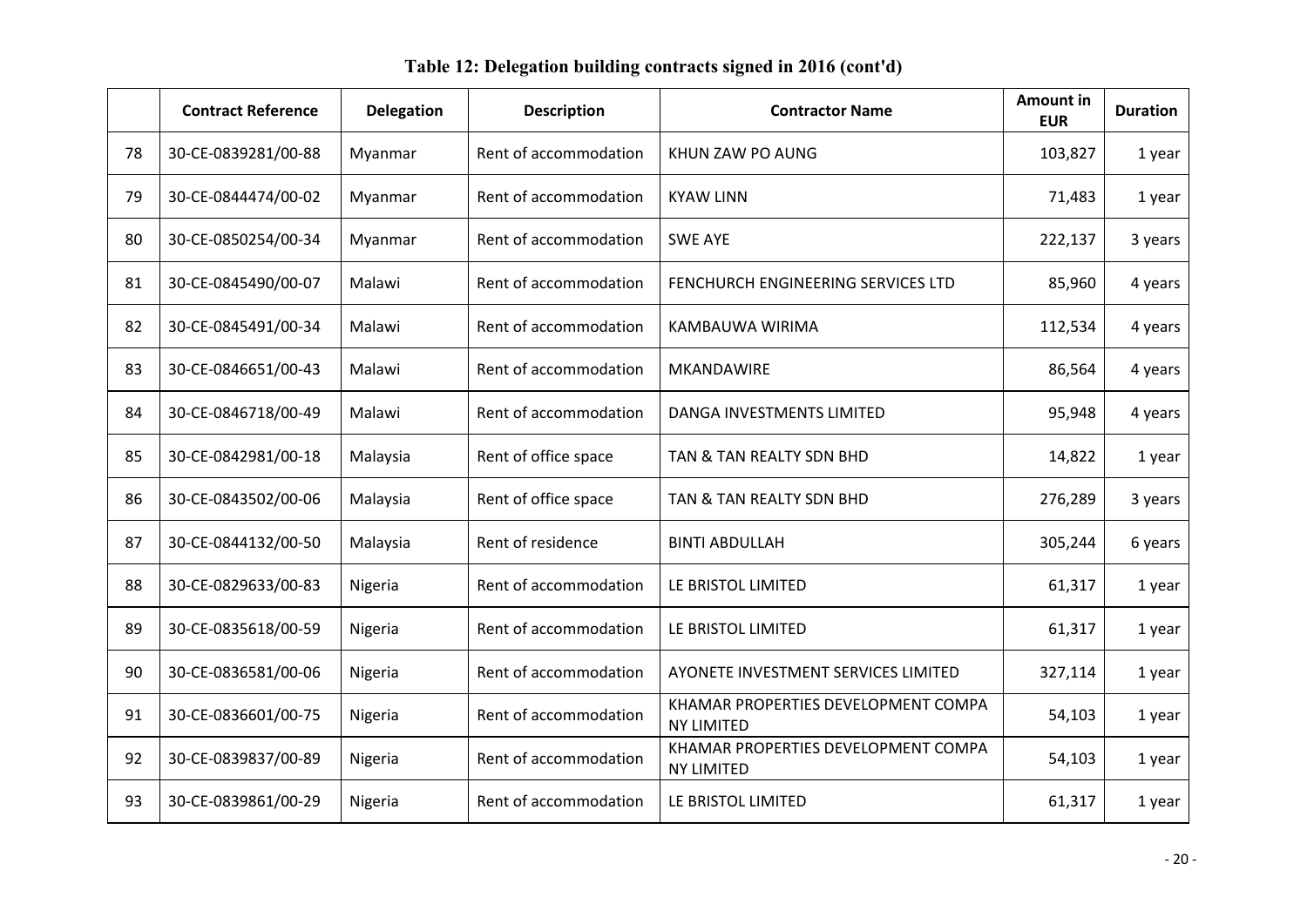**Table 12: Delegation building contracts signed in 2016 (cont'd)**

| | Contract Reference | Delegation | Description | Contractor Name | Amount in EUR | Duration |
|---|---|---|---|---|---|---|
| 78 | 30-CE-0839281/00-88 | Myanmar | Rent of accommodation | KHUN ZAW PO AUNG | 103,827 | 1 year |
| 79 | 30-CE-0844474/00-02 | Myanmar | Rent of accommodation | KYAW LINN | 71,483 | 1 year |
| 80 | 30-CE-0850254/00-34 | Myanmar | Rent of accommodation | SWE AYE | 222,137 | 3 years |
| 81 | 30-CE-0845490/00-07 | Malawi | Rent of accommodation | FENCHURCH ENGINEERING SERVICES LTD | 85,960 | 4 years |
| 82 | 30-CE-0845491/00-34 | Malawi | Rent of accommodation | KAMBAUWA WIRIMA | 112,534 | 4 years |
| 83 | 30-CE-0846651/00-43 | Malawi | Rent of accommodation | MKANDAWIRE | 86,564 | 4 years |
| 84 | 30-CE-0846718/00-49 | Malawi | Rent of accommodation | DANGA INVESTMENTS LIMITED | 95,948 | 4 years |
| 85 | 30-CE-0842981/00-18 | Malaysia | Rent of office space | TAN & TAN REALTY SDN BHD | 14,822 | 1 year |
| 86 | 30-CE-0843502/00-06 | Malaysia | Rent of office space | TAN & TAN REALTY SDN BHD | 276,289 | 3 years |
| 87 | 30-CE-0844132/00-50 | Malaysia | Rent of residence | BINTI ABDULLAH | 305,244 | 6 years |
| 88 | 30-CE-0829633/00-83 | Nigeria | Rent of accommodation | LE BRISTOL LIMITED | 61,317 | 1 year |
| 89 | 30-CE-0835618/00-59 | Nigeria | Rent of accommodation | LE BRISTOL LIMITED | 61,317 | 1 year |
| 90 | 30-CE-0836581/00-06 | Nigeria | Rent of accommodation | AYONETE INVESTMENT SERVICES LIMITED | 327,114 | 1 year |
| 91 | 30-CE-0836601/00-75 | Nigeria | Rent of accommodation | KHAMAR PROPERTIES DEVELOPMENT COMPA NY LIMITED | 54,103 | 1 year |
| 92 | 30-CE-0839837/00-89 | Nigeria | Rent of accommodation | KHAMAR PROPERTIES DEVELOPMENT COMPA NY LIMITED | 54,103 | 1 year |
| 93 | 30-CE-0839861/00-29 | Nigeria | Rent of accommodation | LE BRISTOL LIMITED | 61,317 | 1 year |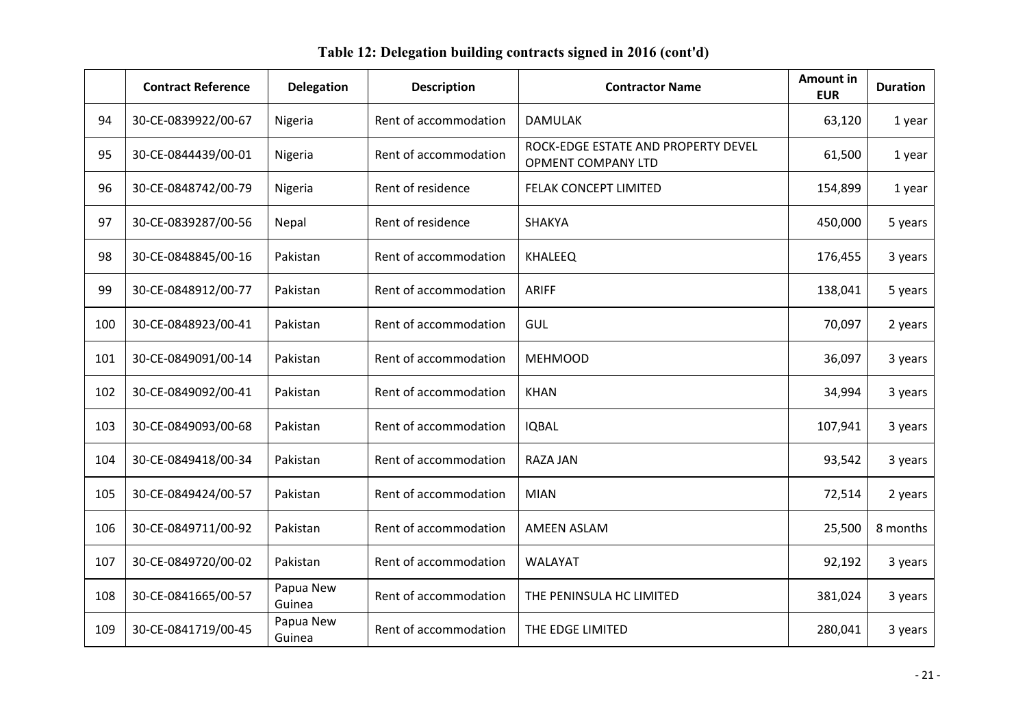**Table 12: Delegation building contracts signed in 2016 (cont'd)**

| | Contract Reference | Delegation | Description | Contractor Name | Amount in EUR | Duration |
|---|---|---|---|---|---|---|
| 94 | 30-CE-0839922/00-67 | Nigeria | Rent of accommodation | DAMULAK | 63,120 | 1 year |
| 95 | 30-CE-0844439/00-01 | Nigeria | Rent of accommodation | ROCK-EDGE ESTATE AND PROPERTY DEVEL OPMENT COMPANY LTD | 61,500 | 1 year |
| 96 | 30-CE-0848742/00-79 | Nigeria | Rent of residence | FELAK CONCEPT LIMITED | 154,899 | 1 year |
| 97 | 30-CE-0839287/00-56 | Nepal | Rent of residence | SHAKYA | 450,000 | 5 years |
| 98 | 30-CE-0848845/00-16 | Pakistan | Rent of accommodation | KHALEEQ | 176,455 | 3 years |
| 99 | 30-CE-0848912/00-77 | Pakistan | Rent of accommodation | ARIFF | 138,041 | 5 years |
| 100 | 30-CE-0848923/00-41 | Pakistan | Rent of accommodation | GUL | 70,097 | 2 years |
| 101 | 30-CE-0849091/00-14 | Pakistan | Rent of accommodation | MEHMOOD | 36,097 | 3 years |
| 102 | 30-CE-0849092/00-41 | Pakistan | Rent of accommodation | KHAN | 34,994 | 3 years |
| 103 | 30-CE-0849093/00-68 | Pakistan | Rent of accommodation | IQBAL | 107,941 | 3 years |
| 104 | 30-CE-0849418/00-34 | Pakistan | Rent of accommodation | RAZA JAN | 93,542 | 3 years |
| 105 | 30-CE-0849424/00-57 | Pakistan | Rent of accommodation | MIAN | 72,514 | 2 years |
| 106 | 30-CE-0849711/00-92 | Pakistan | Rent of accommodation | AMEEN ASLAM | 25,500 | 8 months |
| 107 | 30-CE-0849720/00-02 | Pakistan | Rent of accommodation | WALAYAT | 92,192 | 3 years |
| 108 | 30-CE-0841665/00-57 | Papua New Guinea | Rent of accommodation | THE PENINSULA HC LIMITED | 381,024 | 3 years |
| 109 | 30-CE-0841719/00-45 | Papua New Guinea | Rent of accommodation | THE EDGE LIMITED | 280,041 | 3 years |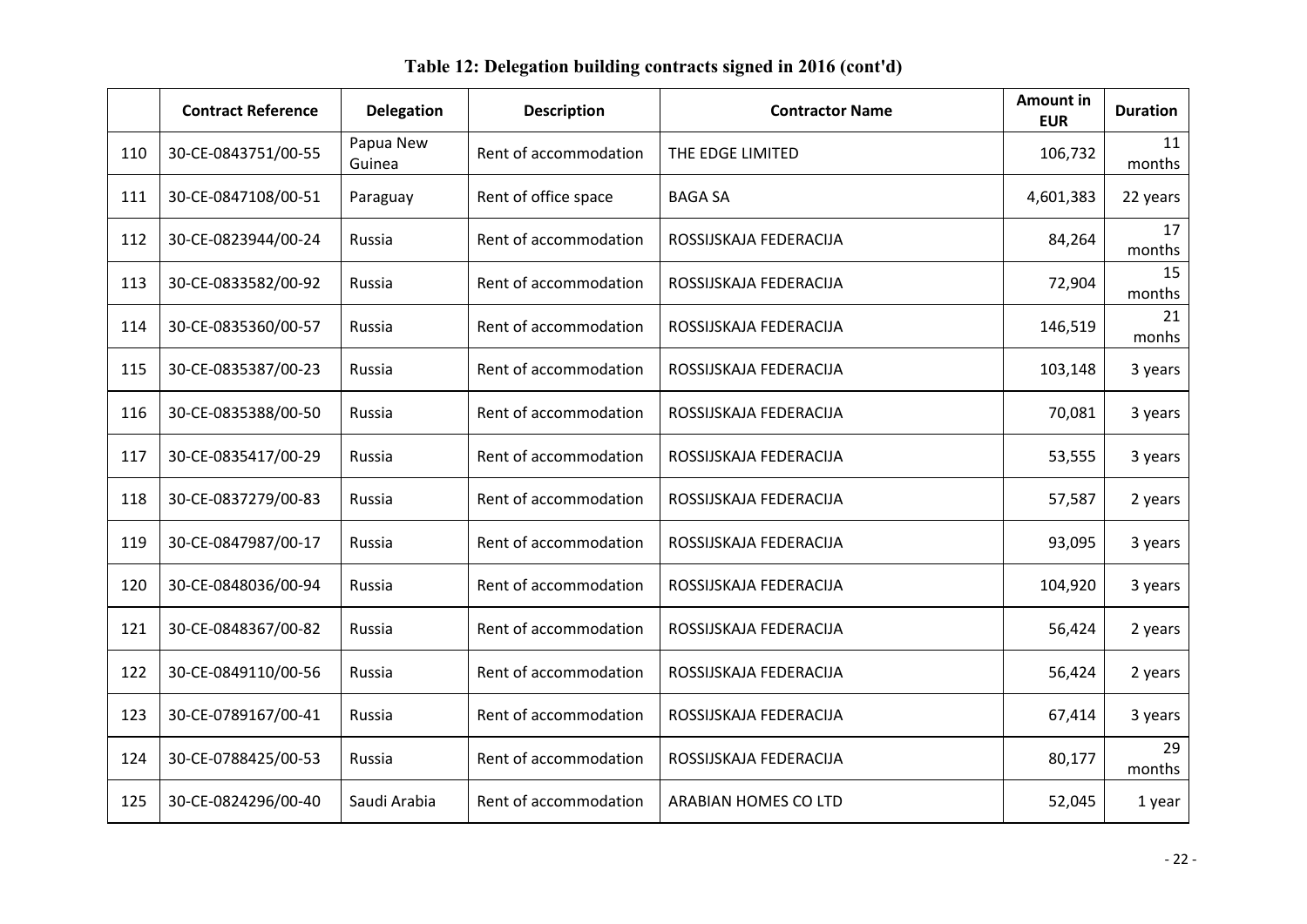# Table 12: Delegation building contracts signed in 2016 (cont'd)

| | Contract Reference | Delegation | Description | Contractor Name | Amount in EUR | Duration |
|---|---|---|---|---|---|---|
| 110 | 30-CE-0843751/00-55 | Papua New Guinea | Rent of accommodation | THE EDGE LIMITED | 106,732 | 11 months |
| 111 | 30-CE-0847108/00-51 | Paraguay | Rent of office space | BAGA SA | 4,601,383 | 22 years |
| 112 | 30-CE-0823944/00-24 | Russia | Rent of accommodation | ROSSIJSKAJA FEDERACIJA | 84,264 | 17 months |
| 113 | 30-CE-0833582/00-92 | Russia | Rent of accommodation | ROSSIJSKAJA FEDERACIJA | 72,904 | 15 months |
| 114 | 30-CE-0835360/00-57 | Russia | Rent of accommodation | ROSSIJSKAJA FEDERACIJA | 146,519 | 21 monhs |
| 115 | 30-CE-0835387/00-23 | Russia | Rent of accommodation | ROSSIJSKAJA FEDERACIJA | 103,148 | 3 years |
| 116 | 30-CE-0835388/00-50 | Russia | Rent of accommodation | ROSSIJSKAJA FEDERACIJA | 70,081 | 3 years |
| 117 | 30-CE-0835417/00-29 | Russia | Rent of accommodation | ROSSIJSKAJA FEDERACIJA | 53,555 | 3 years |
| 118 | 30-CE-0837279/00-83 | Russia | Rent of accommodation | ROSSIJSKAJA FEDERACIJA | 57,587 | 2 years |
| 119 | 30-CE-0847987/00-17 | Russia | Rent of accommodation | ROSSIJSKAJA FEDERACIJA | 93,095 | 3 years |
| 120 | 30-CE-0848036/00-94 | Russia | Rent of accommodation | ROSSIJSKAJA FEDERACIJA | 104,920 | 3 years |
| 121 | 30-CE-0848367/00-82 | Russia | Rent of accommodation | ROSSIJSKAJA FEDERACIJA | 56,424 | 2 years |
| 122 | 30-CE-0849110/00-56 | Russia | Rent of accommodation | ROSSIJSKAJA FEDERACIJA | 56,424 | 2 years |
| 123 | 30-CE-0789167/00-41 | Russia | Rent of accommodation | ROSSIJSKAJA FEDERACIJA | 67,414 | 3 years |
| 124 | 30-CE-0788425/00-53 | Russia | Rent of accommodation | ROSSIJSKAJA FEDERACIJA | 80,177 | 29 months |
| 125 | 30-CE-0824296/00-40 | Saudi Arabia | Rent of accommodation | ARABIAN HOMES CO LTD | 52,045 | 1 year |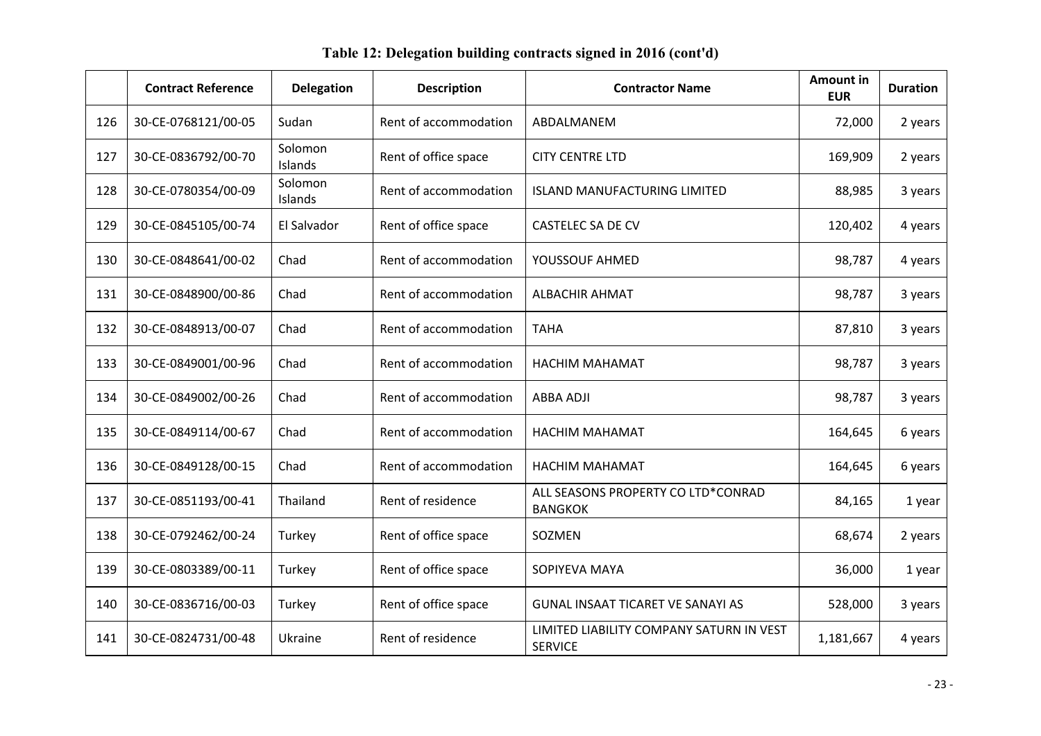**Table 12: Delegation building contracts signed in 2016 (cont'd)**

| | Contract Reference | Delegation | Description | Contractor Name | Amount in EUR | Duration |
|---|---|---|---|---|---|---|
| 126 | 30-CE-0768121/00-05 | Sudan | Rent of accommodation | ABDALMANEM | 72,000 | 2 years |
| 127 | 30-CE-0836792/00-70 | Solomon Islands | Rent of office space | CITY CENTRE LTD | 169,909 | 2 years |
| 128 | 30-CE-0780354/00-09 | Solomon Islands | Rent of accommodation | ISLAND MANUFACTURING LIMITED | 88,985 | 3 years |
| 129 | 30-CE-0845105/00-74 | El Salvador | Rent of office space | CASTELEC SA DE CV | 120,402 | 4 years |
| 130 | 30-CE-0848641/00-02 | Chad | Rent of accommodation | YOUSSOUF AHMED | 98,787 | 4 years |
| 131 | 30-CE-0848900/00-86 | Chad | Rent of accommodation | ALBACHIR AHMAT | 98,787 | 3 years |
| 132 | 30-CE-0848913/00-07 | Chad | Rent of accommodation | TAHA | 87,810 | 3 years |
| 133 | 30-CE-0849001/00-96 | Chad | Rent of accommodation | HACHIM MAHAMAT | 98,787 | 3 years |
| 134 | 30-CE-0849002/00-26 | Chad | Rent of accommodation | ABBA ADJI | 98,787 | 3 years |
| 135 | 30-CE-0849114/00-67 | Chad | Rent of accommodation | HACHIM MAHAMAT | 164,645 | 6 years |
| 136 | 30-CE-0849128/00-15 | Chad | Rent of accommodation | HACHIM MAHAMAT | 164,645 | 6 years |
| 137 | 30-CE-0851193/00-41 | Thailand | Rent of residence | ALL SEASONS PROPERTY CO LTD*CONRAD BANGKOK | 84,165 | 1 year |
| 138 | 30-CE-0792462/00-24 | Turkey | Rent of office space | SOZMEN | 68,674 | 2 years |
| 139 | 30-CE-0803389/00-11 | Turkey | Rent of office space | SOPIYEVA MAYA | 36,000 | 1 year |
| 140 | 30-CE-0836716/00-03 | Turkey | Rent of office space | GUNAL INSAAT TICARET VE SANAYI AS | 528,000 | 3 years |
| 141 | 30-CE-0824731/00-48 | Ukraine | Rent of residence | LIMITED LIABILITY COMPANY SATURN IN VEST SERVICE | 1,181,667 | 4 years |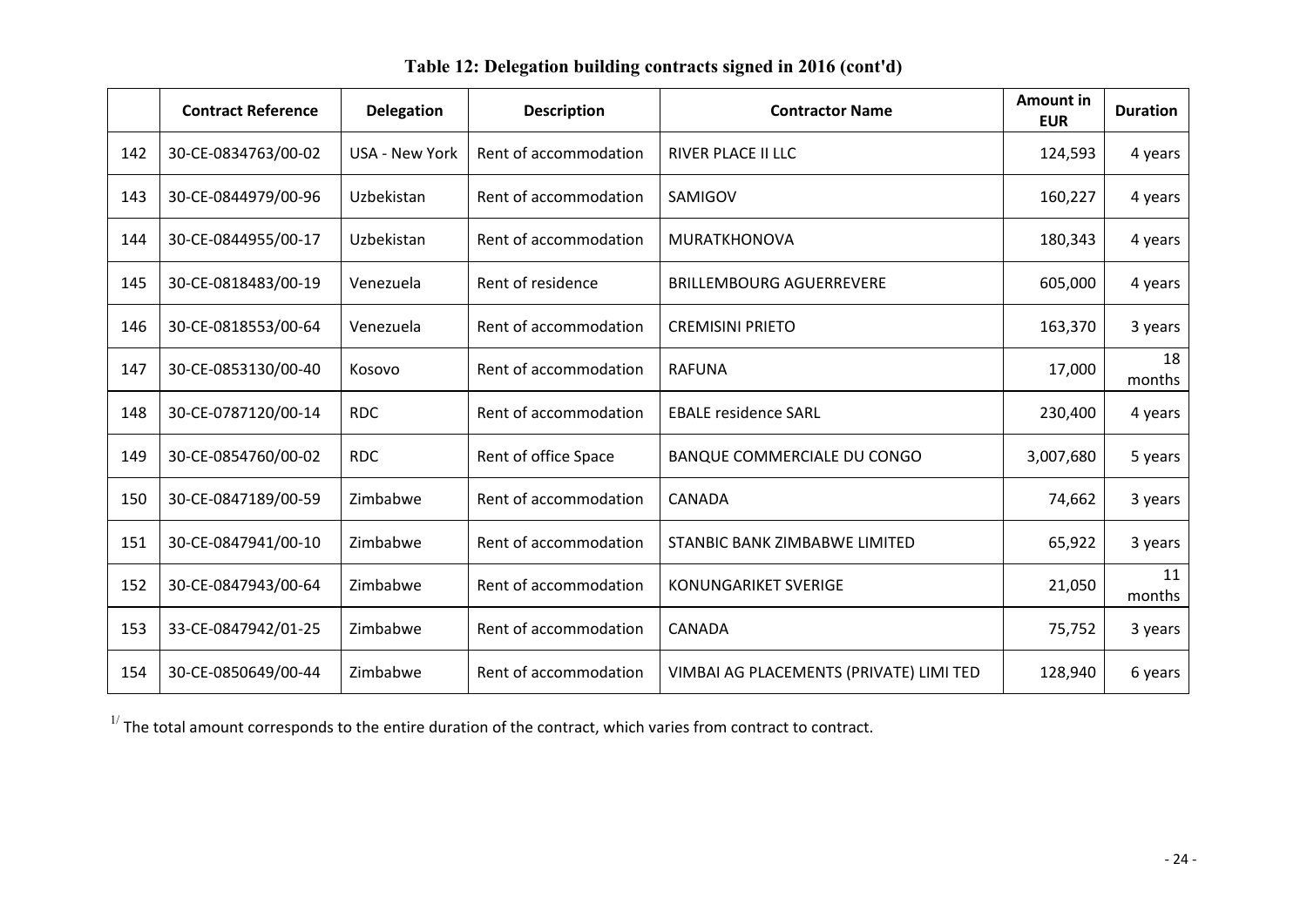**Table 12: Delegation building contracts signed in 2016 (cont'd)**

| | Contract Reference | Delegation | Description | Contractor Name | Amount in EUR | Duration |
|---|---|---|---|---|---|---|
| 142 | 30-CE-0834763/00-02 | USA - New York | Rent of accommodation | RIVER PLACE II LLC | 124,593 | 4 years |
| 143 | 30-CE-0844979/00-96 | Uzbekistan | Rent of accommodation | SAMIGOV | 160,227 | 4 years |
| 144 | 30-CE-0844955/00-17 | Uzbekistan | Rent of accommodation | MURATKHONOVA | 180,343 | 4 years |
| 145 | 30-CE-0818483/00-19 | Venezuela | Rent of residence | BRILLEMBOURG AGUERREVERE | 605,000 | 4 years |
| 146 | 30-CE-0818553/00-64 | Venezuela | Rent of accommodation | CREMISINI PRIETO | 163,370 | 3 years |
| 147 | 30-CE-0853130/00-40 | Kosovo | Rent of accommodation | RAFUNA | 17,000 | 18 months |
| 148 | 30-CE-0787120/00-14 | RDC | Rent of accommodation | EBALE residence SARL | 230,400 | 4 years |
| 149 | 30-CE-0854760/00-02 | RDC | Rent of office Space | BANQUE COMMERCIALE DU CONGO | 3,007,680 | 5 years |
| 150 | 30-CE-0847189/00-59 | Zimbabwe | Rent of accommodation | CANADA | 74,662 | 3 years |
| 151 | 30-CE-0847941/00-10 | Zimbabwe | Rent of accommodation | STANBIC BANK ZIMBABWE LIMITED | 65,922 | 3 years |
| 152 | 30-CE-0847943/00-64 | Zimbabwe | Rent of accommodation | KONUNGARIKET SVERIGE | 21,050 | 11 months |
| 153 | 33-CE-0847942/01-25 | Zimbabwe | Rent of accommodation | CANADA | 75,752 | 3 years |
| 154 | 30-CE-0850649/00-44 | Zimbabwe | Rent of accommodation | VIMBAI AG PLACEMENTS (PRIVATE) LIMI TED | 128,940 | 6 years |

[1/] The total amount corresponds to the entire duration of the contract, which varies from contract to contract.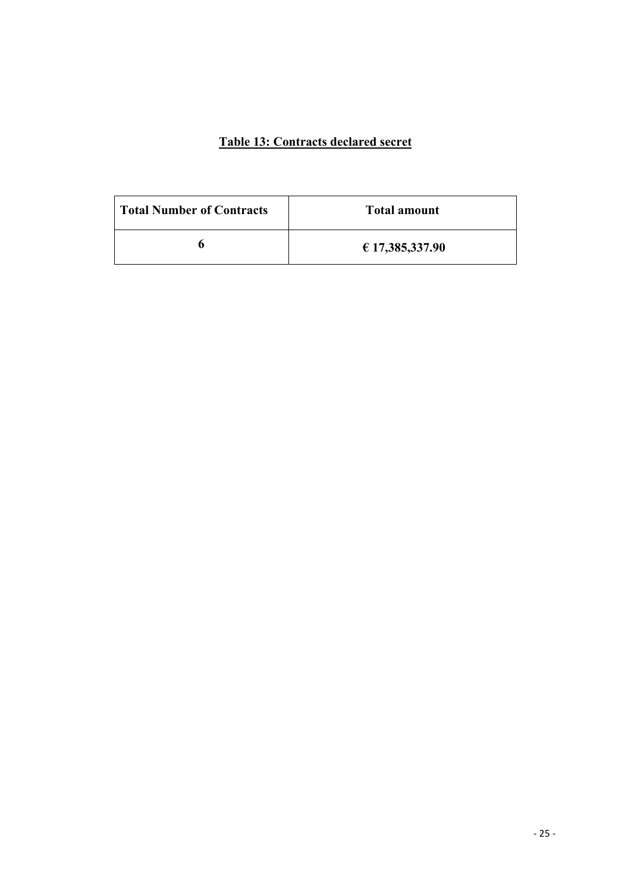**Table 13: Contracts declared secret**

| Total Number of Contracts | Total amount |
| --- | --- |
| **6** | **€ 17,385,337.90** |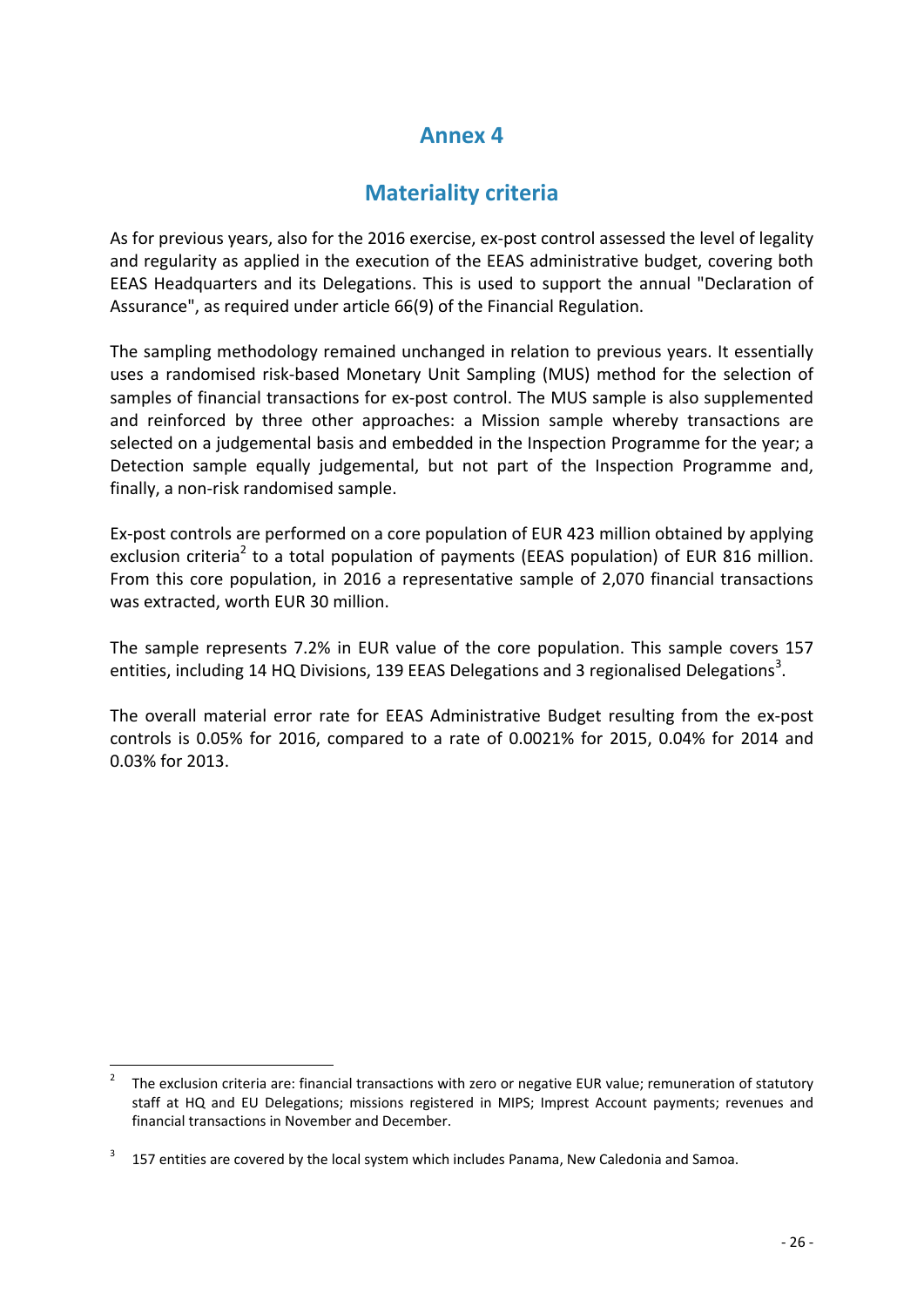# Annex 4

## Materiality criteria

As for previous years, also for the 2016 exercise, ex-post control assessed the level of legality and regularity as applied in the execution of the EEAS administrative budget, covering both EEAS Headquarters and its Delegations. This is used to support the annual "Declaration of Assurance", as required under article 66(9) of the Financial Regulation.

The sampling methodology remained unchanged in relation to previous years. It essentially uses a randomised risk-based Monetary Unit Sampling (MUS) method for the selection of samples of financial transactions for ex-post control. The MUS sample is also supplemented and reinforced by three other approaches: a Mission sample whereby transactions are selected on a judgemental basis and embedded in the Inspection Programme for the year; a Detection sample equally judgemental, but not part of the Inspection Programme and, finally, a non-risk randomised sample.

Ex-post controls are performed on a core population of EUR 423 million obtained by applying exclusion criteria[2] to a total population of payments (EEAS population) of EUR 816 million. From this core population, in 2016 a representative sample of 2,070 financial transactions was extracted, worth EUR 30 million.

The sample represents 7.2% in EUR value of the core population. This sample covers 157 entities, including 14 HQ Divisions, 139 EEAS Delegations and 3 regionalised Delegations[3].

The overall material error rate for EEAS Administrative Budget resulting from the ex-post controls is 0.05% for 2016, compared to a rate of 0.0021% for 2015, 0.04% for 2014 and 0.03% for 2013.

---

[2] The exclusion criteria are: financial transactions with zero or negative EUR value; remuneration of statutory staff at HQ and EU Delegations; missions registered in MIPS; Imprest Account payments; revenues and financial transactions in November and December.

[3] 157 entities are covered by the local system which includes Panama, New Caledonia and Samoa.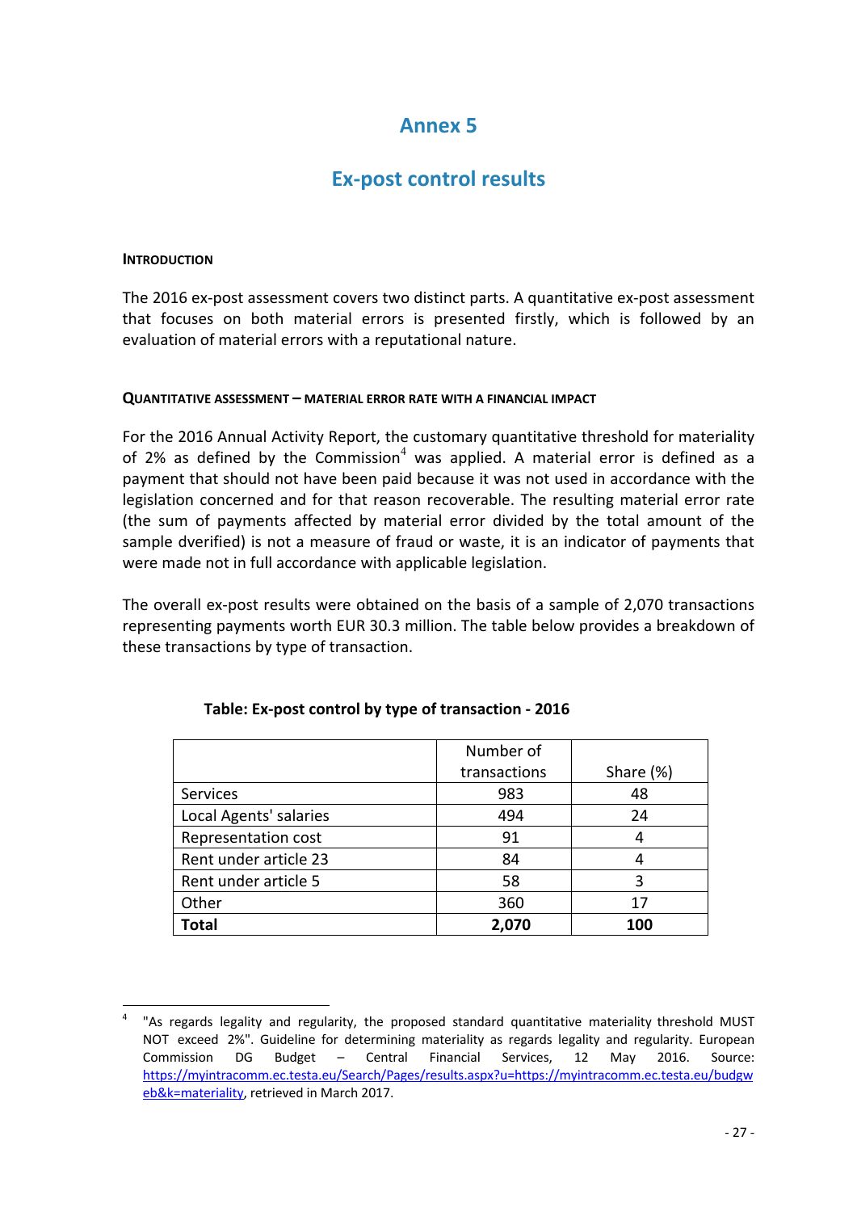# Annex 5

## Ex-post control results

### INTRODUCTION

The 2016 ex-post assessment covers two distinct parts. A quantitative ex-post assessment that focuses on both material errors is presented firstly, which is followed by an evaluation of material errors with a reputational nature.

#### QUANTITATIVE ASSESSMENT – MATERIAL ERROR RATE WITH A FINANCIAL IMPACT

For the 2016 Annual Activity Report, the customary quantitative threshold for materiality of 2% as defined by the Commission[4] was applied. A material error is defined as a payment that should not have been paid because it was not used in accordance with the legislation concerned and for that reason recoverable. The resulting material error rate (the sum of payments affected by material error divided by the total amount of the sample dverified) is not a measure of fraud or waste, it is an indicator of payments that were made not in full accordance with applicable legislation.

The overall ex-post results were obtained on the basis of a sample of 2,070 transactions representing payments worth EUR 30.3 million. The table below provides a breakdown of these transactions by type of transaction.

**Table: Ex-post control by type of transaction - 2016**

| | Number of transactions | Share (%) |
|---|---|---|
| Services | 983 | 48 |
| Local Agents' salaries | 494 | 24 |
| Representation cost | 91 | 4 |
| Rent under article 23 | 84 | 4 |
| Rent under article 5 | 58 | 3 |
| Other | 360 | 17 |
| **Total** | **2,070** | **100** |

[4] "As regards legality and regularity, the proposed standard quantitative materiality threshold MUST NOT exceed 2%". Guideline for determining materiality as regards legality and regularity. European Commission DG Budget – Central Financial Services, 12 May 2016. Source: https://myintracomm.ec.testa.eu/Search/Pages/results.aspx?u=https://myintracomm.ec.testa.eu/budgweb&k=materiality, retrieved in March 2017.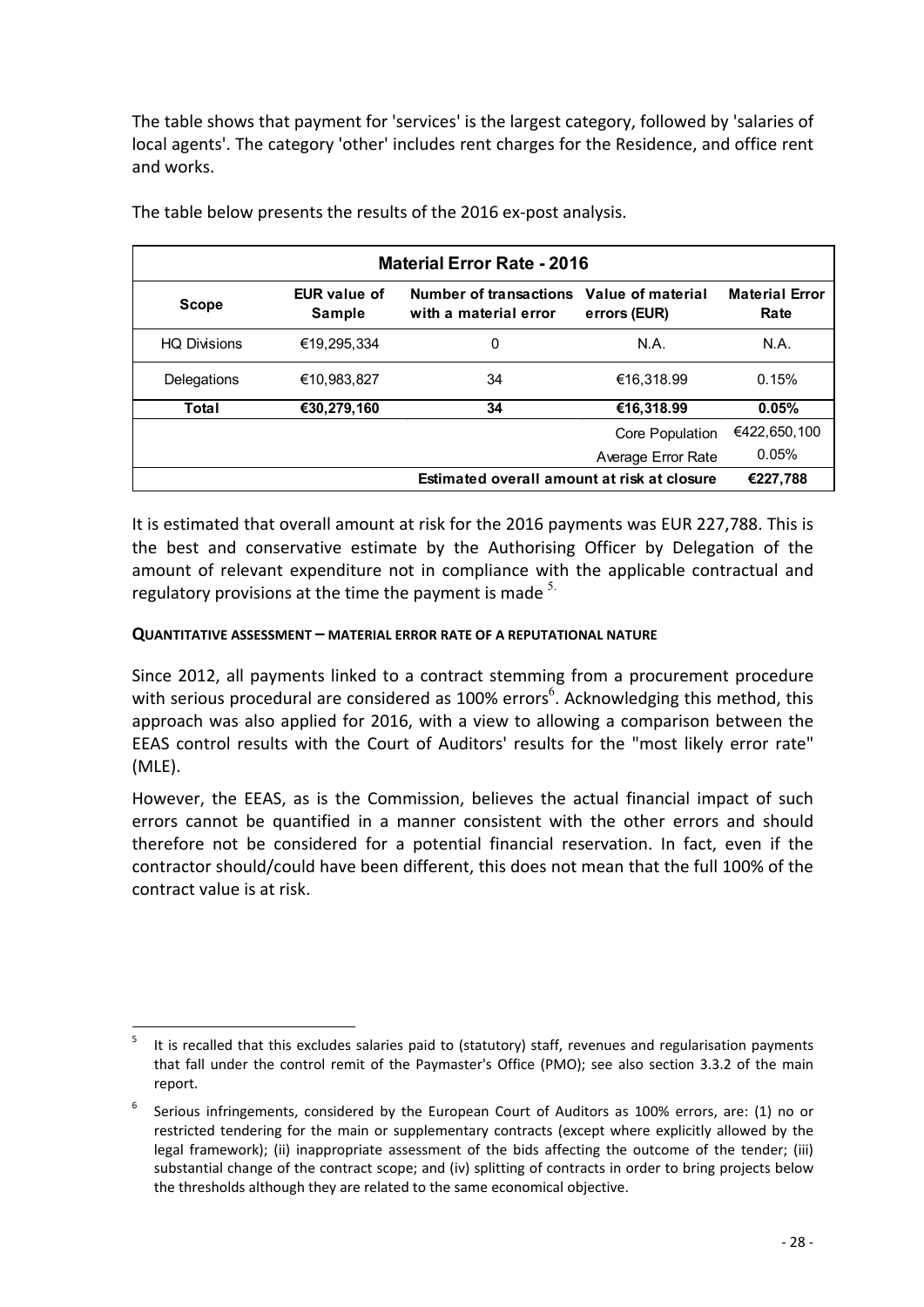The table shows that payment for 'services' is the largest category, followed by 'salaries of local agents'. The category 'other' includes rent charges for the Residence, and office rent and works.

The table below presents the results of the 2016 ex-post analysis.

| Material Error Rate - 2016 | | | | |
|---|---|---|---|---|
| **Scope** | **EUR value of Sample** | **Number of transactions with a material error** | **Value of material errors (EUR)** | **Material Error Rate** |
| HQ Divisions | €19,295,334 | 0 | N.A. | N.A. |
| Delegations | €10,983,827 | 34 | €16,318.99 | 0.15% |
| **Total** | **€30,279,160** | **34** | **€16,318.99** | **0.05%** |
| | | | Core Population | €422,650,100 |
| | | | Average Error Rate | 0.05% |
| | | **Estimated overall amount at risk at closure** | | **€227,788** |

It is estimated that overall amount at risk for the 2016 payments was EUR 227,788. This is the best and conservative estimate by the Authorising Officer by Delegation of the amount of relevant expenditure not in compliance with the applicable contractual and regulatory provisions at the time the payment is made [5].

**QUANTITATIVE ASSESSMENT – MATERIAL ERROR RATE OF A REPUTATIONAL NATURE**

Since 2012, all payments linked to a contract stemming from a procurement procedure with serious procedural are considered as 100% errors[6]. Acknowledging this method, this approach was also applied for 2016, with a view to allowing a comparison between the EEAS control results with the Court of Auditors' results for the "most likely error rate" (MLE).

However, the EEAS, as is the Commission, believes the actual financial impact of such errors cannot be quantified in a manner consistent with the other errors and should therefore not be considered for a potential financial reservation. In fact, even if the contractor should/could have been different, this does not mean that the full 100% of the contract value is at risk.

---

[5] It is recalled that this excludes salaries paid to (statutory) staff, revenues and regularisation payments that fall under the control remit of the Paymaster's Office (PMO); see also section 3.3.2 of the main report.

[6] Serious infringements, considered by the European Court of Auditors as 100% errors, are: (1) no or restricted tendering for the main or supplementary contracts (except where explicitly allowed by the legal framework); (ii) inappropriate assessment of the bids affecting the outcome of the tender; (iii) substantial change of the contract scope; and (iv) splitting of contracts in order to bring projects below the thresholds although they are related to the same economical objective.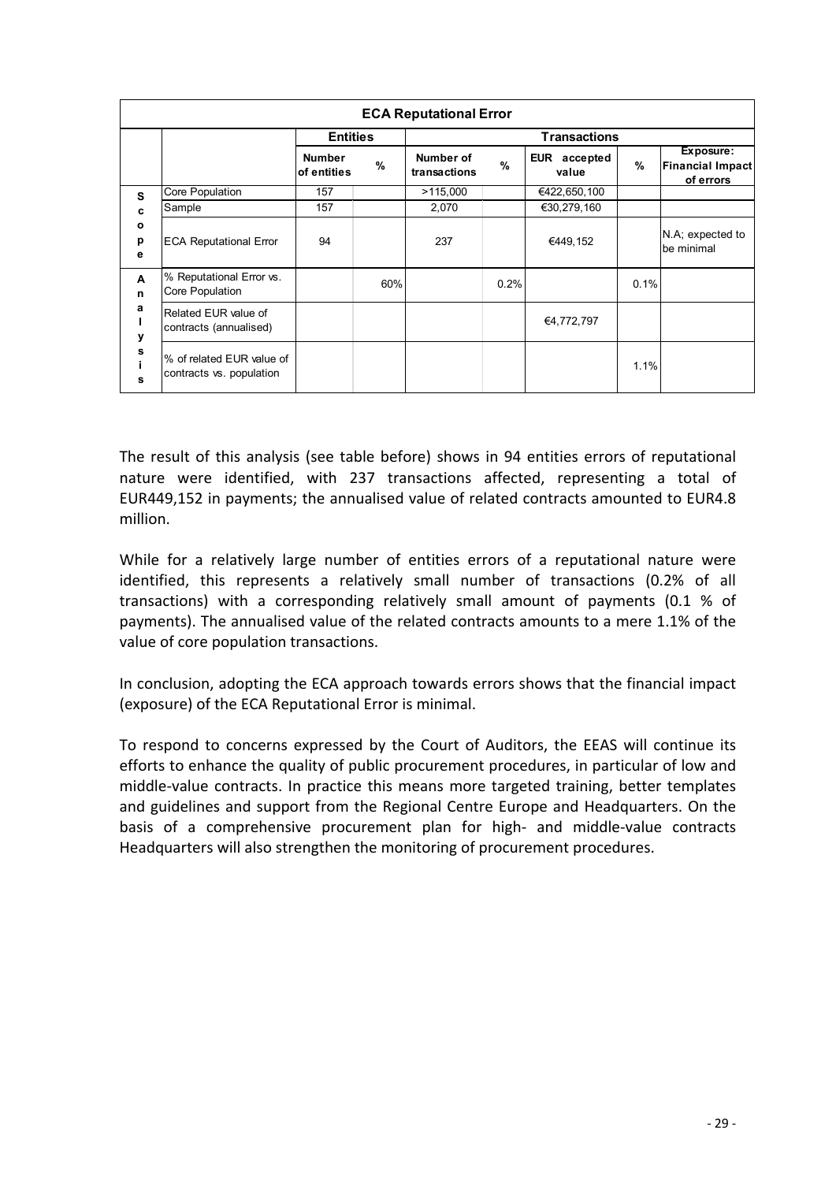| ECA Reputational Error | | | | | | | | |
|---|---|---|---|---|---|---|---|---|
| | | Entities | | Transactions | | | | |
| | | Number of entities | % | Number of transactions | % | EUR accepted value | % | Exposure: Financial Impact of errors |
| Scope | Core Population | 157 | | >115,000 | | €422,650,100 | | |
| | Sample | 157 | | 2,070 | | €30,279,160 | | |
| | ECA Reputational Error | 94 | | 237 | | €449,152 | | N.A; expected to be minimal |
| Analysis | % Reputational Error vs. Core Population | | 60% | | 0.2% | | 0.1% | |
| | Related EUR value of contracts (annualised) | | | | | €4,772,797 | | |
| | % of related EUR value of contracts vs. population | | | | | | 1.1% | |

The result of this analysis (see table before) shows in 94 entities errors of reputational nature were identified, with 237 transactions affected, representing a total of EUR449,152 in payments; the annualised value of related contracts amounted to EUR4.8 million.

While for a relatively large number of entities errors of a reputational nature were identified, this represents a relatively small number of transactions (0.2% of all transactions) with a corresponding relatively small amount of payments (0.1 % of payments). The annualised value of the related contracts amounts to a mere 1.1% of the value of core population transactions.

In conclusion, adopting the ECA approach towards errors shows that the financial impact (exposure) of the ECA Reputational Error is minimal.

To respond to concerns expressed by the Court of Auditors, the EEAS will continue its efforts to enhance the quality of public procurement procedures, in particular of low and middle-value contracts. In practice this means more targeted training, better templates and guidelines and support from the Regional Centre Europe and Headquarters. On the basis of a comprehensive procurement plan for high- and middle-value contracts Headquarters will also strengthen the monitoring of procurement procedures.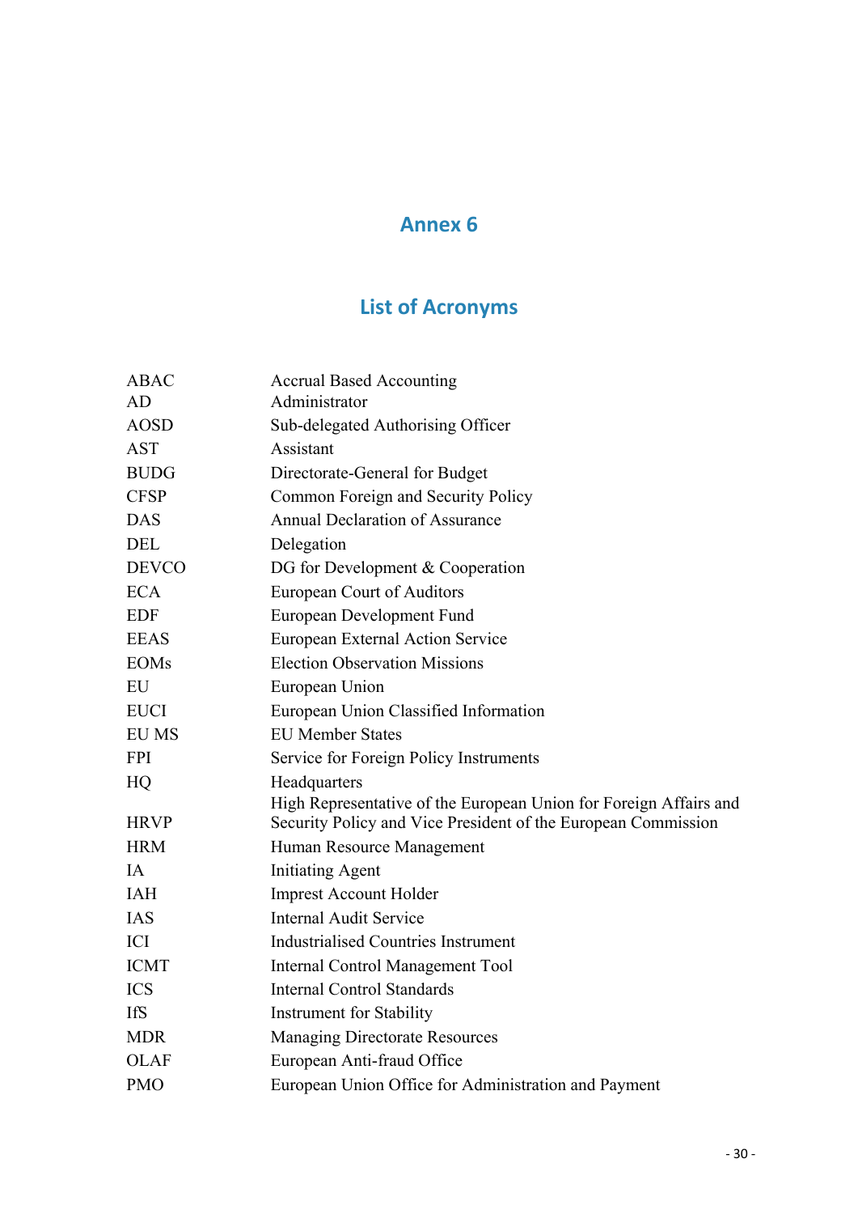# Annex 6

## List of Acronyms

| | |
|---|---|
| ABAC | Accrual Based Accounting |
| AD | Administrator |
| AOSD | Sub-delegated Authorising Officer |
| AST | Assistant |
| BUDG | Directorate-General for Budget |
| CFSP | Common Foreign and Security Policy |
| DAS | Annual Declaration of Assurance |
| DEL | Delegation |
| DEVCO | DG for Development & Cooperation |
| ECA | European Court of Auditors |
| EDF | European Development Fund |
| EEAS | European External Action Service |
| EOMs | Election Observation Missions |
| EU | European Union |
| EUCI | European Union Classified Information |
| EU MS | EU Member States |
| FPI | Service for Foreign Policy Instruments |
| HQ | Headquarters |
| HRVP | High Representative of the European Union for Foreign Affairs and Security Policy and Vice President of the European Commission |
| HRM | Human Resource Management |
| IA | Initiating Agent |
| IAH | Imprest Account Holder |
| IAS | Internal Audit Service |
| ICI | Industrialised Countries Instrument |
| ICMT | Internal Control Management Tool |
| ICS | Internal Control Standards |
| IfS | Instrument for Stability |
| MDR | Managing Directorate Resources |
| OLAF | European Anti-fraud Office |
| PMO | European Union Office for Administration and Payment |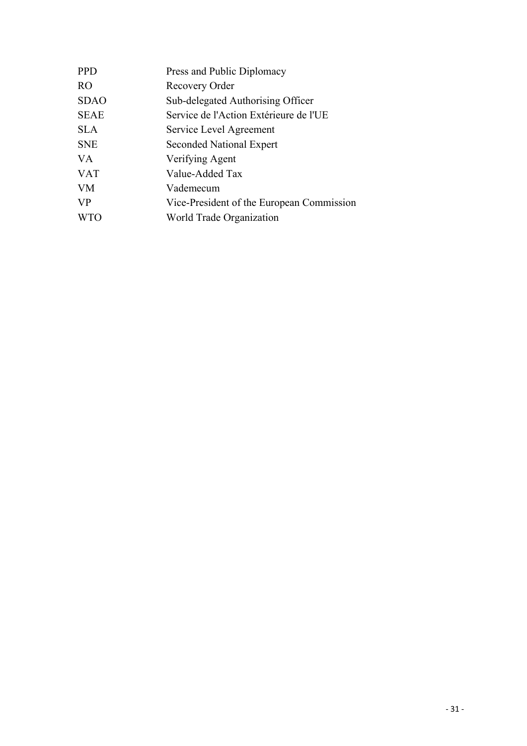| | |
|---|---|
| PPD | Press and Public Diplomacy |
| RO | Recovery Order |
| SDAO | Sub-delegated Authorising Officer |
| SEAE | Service de l'Action Extérieure de l'UE |
| SLA | Service Level Agreement |
| SNE | Seconded National Expert |
| VA | Verifying Agent |
| VAT | Value-Added Tax |
| VM | Vademecum |
| VP | Vice-President of the European Commission |
| WTO | World Trade Organization |